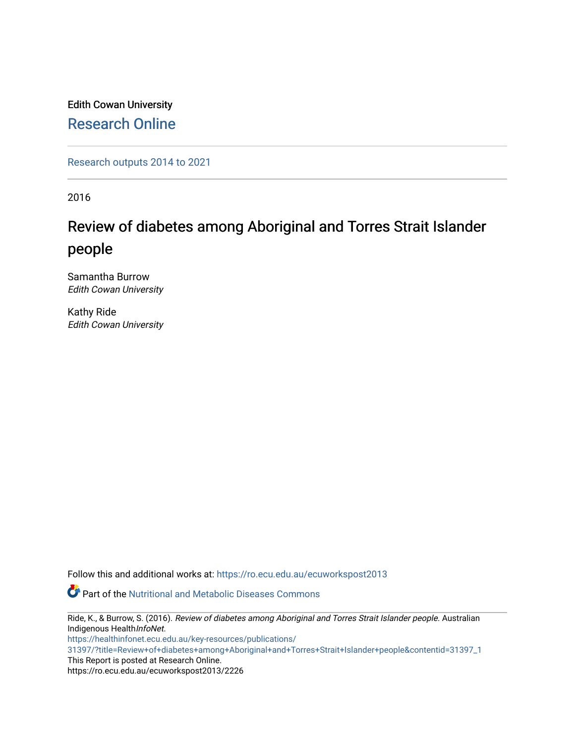Edith Cowan University

Research Online

Research outputs 2014 to 2021

2016

# Review of diabetes among Aboriginal and Torres Strait Islander people

Samantha Burrow
*Edith Cowan University*

Kathy Ride
*Edith Cowan University*

Follow this and additional works at: https://ro.ecu.edu.au/ecuworkspost2013

Part of the Nutritional and Metabolic Diseases Commons

Ride, K., & Burrow, S. (2016). *Review of diabetes among Aboriginal and Torres Strait Islander people.* Australian Indigenous Health*InfoNet*.
https://healthinfonet.ecu.edu.au/key-resources/publications/31397/?title=Review+of+diabetes+among+Aboriginal+and+Torres+Strait+Islander+people&contentid=31397_1
This Report is posted at Research Online.
https://ro.ecu.edu.au/ecuworkspost2013/2226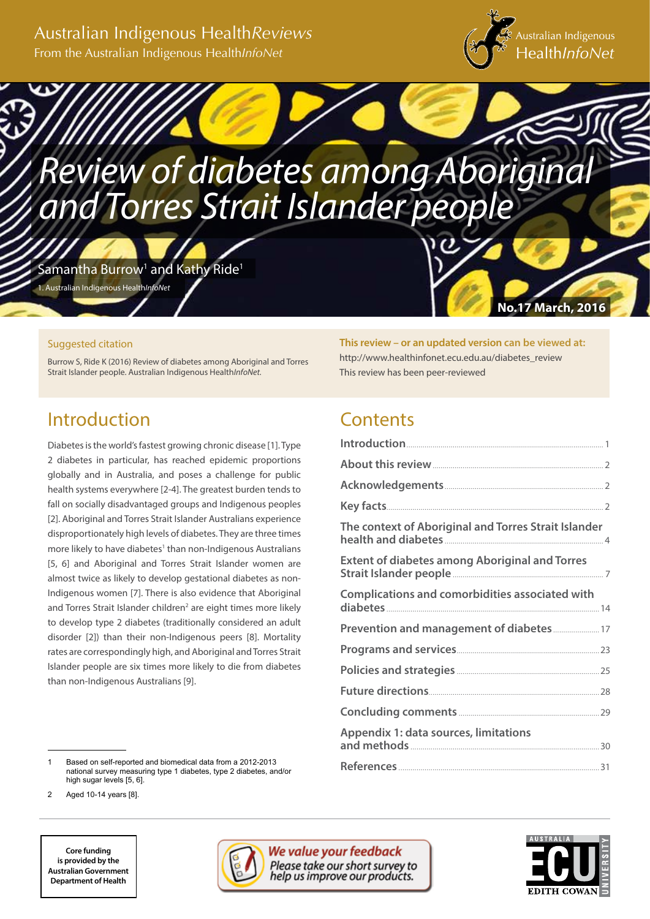Australian Indigenous Health*Reviews*
From the Australian Indigenous Health*InfoNet*

# *Review of diabetes among Aboriginal and Torres Strait Islander people*

Samantha Burrow[1] and Kathy Ride[1]

1. Australian Indigenous Health*InfoNet*

**No.17 March, 2016**

Suggested citation

Burrow S, Ride K (2016) Review of diabetes among Aboriginal and Torres Strait Islander people. Australian Indigenous Health*InfoNet.*

**This review – or an updated version can be viewed at:**
http://www.healthinfonet.ecu.edu.au/diabetes_review
This review has been peer-reviewed

## Introduction

Diabetes is the world's fastest growing chronic disease [1]. Type 2 diabetes in particular, has reached epidemic proportions globally and in Australia, and poses a challenge for public health systems everywhere [2-4]. The greatest burden tends to fall on socially disadvantaged groups and Indigenous peoples [2]. Aboriginal and Torres Strait Islander Australians experience disproportionately high levels of diabetes. They are three times more likely to have diabetes[1] than non-Indigenous Australians [5, 6] and Aboriginal and Torres Strait Islander women are almost twice as likely to develop gestational diabetes as non-Indigenous women [7]. There is also evidence that Aboriginal and Torres Strait Islander children[2] are eight times more likely to develop type 2 diabetes (traditionally considered an adult disorder [2]) than their non-Indigenous peers [8]. Mortality rates are correspondingly high, and Aboriginal and Torres Strait Islander people are six times more likely to die from diabetes than non-Indigenous Australians [9].

1 Based on self-reported and biomedical data from a 2012-2013 national survey measuring type 1 diabetes, type 2 diabetes, and/or high sugar levels [5, 6].

2 Aged 10-14 years [8].

## Contents

| | |
|---|---|
| Introduction | 1 |
| About this review | 2 |
| Acknowledgements | 2 |
| Key facts | 2 |
| The context of Aboriginal and Torres Strait Islander health and diabetes | 4 |
| Extent of diabetes among Aboriginal and Torres Strait Islander people | 7 |
| Complications and comorbidities associated with diabetes | 14 |
| Prevention and management of diabetes | 17 |
| Programs and services | 23 |
| Policies and strategies | 25 |
| Future directions | 28 |
| Concluding comments | 29 |
| Appendix 1: data sources, limitations and methods | 30 |
| References | 31 |

Core funding is provided by the Australian Government Department of Health

*We value your feedback*
*Please take our short survey to help us improve our products.*

EDITH COWAN UNIVERSITY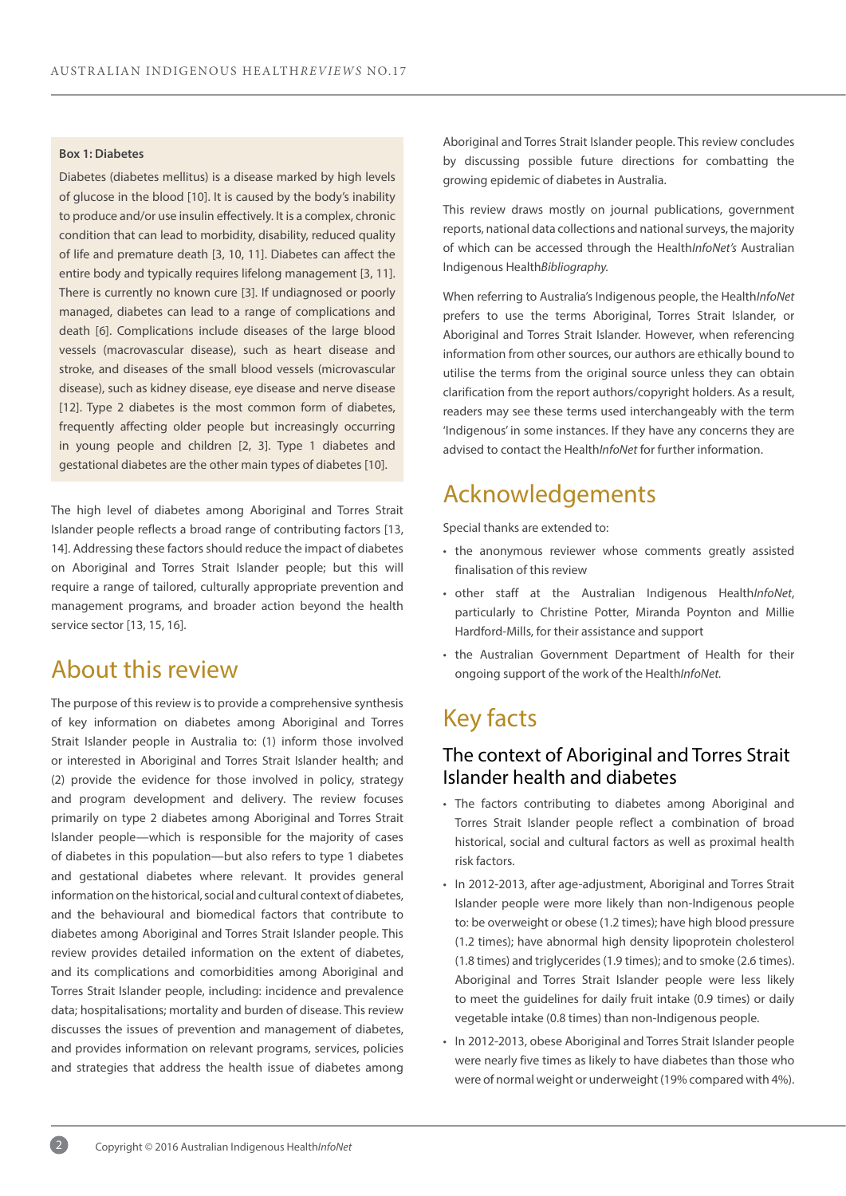**Box 1: Diabetes**

Diabetes (diabetes mellitus) is a disease marked by high levels of glucose in the blood [10]. It is caused by the body's inability to produce and/or use insulin effectively. It is a complex, chronic condition that can lead to morbidity, disability, reduced quality of life and premature death [3, 10, 11]. Diabetes can affect the entire body and typically requires lifelong management [3, 11]. There is currently no known cure [3]. If undiagnosed or poorly managed, diabetes can lead to a range of complications and death [6]. Complications include diseases of the large blood vessels (macrovascular disease), such as heart disease and stroke, and diseases of the small blood vessels (microvascular disease), such as kidney disease, eye disease and nerve disease [12]. Type 2 diabetes is the most common form of diabetes, frequently affecting older people but increasingly occurring in young people and children [2, 3]. Type 1 diabetes and gestational diabetes are the other main types of diabetes [10].

The high level of diabetes among Aboriginal and Torres Strait Islander people reflects a broad range of contributing factors [13, 14]. Addressing these factors should reduce the impact of diabetes on Aboriginal and Torres Strait Islander people; but this will require a range of tailored, culturally appropriate prevention and management programs, and broader action beyond the health service sector [13, 15, 16].

## About this review

The purpose of this review is to provide a comprehensive synthesis of key information on diabetes among Aboriginal and Torres Strait Islander people in Australia to: (1) inform those involved or interested in Aboriginal and Torres Strait Islander health; and (2) provide the evidence for those involved in policy, strategy and program development and delivery. The review focuses primarily on type 2 diabetes among Aboriginal and Torres Strait Islander people—which is responsible for the majority of cases of diabetes in this population—but also refers to type 1 diabetes and gestational diabetes where relevant. It provides general information on the historical, social and cultural context of diabetes, and the behavioural and biomedical factors that contribute to diabetes among Aboriginal and Torres Strait Islander people. This review provides detailed information on the extent of diabetes, and its complications and comorbidities among Aboriginal and Torres Strait Islander people, including: incidence and prevalence data; hospitalisations; mortality and burden of disease. This review discusses the issues of prevention and management of diabetes, and provides information on relevant programs, services, policies and strategies that address the health issue of diabetes among Aboriginal and Torres Strait Islander people. This review concludes by discussing possible future directions for combatting the growing epidemic of diabetes in Australia.

This review draws mostly on journal publications, government reports, national data collections and national surveys, the majority of which can be accessed through the Health*InfoNet's* Australian Indigenous Health*Bibliography*.

When referring to Australia's Indigenous people, the Health*InfoNet* prefers to use the terms Aboriginal, Torres Strait Islander, or Aboriginal and Torres Strait Islander. However, when referencing information from other sources, our authors are ethically bound to utilise the terms from the original source unless they can obtain clarification from the report authors/copyright holders. As a result, readers may see these terms used interchangeably with the term 'Indigenous' in some instances. If they have any concerns they are advised to contact the Health*InfoNet* for further information.

## Acknowledgements

Special thanks are extended to:

- the anonymous reviewer whose comments greatly assisted finalisation of this review
- other staff at the Australian Indigenous Health*InfoNet*, particularly to Christine Potter, Miranda Poynton and Millie Hardford-Mills, for their assistance and support
- the Australian Government Department of Health for their ongoing support of the work of the Health*InfoNet*.

## Key facts

### The context of Aboriginal and Torres Strait Islander health and diabetes

- The factors contributing to diabetes among Aboriginal and Torres Strait Islander people reflect a combination of broad historical, social and cultural factors as well as proximal health risk factors.
- In 2012-2013, after age-adjustment, Aboriginal and Torres Strait Islander people were more likely than non-Indigenous people to: be overweight or obese (1.2 times); have high blood pressure (1.2 times); have abnormal high density lipoprotein cholesterol (1.8 times) and triglycerides (1.9 times); and to smoke (2.6 times). Aboriginal and Torres Strait Islander people were less likely to meet the guidelines for daily fruit intake (0.9 times) or daily vegetable intake (0.8 times) than non-Indigenous people.
- In 2012-2013, obese Aboriginal and Torres Strait Islander people were nearly five times as likely to have diabetes than those who were of normal weight or underweight (19% compared with 4%).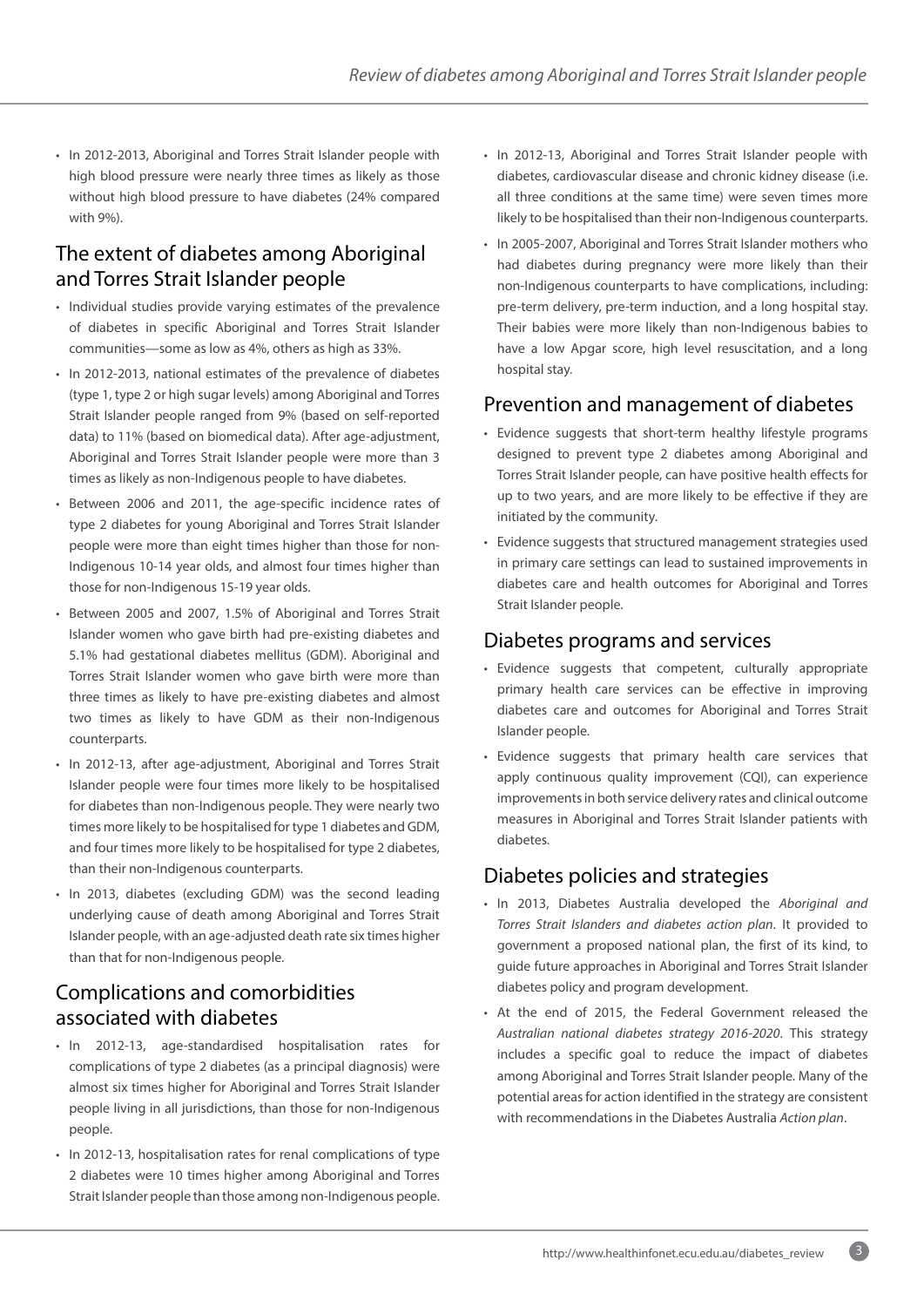- In 2012-2013, Aboriginal and Torres Strait Islander people with high blood pressure were nearly three times as likely as those without high blood pressure to have diabetes (24% compared with 9%).

## The extent of diabetes among Aboriginal and Torres Strait Islander people

- Individual studies provide varying estimates of the prevalence of diabetes in specific Aboriginal and Torres Strait Islander communities—some as low as 4%, others as high as 33%.
- In 2012-2013, national estimates of the prevalence of diabetes (type 1, type 2 or high sugar levels) among Aboriginal and Torres Strait Islander people ranged from 9% (based on self-reported data) to 11% (based on biomedical data). After age-adjustment, Aboriginal and Torres Strait Islander people were more than 3 times as likely as non-Indigenous people to have diabetes.
- Between 2006 and 2011, the age-specific incidence rates of type 2 diabetes for young Aboriginal and Torres Strait Islander people were more than eight times higher than those for non-Indigenous 10-14 year olds, and almost four times higher than those for non-Indigenous 15-19 year olds.
- Between 2005 and 2007, 1.5% of Aboriginal and Torres Strait Islander women who gave birth had pre-existing diabetes and 5.1% had gestational diabetes mellitus (GDM). Aboriginal and Torres Strait Islander women who gave birth were more than three times as likely to have pre-existing diabetes and almost two times as likely to have GDM as their non-Indigenous counterparts.
- In 2012-13, after age-adjustment, Aboriginal and Torres Strait Islander people were four times more likely to be hospitalised for diabetes than non-Indigenous people. They were nearly two times more likely to be hospitalised for type 1 diabetes and GDM, and four times more likely to be hospitalised for type 2 diabetes, than their non-Indigenous counterparts.
- In 2013, diabetes (excluding GDM) was the second leading underlying cause of death among Aboriginal and Torres Strait Islander people, with an age-adjusted death rate six times higher than that for non-Indigenous people.

## Complications and comorbidities associated with diabetes

- In 2012-13, age-standardised hospitalisation rates for complications of type 2 diabetes (as a principal diagnosis) were almost six times higher for Aboriginal and Torres Strait Islander people living in all jurisdictions, than those for non-Indigenous people.
- In 2012-13, hospitalisation rates for renal complications of type 2 diabetes were 10 times higher among Aboriginal and Torres Strait Islander people than those among non-Indigenous people.
- In 2012-13, Aboriginal and Torres Strait Islander people with diabetes, cardiovascular disease and chronic kidney disease (i.e. all three conditions at the same time) were seven times more likely to be hospitalised than their non-Indigenous counterparts.
- In 2005-2007, Aboriginal and Torres Strait Islander mothers who had diabetes during pregnancy were more likely than their non-Indigenous counterparts to have complications, including: pre-term delivery, pre-term induction, and a long hospital stay. Their babies were more likely than non-Indigenous babies to have a low Apgar score, high level resuscitation, and a long hospital stay.

## Prevention and management of diabetes

- Evidence suggests that short-term healthy lifestyle programs designed to prevent type 2 diabetes among Aboriginal and Torres Strait Islander people, can have positive health effects for up to two years, and are more likely to be effective if they are initiated by the community.
- Evidence suggests that structured management strategies used in primary care settings can lead to sustained improvements in diabetes care and health outcomes for Aboriginal and Torres Strait Islander people.

## Diabetes programs and services

- Evidence suggests that competent, culturally appropriate primary health care services can be effective in improving diabetes care and outcomes for Aboriginal and Torres Strait Islander people.
- Evidence suggests that primary health care services that apply continuous quality improvement (CQI), can experience improvements in both service delivery rates and clinical outcome measures in Aboriginal and Torres Strait Islander patients with diabetes.

## Diabetes policies and strategies

- In 2013, Diabetes Australia developed the *Aboriginal and Torres Strait Islanders and diabetes action plan*. It provided to government a proposed national plan, the first of its kind, to guide future approaches in Aboriginal and Torres Strait Islander diabetes policy and program development.
- At the end of 2015, the Federal Government released the *Australian national diabetes strategy 2016-2020*. This strategy includes a specific goal to reduce the impact of diabetes among Aboriginal and Torres Strait Islander people. Many of the potential areas for action identified in the strategy are consistent with recommendations in the Diabetes Australia *Action plan*.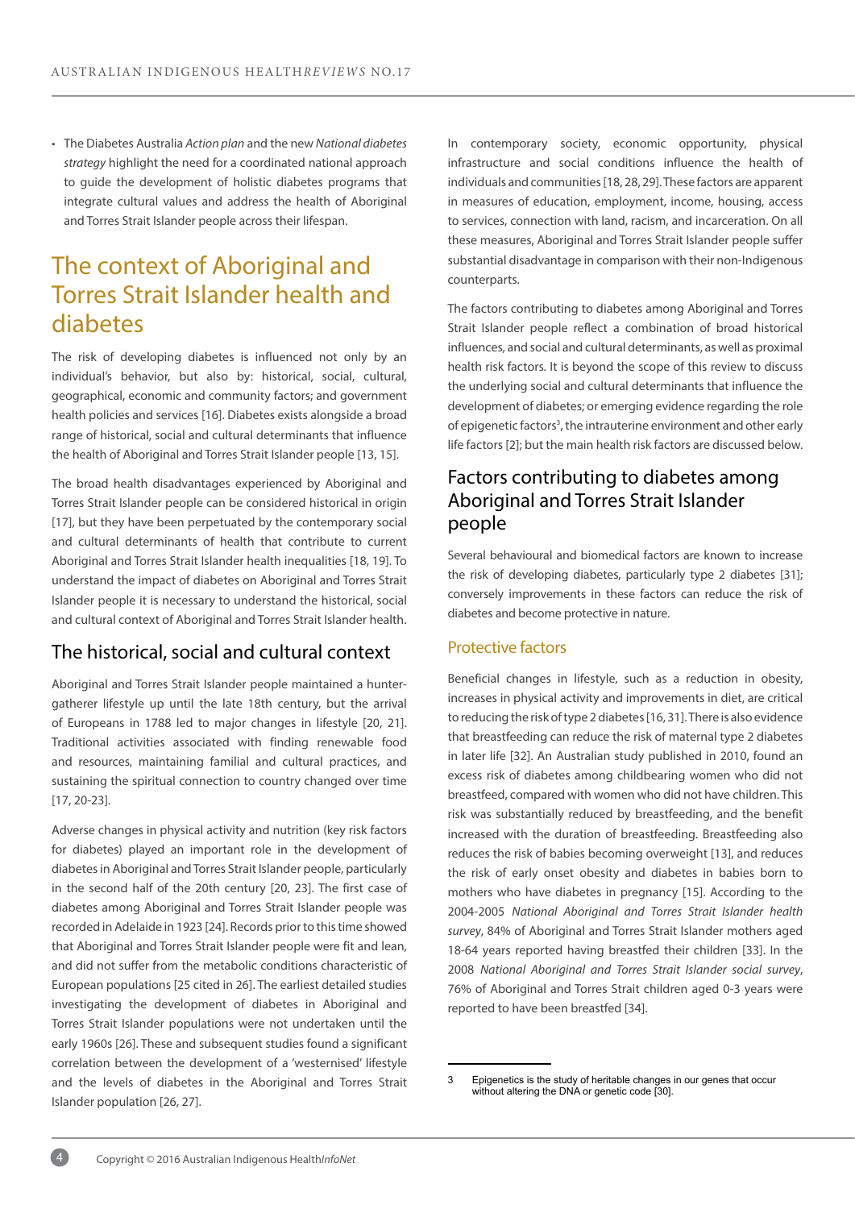- The Diabetes Australia *Action plan* and the new *National diabetes strategy* highlight the need for a coordinated national approach to guide the development of holistic diabetes programs that integrate cultural values and address the health of Aboriginal and Torres Strait Islander people across their lifespan.

# The context of Aboriginal and Torres Strait Islander health and diabetes

The risk of developing diabetes is influenced not only by an individual's behavior, but also by: historical, social, cultural, geographical, economic and community factors; and government health policies and services [16]. Diabetes exists alongside a broad range of historical, social and cultural determinants that influence the health of Aboriginal and Torres Strait Islander people [13, 15].

The broad health disadvantages experienced by Aboriginal and Torres Strait Islander people can be considered historical in origin [17], but they have been perpetuated by the contemporary social and cultural determinants of health that contribute to current Aboriginal and Torres Strait Islander health inequalities [18, 19]. To understand the impact of diabetes on Aboriginal and Torres Strait Islander people it is necessary to understand the historical, social and cultural context of Aboriginal and Torres Strait Islander health.

## The historical, social and cultural context

Aboriginal and Torres Strait Islander people maintained a hunter-gatherer lifestyle up until the late 18th century, but the arrival of Europeans in 1788 led to major changes in lifestyle [20, 21]. Traditional activities associated with finding renewable food and resources, maintaining familial and cultural practices, and sustaining the spiritual connection to country changed over time [17, 20-23].

Adverse changes in physical activity and nutrition (key risk factors for diabetes) played an important role in the development of diabetes in Aboriginal and Torres Strait Islander people, particularly in the second half of the 20th century [20, 23]. The first case of diabetes among Aboriginal and Torres Strait Islander people was recorded in Adelaide in 1923 [24]. Records prior to this time showed that Aboriginal and Torres Strait Islander people were fit and lean, and did not suffer from the metabolic conditions characteristic of European populations [25 cited in 26]. The earliest detailed studies investigating the development of diabetes in Aboriginal and Torres Strait Islander populations were not undertaken until the early 1960s [26]. These and subsequent studies found a significant correlation between the development of a 'westernised' lifestyle and the levels of diabetes in the Aboriginal and Torres Strait Islander population [26, 27].

In contemporary society, economic opportunity, physical infrastructure and social conditions influence the health of individuals and communities [18, 28, 29]. These factors are apparent in measures of education, employment, income, housing, access to services, connection with land, racism, and incarceration. On all these measures, Aboriginal and Torres Strait Islander people suffer substantial disadvantage in comparison with their non-Indigenous counterparts.

The factors contributing to diabetes among Aboriginal and Torres Strait Islander people reflect a combination of broad historical influences, and social and cultural determinants, as well as proximal health risk factors. It is beyond the scope of this review to discuss the underlying social and cultural determinants that influence the development of diabetes; or emerging evidence regarding the role of epigenetic factors[3], the intrauterine environment and other early life factors [2]; but the main health risk factors are discussed below.

## Factors contributing to diabetes among Aboriginal and Torres Strait Islander people

Several behavioural and biomedical factors are known to increase the risk of developing diabetes, particularly type 2 diabetes [31]; conversely improvements in these factors can reduce the risk of diabetes and become protective in nature.

### Protective factors

Beneficial changes in lifestyle, such as a reduction in obesity, increases in physical activity and improvements in diet, are critical to reducing the risk of type 2 diabetes [16, 31]. There is also evidence that breastfeeding can reduce the risk of maternal type 2 diabetes in later life [32]. An Australian study published in 2010, found an excess risk of diabetes among childbearing women who did not breastfeed, compared with women who did not have children. This risk was substantially reduced by breastfeeding, and the benefit increased with the duration of breastfeeding. Breastfeeding also reduces the risk of babies becoming overweight [13], and reduces the risk of early onset obesity and diabetes in babies born to mothers who have diabetes in pregnancy [15]. According to the 2004-2005 *National Aboriginal and Torres Strait Islander health survey*, 84% of Aboriginal and Torres Strait Islander mothers aged 18-64 years reported having breastfed their children [33]. In the 2008 *National Aboriginal and Torres Strait Islander social survey*, 76% of Aboriginal and Torres Strait children aged 0-3 years were reported to have been breastfed [34].

---

3 Epigenetics is the study of heritable changes in our genes that occur without altering the DNA or genetic code [30].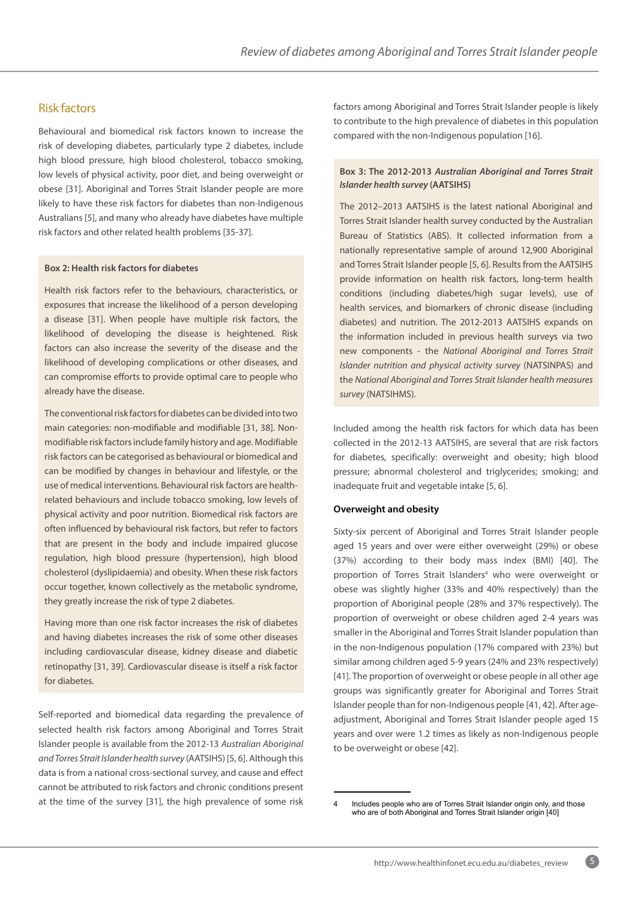## Risk factors

Behavioural and biomedical risk factors known to increase the risk of developing diabetes, particularly type 2 diabetes, include high blood pressure, high blood cholesterol, tobacco smoking, low levels of physical activity, poor diet, and being overweight or obese [31]. Aboriginal and Torres Strait Islander people are more likely to have these risk factors for diabetes than non-Indigenous Australians [5], and many who already have diabetes have multiple risk factors and other related health problems [35-37].

> **Box 2: Health risk factors for diabetes**
>
> Health risk factors refer to the behaviours, characteristics, or exposures that increase the likelihood of a person developing a disease [31]. When people have multiple risk factors, the likelihood of developing the disease is heightened. Risk factors can also increase the severity of the disease and the likelihood of developing complications or other diseases, and can compromise efforts to provide optimal care to people who already have the disease.
>
> The conventional risk factors for diabetes can be divided into two main categories: non-modifiable and modifiable [31, 38]. Non-modifiable risk factors include family history and age. Modifiable risk factors can be categorised as behavioural or biomedical and can be modified by changes in behaviour and lifestyle, or the use of medical interventions. Behavioural risk factors are health-related behaviours and include tobacco smoking, low levels of physical activity and poor nutrition. Biomedical risk factors are often influenced by behavioural risk factors, but refer to factors that are present in the body and include impaired glucose regulation, high blood pressure (hypertension), high blood cholesterol (dyslipidaemia) and obesity. When these risk factors occur together, known collectively as the metabolic syndrome, they greatly increase the risk of type 2 diabetes.
>
> Having more than one risk factor increases the risk of diabetes and having diabetes increases the risk of some other diseases including cardiovascular disease, kidney disease and diabetic retinopathy [31, 39]. Cardiovascular disease is itself a risk factor for diabetes.

Self-reported and biomedical data regarding the prevalence of selected health risk factors among Aboriginal and Torres Strait Islander people is available from the 2012-13 *Australian Aboriginal and Torres Strait Islander health survey* (AATSIHS) [5, 6]. Although this data is from a national cross-sectional survey, and cause and effect cannot be attributed to risk factors and chronic conditions present at the time of the survey [31], the high prevalence of some risk factors among Aboriginal and Torres Strait Islander people is likely to contribute to the high prevalence of diabetes in this population compared with the non-Indigenous population [16].

> **Box 3: The 2012-2013 *Australian Aboriginal and Torres Strait Islander health survey* (AATSIHS)**
>
> The 2012–2013 AATSIHS is the latest national Aboriginal and Torres Strait Islander health survey conducted by the Australian Bureau of Statistics (ABS). It collected information from a nationally representative sample of around 12,900 Aboriginal and Torres Strait Islander people [5, 6]. Results from the AATSIHS provide information on health risk factors, long-term health conditions (including diabetes/high sugar levels), use of health services, and biomarkers of chronic disease (including diabetes) and nutrition. The 2012-2013 AATSIHS expands on the information included in previous health surveys via two new components - the *National Aboriginal and Torres Strait Islander nutrition and physical activity survey* (NATSINPAS) and the *National Aboriginal and Torres Strait Islander health measures survey* (NATSIHMS).

Included among the health risk factors for which data has been collected in the 2012-13 AATSIHS, are several that are risk factors for diabetes, specifically: overweight and obesity; high blood pressure; abnormal cholesterol and triglycerides; smoking; and inadequate fruit and vegetable intake [5, 6].

### Overweight and obesity

Sixty-six percent of Aboriginal and Torres Strait Islander people aged 15 years and over were either overweight (29%) or obese (37%) according to their body mass index (BMI) [40]. The proportion of Torres Strait Islanders[4] who were overweight or obese was slightly higher (33% and 40% respectively) than the proportion of Aboriginal people (28% and 37% respectively). The proportion of overweight or obese children aged 2-4 years was smaller in the Aboriginal and Torres Strait Islander population than in the non-Indigenous population (17% compared with 23%) but similar among children aged 5-9 years (24% and 23% respectively) [41]. The proportion of overweight or obese people in all other age groups was significantly greater for Aboriginal and Torres Strait Islander people than for non-Indigenous people [41, 42]. After age-adjustment, Aboriginal and Torres Strait Islander people aged 15 years and over were 1.2 times as likely as non-Indigenous people to be overweight or obese [42].

4 Includes people who are of Torres Strait Islander origin only, and those who are of both Aboriginal and Torres Strait Islander origin [40]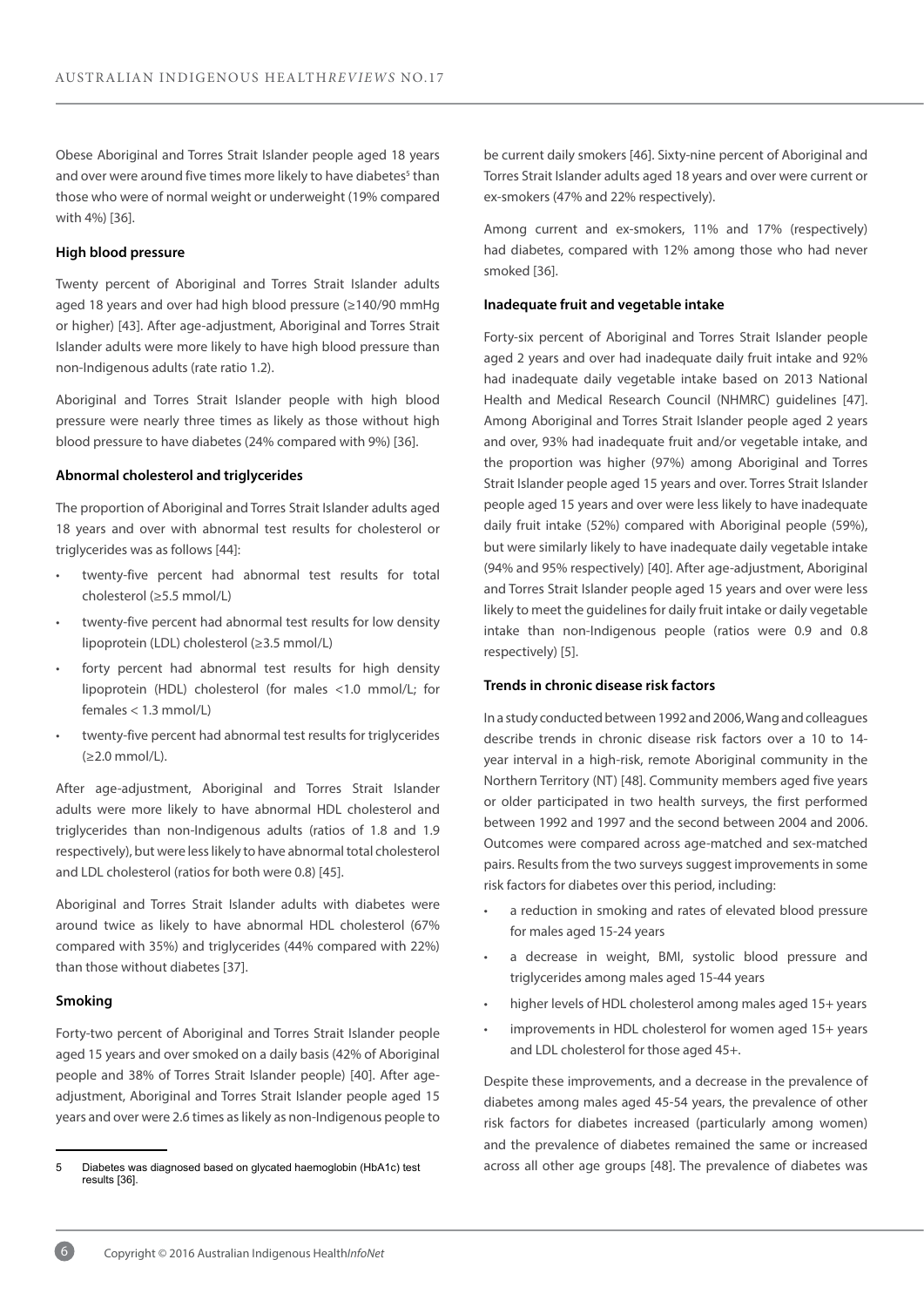Obese Aboriginal and Torres Strait Islander people aged 18 years and over were around five times more likely to have diabetes[5] than those who were of normal weight or underweight (19% compared with 4%) [36].

#### High blood pressure

Twenty percent of Aboriginal and Torres Strait Islander adults aged 18 years and over had high blood pressure (≥140/90 mmHg or higher) [43]. After age-adjustment, Aboriginal and Torres Strait Islander adults were more likely to have high blood pressure than non-Indigenous adults (rate ratio 1.2).

Aboriginal and Torres Strait Islander people with high blood pressure were nearly three times as likely as those without high blood pressure to have diabetes (24% compared with 9%) [36].

#### Abnormal cholesterol and triglycerides

The proportion of Aboriginal and Torres Strait Islander adults aged 18 years and over with abnormal test results for cholesterol or triglycerides was as follows [44]:

- twenty-five percent had abnormal test results for total cholesterol (≥5.5 mmol/L)
- twenty-five percent had abnormal test results for low density lipoprotein (LDL) cholesterol (≥3.5 mmol/L)
- forty percent had abnormal test results for high density lipoprotein (HDL) cholesterol (for males <1.0 mmol/L; for females < 1.3 mmol/L)
- twenty-five percent had abnormal test results for triglycerides (≥2.0 mmol/L).

After age-adjustment, Aboriginal and Torres Strait Islander adults were more likely to have abnormal HDL cholesterol and triglycerides than non-Indigenous adults (ratios of 1.8 and 1.9 respectively), but were less likely to have abnormal total cholesterol and LDL cholesterol (ratios for both were 0.8) [45].

Aboriginal and Torres Strait Islander adults with diabetes were around twice as likely to have abnormal HDL cholesterol (67% compared with 35%) and triglycerides (44% compared with 22%) than those without diabetes [37].

#### Smoking

Forty-two percent of Aboriginal and Torres Strait Islander people aged 15 years and over smoked on a daily basis (42% of Aboriginal people and 38% of Torres Strait Islander people) [40]. After age-adjustment, Aboriginal and Torres Strait Islander people aged 15 years and over were 2.6 times as likely as non-Indigenous people to be current daily smokers [46]. Sixty-nine percent of Aboriginal and Torres Strait Islander adults aged 18 years and over were current or ex-smokers (47% and 22% respectively).

Among current and ex-smokers, 11% and 17% (respectively) had diabetes, compared with 12% among those who had never smoked [36].

#### Inadequate fruit and vegetable intake

Forty-six percent of Aboriginal and Torres Strait Islander people aged 2 years and over had inadequate daily fruit intake and 92% had inadequate daily vegetable intake based on 2013 National Health and Medical Research Council (NHMRC) guidelines [47]. Among Aboriginal and Torres Strait Islander people aged 2 years and over, 93% had inadequate fruit and/or vegetable intake, and the proportion was higher (97%) among Aboriginal and Torres Strait Islander people aged 15 years and over. Torres Strait Islander people aged 15 years and over were less likely to have inadequate daily fruit intake (52%) compared with Aboriginal people (59%), but were similarly likely to have inadequate daily vegetable intake (94% and 95% respectively) [40]. After age-adjustment, Aboriginal and Torres Strait Islander people aged 15 years and over were less likely to meet the guidelines for daily fruit intake or daily vegetable intake than non-Indigenous people (ratios were 0.9 and 0.8 respectively) [5].

#### Trends in chronic disease risk factors

In a study conducted between 1992 and 2006, Wang and colleagues describe trends in chronic disease risk factors over a 10 to 14-year interval in a high-risk, remote Aboriginal community in the Northern Territory (NT) [48]. Community members aged five years or older participated in two health surveys, the first performed between 1992 and 1997 and the second between 2004 and 2006. Outcomes were compared across age-matched and sex-matched pairs. Results from the two surveys suggest improvements in some risk factors for diabetes over this period, including:

- a reduction in smoking and rates of elevated blood pressure for males aged 15-24 years
- a decrease in weight, BMI, systolic blood pressure and triglycerides among males aged 15-44 years
- higher levels of HDL cholesterol among males aged 15+ years
- improvements in HDL cholesterol for women aged 15+ years and LDL cholesterol for those aged 45+.

Despite these improvements, and a decrease in the prevalence of diabetes among males aged 45-54 years, the prevalence of other risk factors for diabetes increased (particularly among women) and the prevalence of diabetes remained the same or increased across all other age groups [48]. The prevalence of diabetes was

---

5 Diabetes was diagnosed based on glycated haemoglobin (HbA1c) test results [36].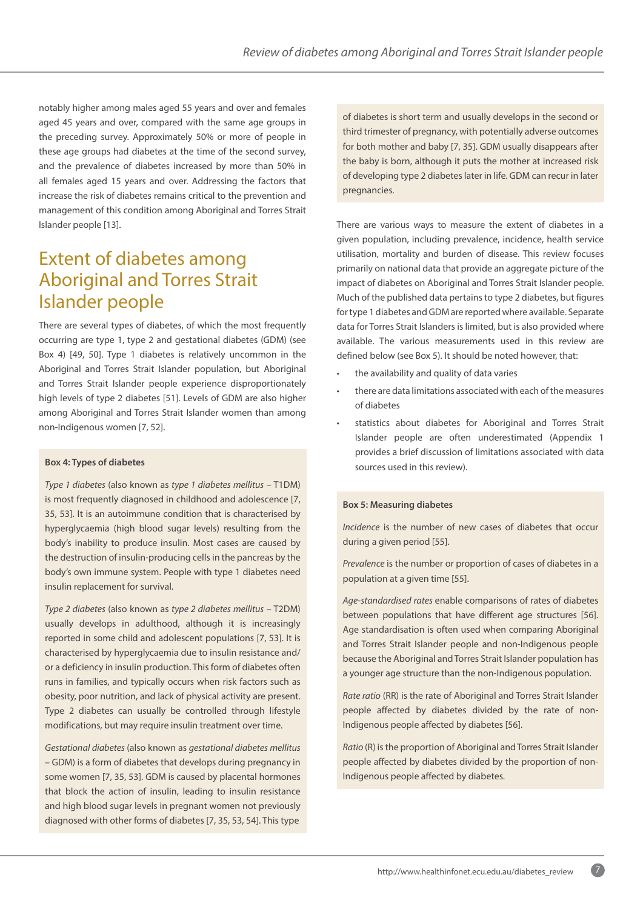notably higher among males aged 55 years and over and females aged 45 years and over, compared with the same age groups in the preceding survey. Approximately 50% or more of people in these age groups had diabetes at the time of the second survey, and the prevalence of diabetes increased by more than 50% in all females aged 15 years and over. Addressing the factors that increase the risk of diabetes remains critical to the prevention and management of this condition among Aboriginal and Torres Strait Islander people [13].

## Extent of diabetes among Aboriginal and Torres Strait Islander people

There are several types of diabetes, of which the most frequently occurring are type 1, type 2 and gestational diabetes (GDM) (see Box 4) [49, 50]. Type 1 diabetes is relatively uncommon in the Aboriginal and Torres Strait Islander population, but Aboriginal and Torres Strait Islander people experience disproportionately high levels of type 2 diabetes [51]. Levels of GDM are also higher among Aboriginal and Torres Strait Islander women than among non-Indigenous women [7, 52].

**Box 4: Types of diabetes**

*Type 1 diabetes* (also known as *type 1 diabetes mellitus* – T1DM) is most frequently diagnosed in childhood and adolescence [7, 35, 53]. It is an autoimmune condition that is characterised by hyperglycaemia (high blood sugar levels) resulting from the body's inability to produce insulin. Most cases are caused by the destruction of insulin-producing cells in the pancreas by the body's own immune system. People with type 1 diabetes need insulin replacement for survival.

*Type 2 diabetes* (also known as *type 2 diabetes mellitus* – T2DM) usually develops in adulthood, although it is increasingly reported in some child and adolescent populations [7, 53]. It is characterised by hyperglycaemia due to insulin resistance and/or a deficiency in insulin production. This form of diabetes often runs in families, and typically occurs when risk factors such as obesity, poor nutrition, and lack of physical activity are present. Type 2 diabetes can usually be controlled through lifestyle modifications, but may require insulin treatment over time.

*Gestational diabetes* (also known as *gestational diabetes mellitus* – GDM) is a form of diabetes that develops during pregnancy in some women [7, 35, 53]. GDM is caused by placental hormones that block the action of insulin, leading to insulin resistance and high blood sugar levels in pregnant women not previously diagnosed with other forms of diabetes [7, 35, 53, 54]. This type of diabetes is short term and usually develops in the second or third trimester of pregnancy, with potentially adverse outcomes for both mother and baby [7, 35]. GDM usually disappears after the baby is born, although it puts the mother at increased risk of developing type 2 diabetes later in life. GDM can recur in later pregnancies.

There are various ways to measure the extent of diabetes in a given population, including prevalence, incidence, health service utilisation, mortality and burden of disease. This review focuses primarily on national data that provide an aggregate picture of the impact of diabetes on Aboriginal and Torres Strait Islander people. Much of the published data pertains to type 2 diabetes, but figures for type 1 diabetes and GDM are reported where available. Separate data for Torres Strait Islanders is limited, but is also provided where available. The various measurements used in this review are defined below (see Box 5). It should be noted however, that:

- the availability and quality of data varies
- there are data limitations associated with each of the measures of diabetes
- statistics about diabetes for Aboriginal and Torres Strait Islander people are often underestimated (Appendix 1 provides a brief discussion of limitations associated with data sources used in this review).

**Box 5: Measuring diabetes**

*Incidence* is the number of new cases of diabetes that occur during a given period [55].

*Prevalence* is the number or proportion of cases of diabetes in a population at a given time [55].

*Age-standardised rates* enable comparisons of rates of diabetes between populations that have different age structures [56]. Age standardisation is often used when comparing Aboriginal and Torres Strait Islander people and non-Indigenous people because the Aboriginal and Torres Strait Islander population has a younger age structure than the non-Indigenous population.

*Rate ratio* (RR) is the rate of Aboriginal and Torres Strait Islander people affected by diabetes divided by the rate of non-Indigenous people affected by diabetes [56].

*Ratio* (R) is the proportion of Aboriginal and Torres Strait Islander people affected by diabetes divided by the proportion of non-Indigenous people affected by diabetes.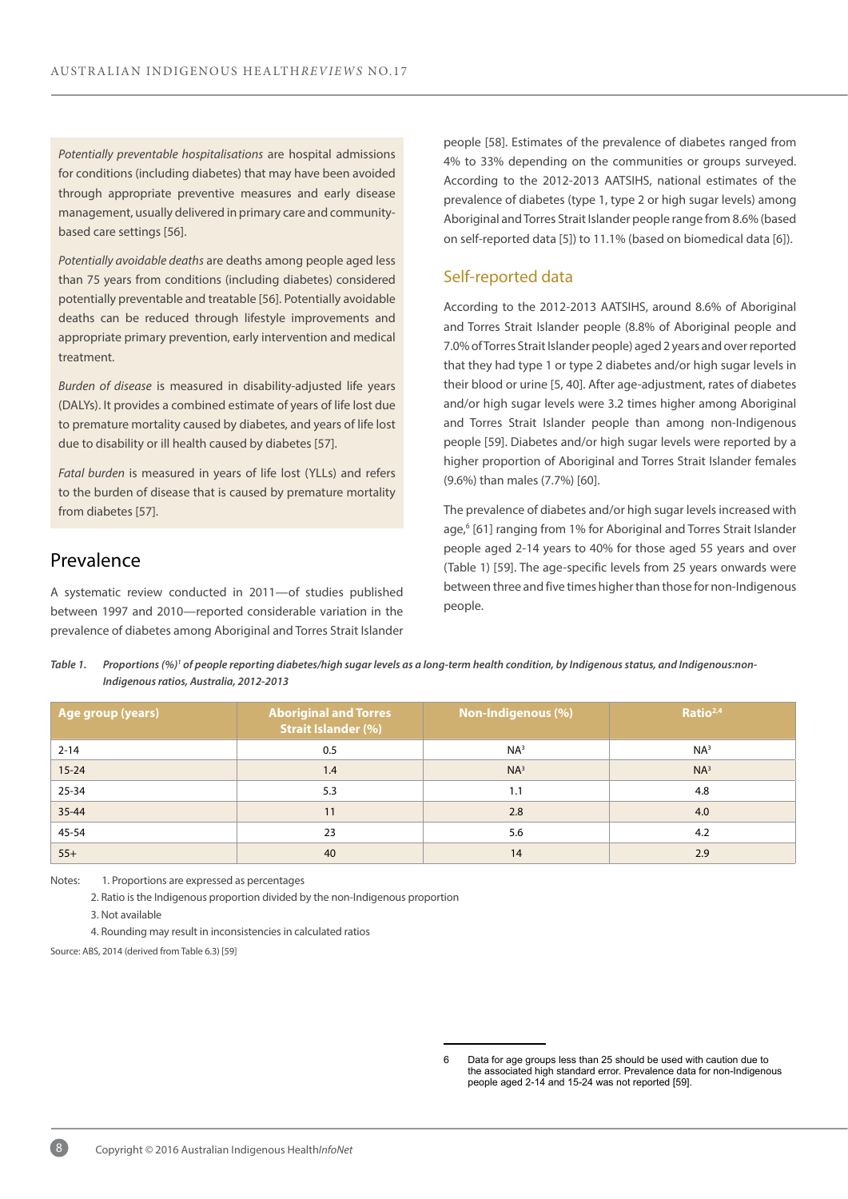*Potentially preventable hospitalisations* are hospital admissions for conditions (including diabetes) that may have been avoided through appropriate preventive measures and early disease management, usually delivered in primary care and community-based care settings [56].

*Potentially avoidable deaths* are deaths among people aged less than 75 years from conditions (including diabetes) considered potentially preventable and treatable [56]. Potentially avoidable deaths can be reduced through lifestyle improvements and appropriate primary prevention, early intervention and medical treatment.

*Burden of disease* is measured in disability-adjusted life years (DALYs). It provides a combined estimate of years of life lost due to premature mortality caused by diabetes, and years of life lost due to disability or ill health caused by diabetes [57].

*Fatal burden* is measured in years of life lost (YLLs) and refers to the burden of disease that is caused by premature mortality from diabetes [57].

## Prevalence

A systematic review conducted in 2011—of studies published between 1997 and 2010—reported considerable variation in the prevalence of diabetes among Aboriginal and Torres Strait Islander people [58]. Estimates of the prevalence of diabetes ranged from 4% to 33% depending on the communities or groups surveyed. According to the 2012-2013 AATSIHS, national estimates of the prevalence of diabetes (type 1, type 2 or high sugar levels) among Aboriginal and Torres Strait Islander people range from 8.6% (based on self-reported data [5]) to 11.1% (based on biomedical data [6]).

### Self-reported data

According to the 2012-2013 AATSIHS, around 8.6% of Aboriginal and Torres Strait Islander people (8.8% of Aboriginal people and 7.0% of Torres Strait Islander people) aged 2 years and over reported that they had type 1 or type 2 diabetes and/or high sugar levels in their blood or urine [5, 40]. After age-adjustment, rates of diabetes and/or high sugar levels were 3.2 times higher among Aboriginal and Torres Strait Islander people than among non-Indigenous people [59]. Diabetes and/or high sugar levels were reported by a higher proportion of Aboriginal and Torres Strait Islander females (9.6%) than males (7.7%) [60].

The prevalence of diabetes and/or high sugar levels increased with age,[6] [61] ranging from 1% for Aboriginal and Torres Strait Islander people aged 2-14 years to 40% for those aged 55 years and over (Table 1) [59]. The age-specific levels from 25 years onwards were between three and five times higher than those for non-Indigenous people.

***Table 1. Proportions (%)[1] of people reporting diabetes/high sugar levels as a long-term health condition, by Indigenous status, and Indigenous:non-Indigenous ratios, Australia, 2012-2013***

| Age group (years) | Aboriginal and Torres Strait Islander (%) | Non-Indigenous (%) | Ratio[2,4] |
|---|---|---|---|
| 2-14 | 0.5 | NA[3] | NA[3] |
| 15-24 | 1.4 | NA[3] | NA[3] |
| 25-34 | 5.3 | 1.1 | 4.8 |
| 35-44 | 11 | 2.8 | 4.0 |
| 45-54 | 23 | 5.6 | 4.2 |
| 55+ | 40 | 14 | 2.9 |

Notes: 1. Proportions are expressed as percentages
2. Ratio is the Indigenous proportion divided by the non-Indigenous proportion
3. Not available
4. Rounding may result in inconsistencies in calculated ratios

Source: ABS, 2014 (derived from Table 6.3) [59]

---

6 Data for age groups less than 25 should be used with caution due to the associated high standard error. Prevalence data for non-Indigenous people aged 2-14 and 15-24 was not reported [59].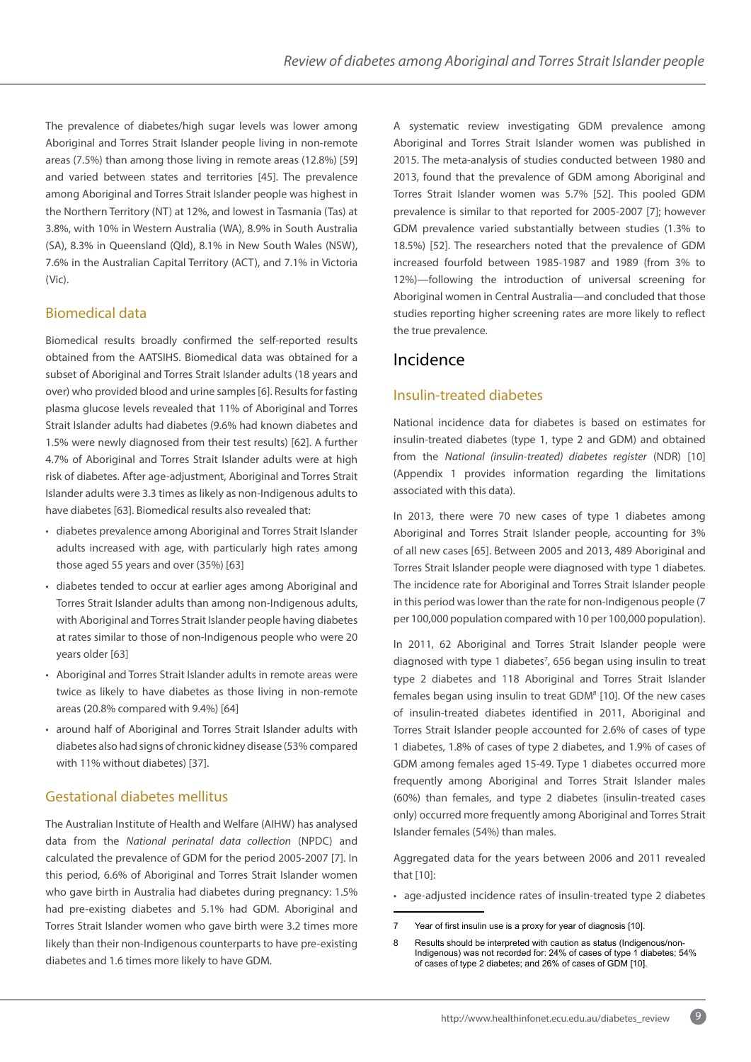The prevalence of diabetes/high sugar levels was lower among Aboriginal and Torres Strait Islander people living in non-remote areas (7.5%) than among those living in remote areas (12.8%) [59] and varied between states and territories [45]. The prevalence among Aboriginal and Torres Strait Islander people was highest in the Northern Territory (NT) at 12%, and lowest in Tasmania (Tas) at 3.8%, with 10% in Western Australia (WA), 8.9% in South Australia (SA), 8.3% in Queensland (Qld), 8.1% in New South Wales (NSW), 7.6% in the Australian Capital Territory (ACT), and 7.1% in Victoria (Vic).

## Biomedical data

Biomedical results broadly confirmed the self-reported results obtained from the AATSIHS. Biomedical data was obtained for a subset of Aboriginal and Torres Strait Islander adults (18 years and over) who provided blood and urine samples [6]. Results for fasting plasma glucose levels revealed that 11% of Aboriginal and Torres Strait Islander adults had diabetes (9.6% had known diabetes and 1.5% were newly diagnosed from their test results) [62]. A further 4.7% of Aboriginal and Torres Strait Islander adults were at high risk of diabetes. After age-adjustment, Aboriginal and Torres Strait Islander adults were 3.3 times as likely as non-Indigenous adults to have diabetes [63]. Biomedical results also revealed that:

- diabetes prevalence among Aboriginal and Torres Strait Islander adults increased with age, with particularly high rates among those aged 55 years and over (35%) [63]
- diabetes tended to occur at earlier ages among Aboriginal and Torres Strait Islander adults than among non-Indigenous adults, with Aboriginal and Torres Strait Islander people having diabetes at rates similar to those of non-Indigenous people who were 20 years older [63]
- Aboriginal and Torres Strait Islander adults in remote areas were twice as likely to have diabetes as those living in non-remote areas (20.8% compared with 9.4%) [64]
- around half of Aboriginal and Torres Strait Islander adults with diabetes also had signs of chronic kidney disease (53% compared with 11% without diabetes) [37].

## Gestational diabetes mellitus

The Australian Institute of Health and Welfare (AIHW) has analysed data from the *National perinatal data collection* (NPDC) and calculated the prevalence of GDM for the period 2005-2007 [7]. In this period, 6.6% of Aboriginal and Torres Strait Islander women who gave birth in Australia had diabetes during pregnancy: 1.5% had pre-existing diabetes and 5.1% had GDM. Aboriginal and Torres Strait Islander women who gave birth were 3.2 times more likely than their non-Indigenous counterparts to have pre-existing diabetes and 1.6 times more likely to have GDM.

A systematic review investigating GDM prevalence among Aboriginal and Torres Strait Islander women was published in 2015. The meta-analysis of studies conducted between 1980 and 2013, found that the prevalence of GDM among Aboriginal and Torres Strait Islander women was 5.7% [52]. This pooled GDM prevalence is similar to that reported for 2005-2007 [7]; however GDM prevalence varied substantially between studies (1.3% to 18.5%) [52]. The researchers noted that the prevalence of GDM increased fourfold between 1985-1987 and 1989 (from 3% to 12%)—following the introduction of universal screening for Aboriginal women in Central Australia—and concluded that those studies reporting higher screening rates are more likely to reflect the true prevalence.

# Incidence

## Insulin-treated diabetes

National incidence data for diabetes is based on estimates for insulin-treated diabetes (type 1, type 2 and GDM) and obtained from the *National (insulin-treated) diabetes register* (NDR) [10] (Appendix 1 provides information regarding the limitations associated with this data).

In 2013, there were 70 new cases of type 1 diabetes among Aboriginal and Torres Strait Islander people, accounting for 3% of all new cases [65]. Between 2005 and 2013, 489 Aboriginal and Torres Strait Islander people were diagnosed with type 1 diabetes. The incidence rate for Aboriginal and Torres Strait Islander people in this period was lower than the rate for non-Indigenous people (7 per 100,000 population compared with 10 per 100,000 population).

In 2011, 62 Aboriginal and Torres Strait Islander people were diagnosed with type 1 diabetes[7], 656 began using insulin to treat type 2 diabetes and 118 Aboriginal and Torres Strait Islander females began using insulin to treat GDM[8] [10]. Of the new cases of insulin-treated diabetes identified in 2011, Aboriginal and Torres Strait Islander people accounted for 2.6% of cases of type 1 diabetes, 1.8% of cases of type 2 diabetes, and 1.9% of cases of GDM among females aged 15-49. Type 1 diabetes occurred more frequently among Aboriginal and Torres Strait Islander males (60%) than females, and type 2 diabetes (insulin-treated cases only) occurred more frequently among Aboriginal and Torres Strait Islander females (54%) than males.

Aggregated data for the years between 2006 and 2011 revealed that [10]:

- age-adjusted incidence rates of insulin-treated type 2 diabetes

---

7 Year of first insulin use is a proxy for year of diagnosis [10].

8 Results should be interpreted with caution as status (Indigenous/non-Indigenous) was not recorded for: 24% of cases of type 1 diabetes; 54% of cases of type 2 diabetes; and 26% of cases of GDM [10].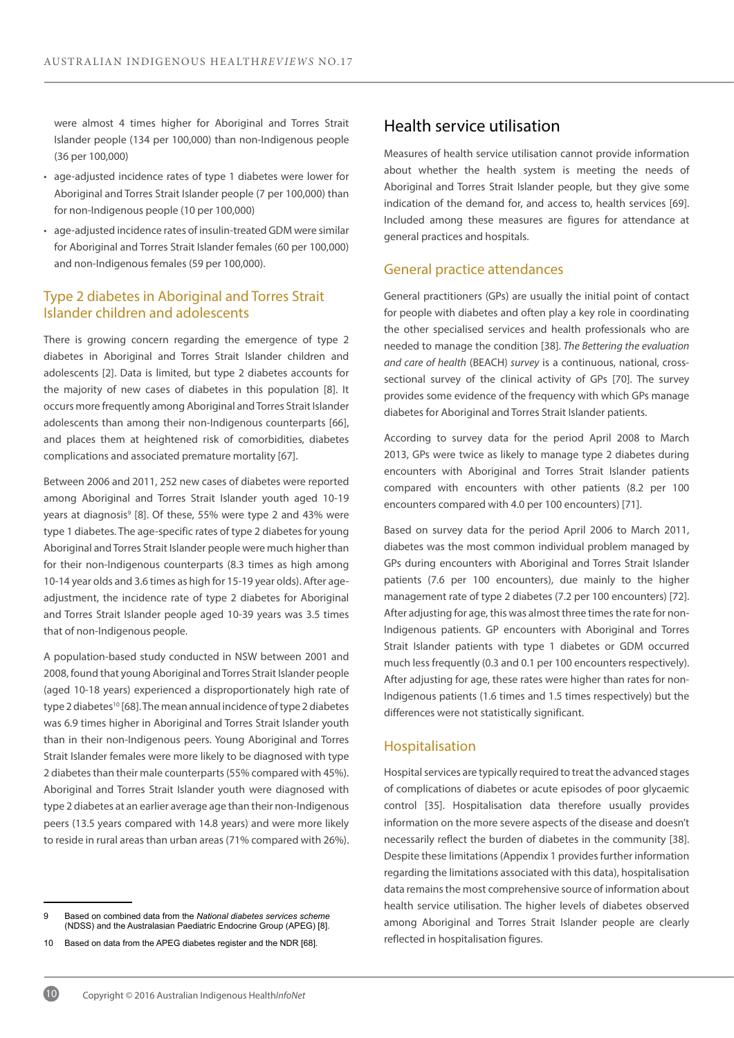were almost 4 times higher for Aboriginal and Torres Strait Islander people (134 per 100,000) than non-Indigenous people (36 per 100,000)

- age-adjusted incidence rates of type 1 diabetes were lower for Aboriginal and Torres Strait Islander people (7 per 100,000) than for non-Indigenous people (10 per 100,000)
- age-adjusted incidence rates of insulin-treated GDM were similar for Aboriginal and Torres Strait Islander females (60 per 100,000) and non-Indigenous females (59 per 100,000).

### Type 2 diabetes in Aboriginal and Torres Strait Islander children and adolescents

There is growing concern regarding the emergence of type 2 diabetes in Aboriginal and Torres Strait Islander children and adolescents [2]. Data is limited, but type 2 diabetes accounts for the majority of new cases of diabetes in this population [8]. It occurs more frequently among Aboriginal and Torres Strait Islander adolescents than among their non-Indigenous counterparts [66], and places them at heightened risk of comorbidities, diabetes complications and associated premature mortality [67].

Between 2006 and 2011, 252 new cases of diabetes were reported among Aboriginal and Torres Strait Islander youth aged 10-19 years at diagnosis[9] [8]. Of these, 55% were type 2 and 43% were type 1 diabetes. The age-specific rates of type 2 diabetes for young Aboriginal and Torres Strait Islander people were much higher than for their non-Indigenous counterparts (8.3 times as high among 10-14 year olds and 3.6 times as high for 15-19 year olds). After age-adjustment, the incidence rate of type 2 diabetes for Aboriginal and Torres Strait Islander people aged 10-39 years was 3.5 times that of non-Indigenous people.

A population-based study conducted in NSW between 2001 and 2008, found that young Aboriginal and Torres Strait Islander people (aged 10-18 years) experienced a disproportionately high rate of type 2 diabetes[10] [68]. The mean annual incidence of type 2 diabetes was 6.9 times higher in Aboriginal and Torres Strait Islander youth than in their non-Indigenous peers. Young Aboriginal and Torres Strait Islander females were more likely to be diagnosed with type 2 diabetes than their male counterparts (55% compared with 45%). Aboriginal and Torres Strait Islander youth were diagnosed with type 2 diabetes at an earlier average age than their non-Indigenous peers (13.5 years compared with 14.8 years) and were more likely to reside in rural areas than urban areas (71% compared with 26%).

## Health service utilisation

Measures of health service utilisation cannot provide information about whether the health system is meeting the needs of Aboriginal and Torres Strait Islander people, but they give some indication of the demand for, and access to, health services [69]. Included among these measures are figures for attendance at general practices and hospitals.

### General practice attendances

General practitioners (GPs) are usually the initial point of contact for people with diabetes and often play a key role in coordinating the other specialised services and health professionals who are needed to manage the condition [38]. *The Bettering the evaluation and care of health* (BEACH) *survey* is a continuous, national, cross-sectional survey of the clinical activity of GPs [70]. The survey provides some evidence of the frequency with which GPs manage diabetes for Aboriginal and Torres Strait Islander patients.

According to survey data for the period April 2008 to March 2013, GPs were twice as likely to manage type 2 diabetes during encounters with Aboriginal and Torres Strait Islander patients compared with encounters with other patients (8.2 per 100 encounters compared with 4.0 per 100 encounters) [71].

Based on survey data for the period April 2006 to March 2011, diabetes was the most common individual problem managed by GPs during encounters with Aboriginal and Torres Strait Islander patients (7.6 per 100 encounters), due mainly to the higher management rate of type 2 diabetes (7.2 per 100 encounters) [72]. After adjusting for age, this was almost three times the rate for non-Indigenous patients. GP encounters with Aboriginal and Torres Strait Islander patients with type 1 diabetes or GDM occurred much less frequently (0.3 and 0.1 per 100 encounters respectively). After adjusting for age, these rates were higher than rates for non-Indigenous patients (1.6 times and 1.5 times respectively) but the differences were not statistically significant.

### Hospitalisation

Hospital services are typically required to treat the advanced stages of complications of diabetes or acute episodes of poor glycaemic control [35]. Hospitalisation data therefore usually provides information on the more severe aspects of the disease and doesn't necessarily reflect the burden of diabetes in the community [38]. Despite these limitations (Appendix 1 provides further information regarding the limitations associated with this data), hospitalisation data remains the most comprehensive source of information about health service utilisation. The higher levels of diabetes observed among Aboriginal and Torres Strait Islander people are clearly reflected in hospitalisation figures.

---

9 Based on combined data from the *National diabetes services scheme* (NDSS) and the Australasian Paediatric Endocrine Group (APEG) [8].

10 Based on data from the APEG diabetes register and the NDR [68].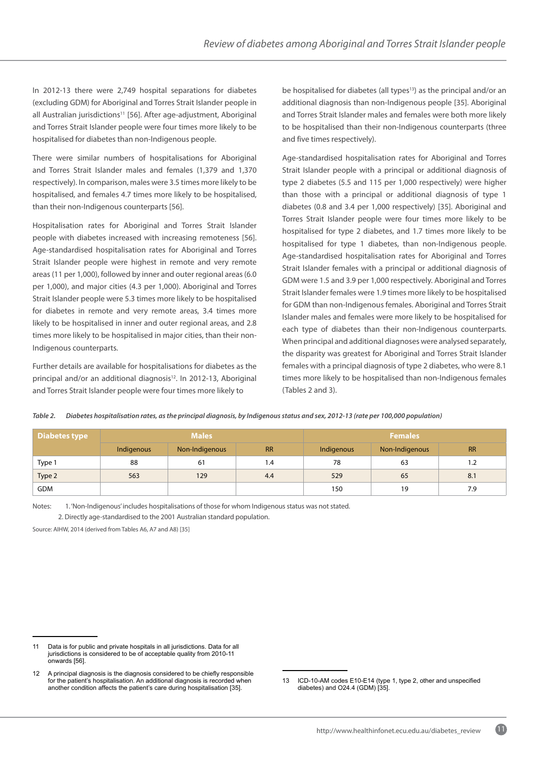In 2012-13 there were 2,749 hospital separations for diabetes (excluding GDM) for Aboriginal and Torres Strait Islander people in all Australian jurisdictions[11] [56]. After age-adjustment, Aboriginal and Torres Strait Islander people were four times more likely to be hospitalised for diabetes than non-Indigenous people.

There were similar numbers of hospitalisations for Aboriginal and Torres Strait Islander males and females (1,379 and 1,370 respectively). In comparison, males were 3.5 times more likely to be hospitalised, and females 4.7 times more likely to be hospitalised, than their non-Indigenous counterparts [56].

Hospitalisation rates for Aboriginal and Torres Strait Islander people with diabetes increased with increasing remoteness [56]. Age-standardised hospitalisation rates for Aboriginal and Torres Strait Islander people were highest in remote and very remote areas (11 per 1,000), followed by inner and outer regional areas (6.0 per 1,000), and major cities (4.3 per 1,000). Aboriginal and Torres Strait Islander people were 5.3 times more likely to be hospitalised for diabetes in remote and very remote areas, 3.4 times more likely to be hospitalised in inner and outer regional areas, and 2.8 times more likely to be hospitalised in major cities, than their non-Indigenous counterparts.

Further details are available for hospitalisations for diabetes as the principal and/or an additional diagnosis[12]. In 2012-13, Aboriginal and Torres Strait Islander people were four times more likely to be hospitalised for diabetes (all types[13]) as the principal and/or an additional diagnosis than non-Indigenous people [35]. Aboriginal and Torres Strait Islander males and females were both more likely to be hospitalised than their non-Indigenous counterparts (three and five times respectively).

Age-standardised hospitalisation rates for Aboriginal and Torres Strait Islander people with a principal or additional diagnosis of type 2 diabetes (5.5 and 115 per 1,000 respectively) were higher than those with a principal or additional diagnosis of type 1 diabetes (0.8 and 3.4 per 1,000 respectively) [35]. Aboriginal and Torres Strait Islander people were four times more likely to be hospitalised for type 2 diabetes, and 1.7 times more likely to be hospitalised for type 1 diabetes, than non-Indigenous people. Age-standardised hospitalisation rates for Aboriginal and Torres Strait Islander females with a principal or additional diagnosis of GDM were 1.5 and 3.9 per 1,000 respectively. Aboriginal and Torres Strait Islander females were 1.9 times more likely to be hospitalised for GDM than non-Indigenous females. Aboriginal and Torres Strait Islander males and females were more likely to be hospitalised for each type of diabetes than their non-Indigenous counterparts. When principal and additional diagnoses were analysed separately, the disparity was greatest for Aboriginal and Torres Strait Islander females with a principal diagnosis of type 2 diabetes, who were 8.1 times more likely to be hospitalised than non-Indigenous females (Tables 2 and 3).

*Table 2. Diabetes hospitalisation rates, as the principal diagnosis, by Indigenous status and sex, 2012-13 (rate per 100,000 population)*

| Diabetes type | Males | | | Females | | |
|---|---|---|---|---|---|---|
| | Indigenous | Non-Indigenous | RR | Indigenous | Non-Indigenous | RR |
| Type 1 | 88 | 61 | 1.4 | 78 | 63 | 1.2 |
| Type 2 | 563 | 129 | 4.4 | 529 | 65 | 8.1 |
| GDM | | | | 150 | 19 | 7.9 |

Notes: 1. 'Non-Indigenous' includes hospitalisations of those for whom Indigenous status was not stated.
2. Directly age-standardised to the 2001 Australian standard population.

Source: AIHW, 2014 (derived from Tables A6, A7 and A8) [35]

---

11 Data is for public and private hospitals in all jurisdictions. Data for all jurisdictions is considered to be of acceptable quality from 2010-11 onwards [56].

12 A principal diagnosis is the diagnosis considered to be chiefly responsible for the patient's hospitalisation. An additional diagnosis is recorded when another condition affects the patient's care during hospitalisation [35].

13 ICD-10-AM codes E10-E14 (type 1, type 2, other and unspecified diabetes) and O24.4 (GDM) [35].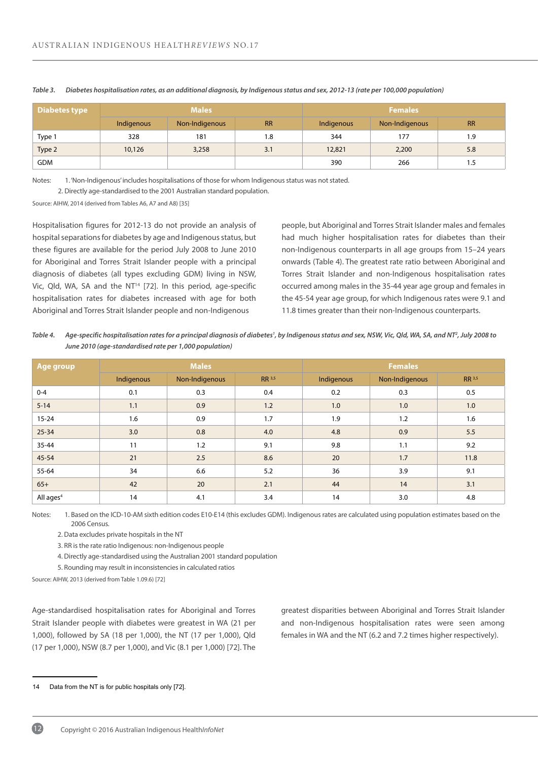*Table 3. Diabetes hospitalisation rates, as an additional diagnosis, by Indigenous status and sex, 2012-13 (rate per 100,000 population)*

| Diabetes type | Males | | | Females | | |
|---|---|---|---|---|---|---|
| | Indigenous | Non-Indigenous | RR | Indigenous | Non-Indigenous | RR |
| Type 1 | 328 | 181 | 1.8 | 344 | 177 | 1.9 |
| Type 2 | 10,126 | 3,258 | 3.1 | 12,821 | 2,200 | 5.8 |
| GDM | | | | 390 | 266 | 1.5 |

Notes: 1. 'Non-Indigenous' includes hospitalisations of those for whom Indigenous status was not stated.
2. Directly age-standardised to the 2001 Australian standard population.

Source: AIHW, 2014 (derived from Tables A6, A7 and A8) [35]

Hospitalisation figures for 2012-13 do not provide an analysis of hospital separations for diabetes by age and Indigenous status, but these figures are available for the period July 2008 to June 2010 for Aboriginal and Torres Strait Islander people with a principal diagnosis of diabetes (all types excluding GDM) living in NSW, Vic, Qld, WA, SA and the NT[14] [72]. In this period, age-specific hospitalisation rates for diabetes increased with age for both Aboriginal and Torres Strait Islander people and non-Indigenous people, but Aboriginal and Torres Strait Islander males and females had much higher hospitalisation rates for diabetes than their non-Indigenous counterparts in all age groups from 15–24 years onwards (Table 4). The greatest rate ratio between Aboriginal and Torres Strait Islander and non-Indigenous hospitalisation rates occurred among males in the 35-44 year age group and females in the 45-54 year age group, for which Indigenous rates were 9.1 and 11.8 times greater than their non-Indigenous counterparts.

*Table 4. Age-specific hospitalisation rates for a principal diagnosis of diabetes[1], by Indigenous status and sex, NSW, Vic, Qld, WA, SA, and NT[2], July 2008 to June 2010 (age-standardised rate per 1,000 population)*

| Age group | Males | | | Females | | |
|---|---|---|---|---|---|---|
| | Indigenous | Non-Indigenous | RR [3,5] | Indigenous | Non-Indigenous | RR [3,5] |
| 0-4 | 0.1 | 0.3 | 0.4 | 0.2 | 0.3 | 0.5 |
| 5-14 | 1.1 | 0.9 | 1.2 | 1.0 | 1.0 | 1.0 |
| 15-24 | 1.6 | 0.9 | 1.7 | 1.9 | 1.2 | 1.6 |
| 25-34 | 3.0 | 0.8 | 4.0 | 4.8 | 0.9 | 5.5 |
| 35-44 | 11 | 1.2 | 9.1 | 9.8 | 1.1 | 9.2 |
| 45-54 | 21 | 2.5 | 8.6 | 20 | 1.7 | 11.8 |
| 55-64 | 34 | 6.6 | 5.2 | 36 | 3.9 | 9.1 |
| 65+ | 42 | 20 | 2.1 | 44 | 14 | 3.1 |
| All ages[4] | 14 | 4.1 | 3.4 | 14 | 3.0 | 4.8 |

Notes: 1. Based on the ICD-10-AM sixth edition codes E10-E14 (this excludes GDM). Indigenous rates are calculated using population estimates based on the 2006 Census.
2. Data excludes private hospitals in the NT
3. RR is the rate ratio Indigenous: non-Indigenous people
4. Directly age-standardised using the Australian 2001 standard population
5. Rounding may result in inconsistencies in calculated ratios

Source: AIHW, 2013 (derived from Table 1.09.6) [72]

Age-standardised hospitalisation rates for Aboriginal and Torres Strait Islander people with diabetes were greatest in WA (21 per 1,000), followed by SA (18 per 1,000), the NT (17 per 1,000), Qld (17 per 1,000), NSW (8.7 per 1,000), and Vic (8.1 per 1,000) [72]. The greatest disparities between Aboriginal and Torres Strait Islander and non-Indigenous hospitalisation rates were seen among females in WA and the NT (6.2 and 7.2 times higher respectively).

14 Data from the NT is for public hospitals only [72].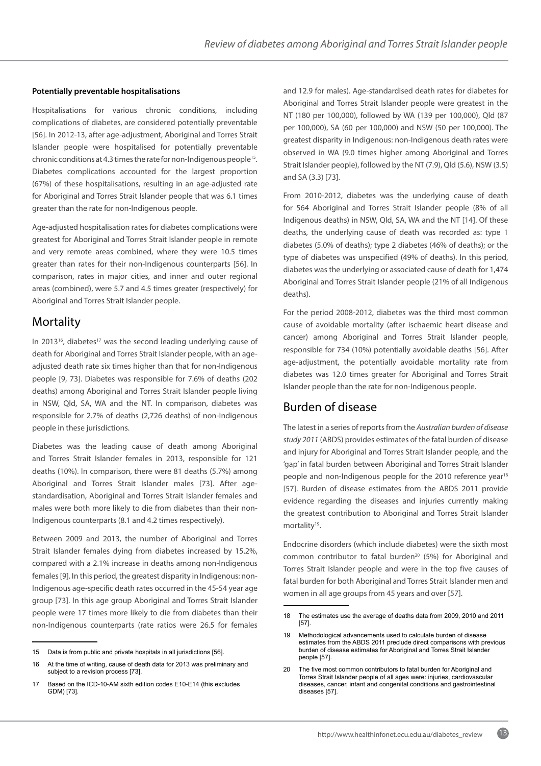**Potentially preventable hospitalisations**

Hospitalisations for various chronic conditions, including complications of diabetes, are considered potentially preventable [56]. In 2012-13, after age-adjustment, Aboriginal and Torres Strait Islander people were hospitalised for potentially preventable chronic conditions at 4.3 times the rate for non-Indigenous people[15]. Diabetes complications accounted for the largest proportion (67%) of these hospitalisations, resulting in an age-adjusted rate for Aboriginal and Torres Strait Islander people that was 6.1 times greater than the rate for non-Indigenous people.

Age-adjusted hospitalisation rates for diabetes complications were greatest for Aboriginal and Torres Strait Islander people in remote and very remote areas combined, where they were 10.5 times greater than rates for their non-Indigenous counterparts [56]. In comparison, rates in major cities, and inner and outer regional areas (combined), were 5.7 and 4.5 times greater (respectively) for Aboriginal and Torres Strait Islander people.

## Mortality

In 2013[16], diabetes[17] was the second leading underlying cause of death for Aboriginal and Torres Strait Islander people, with an age-adjusted death rate six times higher than that for non-Indigenous people [9, 73]. Diabetes was responsible for 7.6% of deaths (202 deaths) among Aboriginal and Torres Strait Islander people living in NSW, Qld, SA, WA and the NT. In comparison, diabetes was responsible for 2.7% of deaths (2,726 deaths) of non-Indigenous people in these jurisdictions.

Diabetes was the leading cause of death among Aboriginal and Torres Strait Islander females in 2013, responsible for 121 deaths (10%). In comparison, there were 81 deaths (5.7%) among Aboriginal and Torres Strait Islander males [73]. After age-standardisation, Aboriginal and Torres Strait Islander females and males were both more likely to die from diabetes than their non-Indigenous counterparts (8.1 and 4.2 times respectively).

Between 2009 and 2013, the number of Aboriginal and Torres Strait Islander females dying from diabetes increased by 15.2%, compared with a 2.1% increase in deaths among non-Indigenous females [9]. In this period, the greatest disparity in Indigenous: non-Indigenous age-specific death rates occurred in the 45-54 year age group [73]. In this age group Aboriginal and Torres Strait Islander people were 17 times more likely to die from diabetes than their non-Indigenous counterparts (rate ratios were 26.5 for females and 12.9 for males). Age-standardised death rates for diabetes for Aboriginal and Torres Strait Islander people were greatest in the NT (180 per 100,000), followed by WA (139 per 100,000), Qld (87 per 100,000), SA (60 per 100,000) and NSW (50 per 100,000). The greatest disparity in Indigenous: non-Indigenous death rates were observed in WA (9.0 times higher among Aboriginal and Torres Strait Islander people), followed by the NT (7.9), Qld (5.6), NSW (3.5) and SA (3.3) [73].

From 2010-2012, diabetes was the underlying cause of death for 564 Aboriginal and Torres Strait Islander people (8% of all Indigenous deaths) in NSW, Qld, SA, WA and the NT [14]. Of these deaths, the underlying cause of death was recorded as: type 1 diabetes (5.0% of deaths); type 2 diabetes (46% of deaths); or the type of diabetes was unspecified (49% of deaths). In this period, diabetes was the underlying or associated cause of death for 1,474 Aboriginal and Torres Strait Islander people (21% of all Indigenous deaths).

For the period 2008-2012, diabetes was the third most common cause of avoidable mortality (after ischaemic heart disease and cancer) among Aboriginal and Torres Strait Islander people, responsible for 734 (10%) potentially avoidable deaths [56]. After age-adjustment, the potentially avoidable mortality rate from diabetes was 12.0 times greater for Aboriginal and Torres Strait Islander people than the rate for non-Indigenous people.

## Burden of disease

The latest in a series of reports from the *Australian burden of disease study 2011* (ABDS) provides estimates of the fatal burden of disease and injury for Aboriginal and Torres Strait Islander people, and the 'gap' in fatal burden between Aboriginal and Torres Strait Islander people and non-Indigenous people for the 2010 reference year[18] [57]. Burden of disease estimates from the ABDS 2011 provide evidence regarding the diseases and injuries currently making the greatest contribution to Aboriginal and Torres Strait Islander mortality[19].

Endocrine disorders (which include diabetes) were the sixth most common contributor to fatal burden[20] (5%) for Aboriginal and Torres Strait Islander people and were in the top five causes of fatal burden for both Aboriginal and Torres Strait Islander men and women in all age groups from 45 years and over [57].

---

15 Data is from public and private hospitals in all jurisdictions [56].

16 At the time of writing, cause of death data for 2013 was preliminary and subject to a revision process [73].

17 Based on the ICD-10-AM sixth edition codes E10-E14 (this excludes GDM) [73].

18 The estimates use the average of deaths data from 2009, 2010 and 2011 [57].

19 Methodological advancements used to calculate burden of disease estimates from the ABDS 2011 preclude direct comparisons with previous burden of disease estimates for Aboriginal and Torres Strait Islander people [57].

20 The five most common contributors to fatal burden for Aboriginal and Torres Strait Islander people of all ages were: injuries, cardiovascular diseases, cancer, infant and congenital conditions and gastrointestinal diseases [57].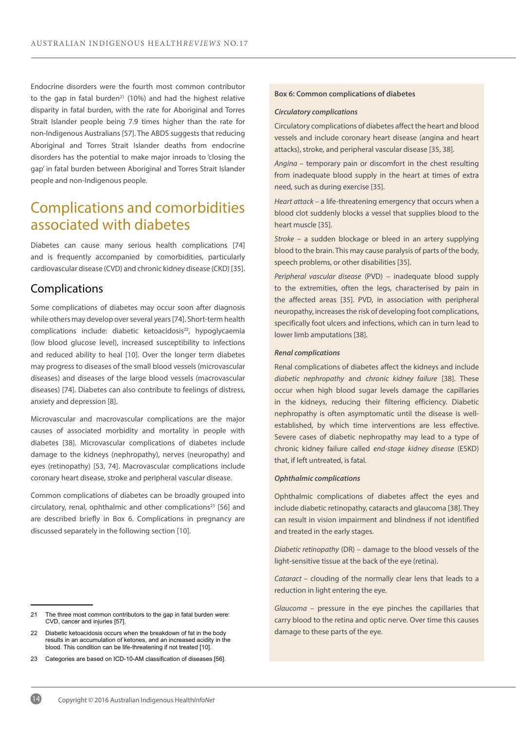Endocrine disorders were the fourth most common contributor to the gap in fatal burden[21] (10%) and had the highest relative disparity in fatal burden, with the rate for Aboriginal and Torres Strait Islander people being 7.9 times higher than the rate for non-Indigenous Australians [57]. The ABDS suggests that reducing Aboriginal and Torres Strait Islander deaths from endocrine disorders has the potential to make major inroads to 'closing the gap' in fatal burden between Aboriginal and Torres Strait Islander people and non-Indigenous people.

## Complications and comorbidities associated with diabetes

Diabetes can cause many serious health complications [74] and is frequently accompanied by comorbidities, particularly cardiovascular disease (CVD) and chronic kidney disease (CKD) [35].

### Complications

Some complications of diabetes may occur soon after diagnosis while others may develop over several years [74]. Short-term health complications include: diabetic ketoacidosis[22], hypoglycaemia (low blood glucose level), increased susceptibility to infections and reduced ability to heal [10]. Over the longer term diabetes may progress to diseases of the small blood vessels (microvascular diseases) and diseases of the large blood vessels (macrovascular diseases) [74]. Diabetes can also contribute to feelings of distress, anxiety and depression [8].

Microvascular and macrovascular complications are the major causes of associated morbidity and mortality in people with diabetes [38]. Microvascular complications of diabetes include damage to the kidneys (nephropathy), nerves (neuropathy) and eyes (retinopathy) [53, 74]. Macrovascular complications include coronary heart disease, stroke and peripheral vascular disease.

Common complications of diabetes can be broadly grouped into circulatory, renal, ophthalmic and other complications[23] [56] and are described briefly in Box 6. Complications in pregnancy are discussed separately in the following section [10].

**Box 6: Common complications of diabetes**

***Circulatory complications***

Circulatory complications of diabetes affect the heart and blood vessels and include coronary heart disease (angina and heart attacks), stroke, and peripheral vascular disease [35, 38].

*Angina* – temporary pain or discomfort in the chest resulting from inadequate blood supply in the heart at times of extra need, such as during exercise [35].

*Heart attack* – a life-threatening emergency that occurs when a blood clot suddenly blocks a vessel that supplies blood to the heart muscle [35].

*Stroke* – a sudden blockage or bleed in an artery supplying blood to the brain. This may cause paralysis of parts of the body, speech problems, or other disabilities [35].

*Peripheral vascular disease* (PVD) – inadequate blood supply to the extremities, often the legs, characterised by pain in the affected areas [35]. PVD, in association with peripheral neuropathy, increases the risk of developing foot complications, specifically foot ulcers and infections, which can in turn lead to lower limb amputations [38].

***Renal complications***

Renal complications of diabetes affect the kidneys and include *diabetic nephropathy* and *chronic kidney failure* [38]. These occur when high blood sugar levels damage the capillaries in the kidneys, reducing their filtering efficiency. Diabetic nephropathy is often asymptomatic until the disease is well-established, by which time interventions are less effective. Severe cases of diabetic nephropathy may lead to a type of chronic kidney failure called *end-stage kidney disease* (ESKD) that, if left untreated, is fatal.

***Ophthalmic complications***

Ophthalmic complications of diabetes affect the eyes and include diabetic retinopathy, cataracts and glaucoma [38]. They can result in vision impairment and blindness if not identified and treated in the early stages.

*Diabetic retinopathy* (DR) – damage to the blood vessels of the light-sensitive tissue at the back of the eye (retina).

*Cataract* – clouding of the normally clear lens that leads to a reduction in light entering the eye.

*Glaucoma* – pressure in the eye pinches the capillaries that carry blood to the retina and optic nerve. Over time this causes damage to these parts of the eye.

---

21 The three most common contributors to the gap in fatal burden were: CVD, cancer and injuries [57].

22 Diabetic ketoacidosis occurs when the breakdown of fat in the body results in an accumulation of ketones, and an increased acidity in the blood. This condition can be life-threatening if not treated [10].

23 Categories are based on ICD-10-AM classification of diseases [56].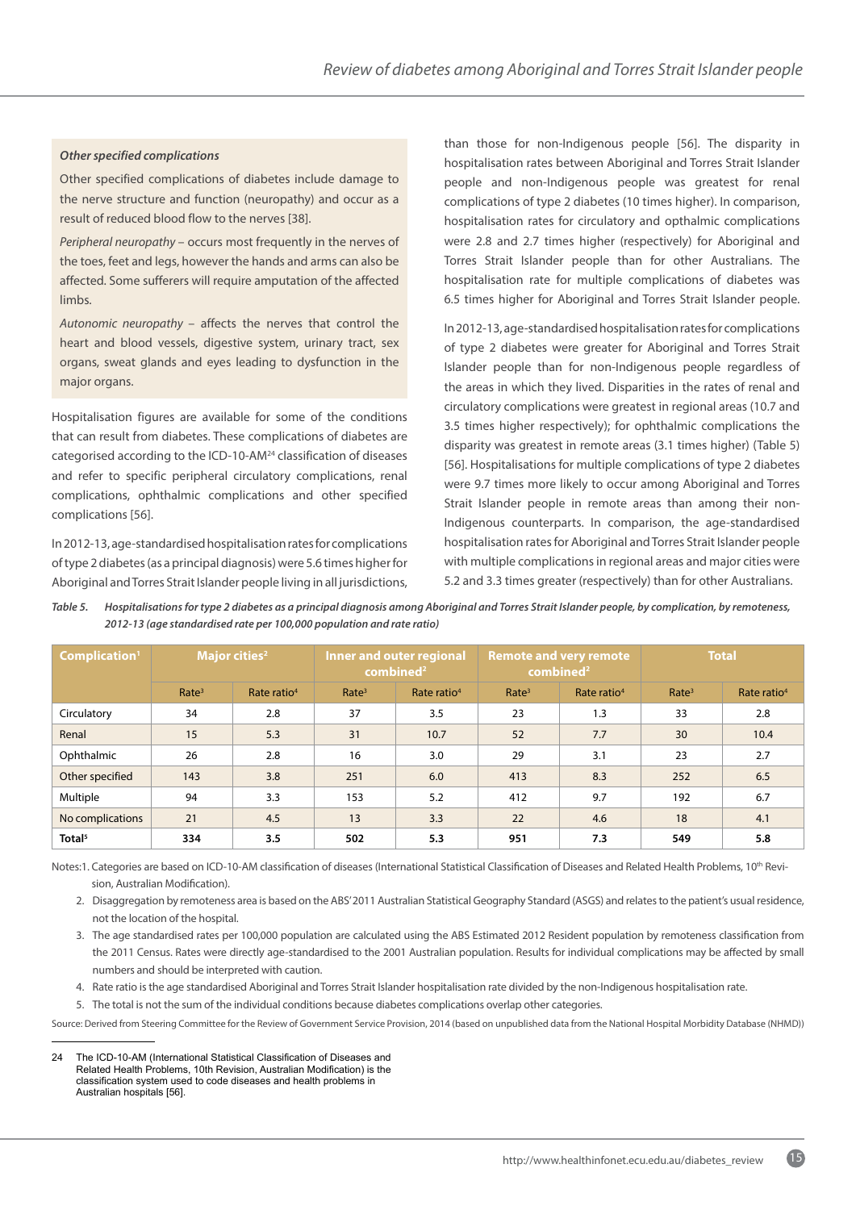*Other specified complications*

Other specified complications of diabetes include damage to the nerve structure and function (neuropathy) and occur as a result of reduced blood flow to the nerves [38].

*Peripheral neuropathy* – occurs most frequently in the nerves of the toes, feet and legs, however the hands and arms can also be affected. Some sufferers will require amputation of the affected limbs.

*Autonomic neuropathy* – affects the nerves that control the heart and blood vessels, digestive system, urinary tract, sex organs, sweat glands and eyes leading to dysfunction in the major organs.

Hospitalisation figures are available for some of the conditions that can result from diabetes. These complications of diabetes are categorised according to the ICD-10-AM[24] classification of diseases and refer to specific peripheral circulatory complications, renal complications, ophthalmic complications and other specified complications [56].

In 2012-13, age-standardised hospitalisation rates for complications of type 2 diabetes (as a principal diagnosis) were 5.6 times higher for Aboriginal and Torres Strait Islander people living in all jurisdictions, than those for non-Indigenous people [56]. The disparity in hospitalisation rates between Aboriginal and Torres Strait Islander people and non-Indigenous people was greatest for renal complications of type 2 diabetes (10 times higher). In comparison, hospitalisation rates for circulatory and opthalmic complications were 2.8 and 2.7 times higher (respectively) for Aboriginal and Torres Strait Islander people than for other Australians. The hospitalisation rate for multiple complications of diabetes was 6.5 times higher for Aboriginal and Torres Strait Islander people.

In 2012-13, age-standardised hospitalisation rates for complications of type 2 diabetes were greater for Aboriginal and Torres Strait Islander people than for non-Indigenous people regardless of the areas in which they lived. Disparities in the rates of renal and circulatory complications were greatest in regional areas (10.7 and 3.5 times higher respectively); for ophthalmic complications the disparity was greatest in remote areas (3.1 times higher) (Table 5) [56]. Hospitalisations for multiple complications of type 2 diabetes were 9.7 times more likely to occur among Aboriginal and Torres Strait Islander people in remote areas than among their non-Indigenous counterparts. In comparison, the age-standardised hospitalisation rates for Aboriginal and Torres Strait Islander people with multiple complications in regional areas and major cities were 5.2 and 3.3 times greater (respectively) than for other Australians.

*Table 5. Hospitalisations for type 2 diabetes as a principal diagnosis among Aboriginal and Torres Strait Islander people, by complication, by remoteness, 2012-13 (age standardised rate per 100,000 population and rate ratio)*

| Complication[1] | Major cities[2] | | Inner and outer regional combined[2] | | Remote and very remote combined[2] | | Total | |
|---|---|---|---|---|---|---|---|---|
| | Rate[3] | Rate ratio[4] | Rate[3] | Rate ratio[4] | Rate[3] | Rate ratio[4] | Rate[3] | Rate ratio[4] |
| Circulatory | 34 | 2.8 | 37 | 3.5 | 23 | 1.3 | 33 | 2.8 |
| Renal | 15 | 5.3 | 31 | 10.7 | 52 | 7.7 | 30 | 10.4 |
| Ophthalmic | 26 | 2.8 | 16 | 3.0 | 29 | 3.1 | 23 | 2.7 |
| Other specified | 143 | 3.8 | 251 | 6.0 | 413 | 8.3 | 252 | 6.5 |
| Multiple | 94 | 3.3 | 153 | 5.2 | 412 | 9.7 | 192 | 6.7 |
| No complications | 21 | 4.5 | 13 | 3.3 | 22 | 4.6 | 18 | 4.1 |
| **Total[5]** | **334** | **3.5** | **502** | **5.3** | **951** | **7.3** | **549** | **5.8** |

Notes: 1. Categories are based on ICD-10-AM classification of diseases (International Statistical Classification of Diseases and Related Health Problems, 10th Revision, Australian Modification).

2. Disaggregation by remoteness area is based on the ABS' 2011 Australian Statistical Geography Standard (ASGS) and relates to the patient's usual residence, not the location of the hospital.

3. The age standardised rates per 100,000 population are calculated using the ABS Estimated 2012 Resident population by remoteness classification from the 2011 Census. Rates were directly age-standardised to the 2001 Australian population. Results for individual complications may be affected by small numbers and should be interpreted with caution.

4. Rate ratio is the age standardised Aboriginal and Torres Strait Islander hospitalisation rate divided by the non-Indigenous hospitalisation rate.

5. The total is not the sum of the individual conditions because diabetes complications overlap other categories.

Source: Derived from Steering Committee for the Review of Government Service Provision, 2014 (based on unpublished data from the National Hospital Morbidity Database (NHMD))

---

24 The ICD-10-AM (International Statistical Classification of Diseases and Related Health Problems, 10th Revision, Australian Modification) is the classification system used to code diseases and health problems in Australian hospitals [56].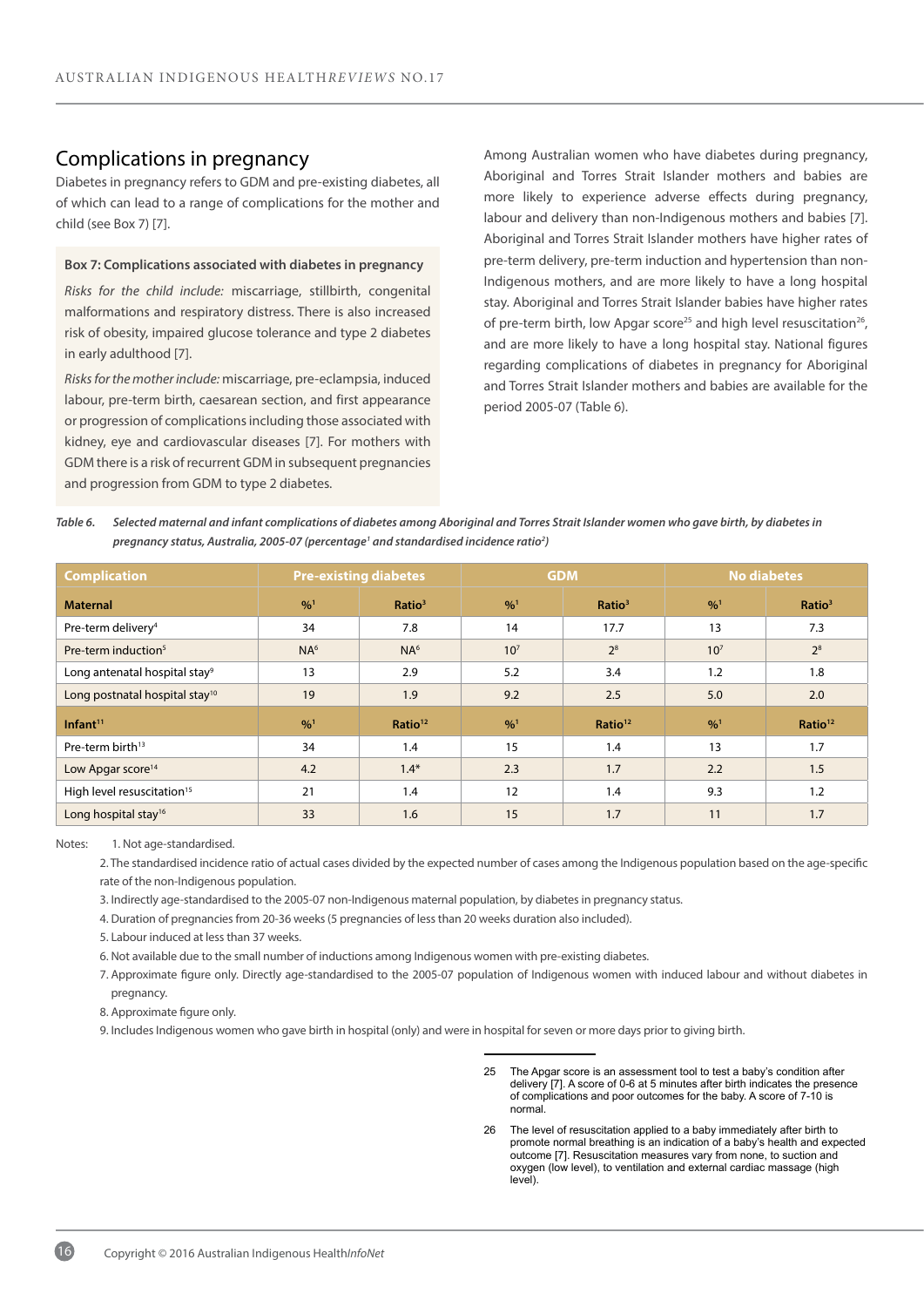## Complications in pregnancy

Diabetes in pregnancy refers to GDM and pre-existing diabetes, all of which can lead to a range of complications for the mother and child (see Box 7) [7].

**Box 7: Complications associated with diabetes in pregnancy**

*Risks for the child include:* miscarriage, stillbirth, congenital malformations and respiratory distress. There is also increased risk of obesity, impaired glucose tolerance and type 2 diabetes in early adulthood [7].

*Risks for the mother include:* miscarriage, pre-eclampsia, induced labour, pre-term birth, caesarean section, and first appearance or progression of complications including those associated with kidney, eye and cardiovascular diseases [7]. For mothers with GDM there is a risk of recurrent GDM in subsequent pregnancies and progression from GDM to type 2 diabetes.

Among Australian women who have diabetes during pregnancy, Aboriginal and Torres Strait Islander mothers and babies are more likely to experience adverse effects during pregnancy, labour and delivery than non-Indigenous mothers and babies [7]. Aboriginal and Torres Strait Islander mothers have higher rates of pre-term delivery, pre-term induction and hypertension than non-Indigenous mothers, and are more likely to have a long hospital stay. Aboriginal and Torres Strait Islander babies have higher rates of pre-term birth, low Apgar score[25] and high level resuscitation[26], and are more likely to have a long hospital stay. National figures regarding complications of diabetes in pregnancy for Aboriginal and Torres Strait Islander mothers and babies are available for the period 2005-07 (Table 6).

*Table 6. Selected maternal and infant complications of diabetes among Aboriginal and Torres Strait Islander women who gave birth, by diabetes in pregnancy status, Australia, 2005-07 (percentage[1] and standardised incidence ratio[2])*

| Complication | Pre-existing diabetes | | GDM | | No diabetes | |
|---|---|---|---|---|---|---|
| **Maternal** | **%[1]** | **Ratio[3]** | **%[1]** | **Ratio[3]** | **%[1]** | **Ratio[3]** |
| Pre-term delivery[4] | 34 | 7.8 | 14 | 17.7 | 13 | 7.3 |
| Pre-term induction[5] | NA[6] | NA[6] | 10[7] | 2[8] | 10[7] | 2[8] |
| Long antenatal hospital stay[9] | 13 | 2.9 | 5.2 | 3.4 | 1.2 | 1.8 |
| Long postnatal hospital stay[10] | 19 | 1.9 | 9.2 | 2.5 | 5.0 | 2.0 |
| **Infant[11]** | **%[1]** | **Ratio[12]** | **%[1]** | **Ratio[12]** | **%[1]** | **Ratio[12]** |
| Pre-term birth[13] | 34 | 1.4 | 15 | 1.4 | 13 | 1.7 |
| Low Apgar score[14] | 4.2 | 1.4* | 2.3 | 1.7 | 2.2 | 1.5 |
| High level resuscitation[15] | 21 | 1.4 | 12 | 1.4 | 9.3 | 1.2 |
| Long hospital stay[16] | 33 | 1.6 | 15 | 1.7 | 11 | 1.7 |

Notes:
1. Not age-standardised.
2. The standardised incidence ratio of actual cases divided by the expected number of cases among the Indigenous population based on the age-specific rate of the non-Indigenous population.
3. Indirectly age-standardised to the 2005-07 non-Indigenous maternal population, by diabetes in pregnancy status.
4. Duration of pregnancies from 20-36 weeks (5 pregnancies of less than 20 weeks duration also included).
5. Labour induced at less than 37 weeks.
6. Not available due to the small number of inductions among Indigenous women with pre-existing diabetes.
7. Approximate figure only. Directly age-standardised to the 2005-07 population of Indigenous women with induced labour and without diabetes in pregnancy.
8. Approximate figure only.
9. Includes Indigenous women who gave birth in hospital (only) and were in hospital for seven or more days prior to giving birth.

---

25 The Apgar score is an assessment tool to test a baby's condition after delivery [7]. A score of 0-6 at 5 minutes after birth indicates the presence of complications and poor outcomes for the baby. A score of 7-10 is normal.

26 The level of resuscitation applied to a baby immediately after birth to promote normal breathing is an indication of a baby's health and expected outcome [7]. Resuscitation measures vary from none, to suction and oxygen (low level), to ventilation and external cardiac massage (high level).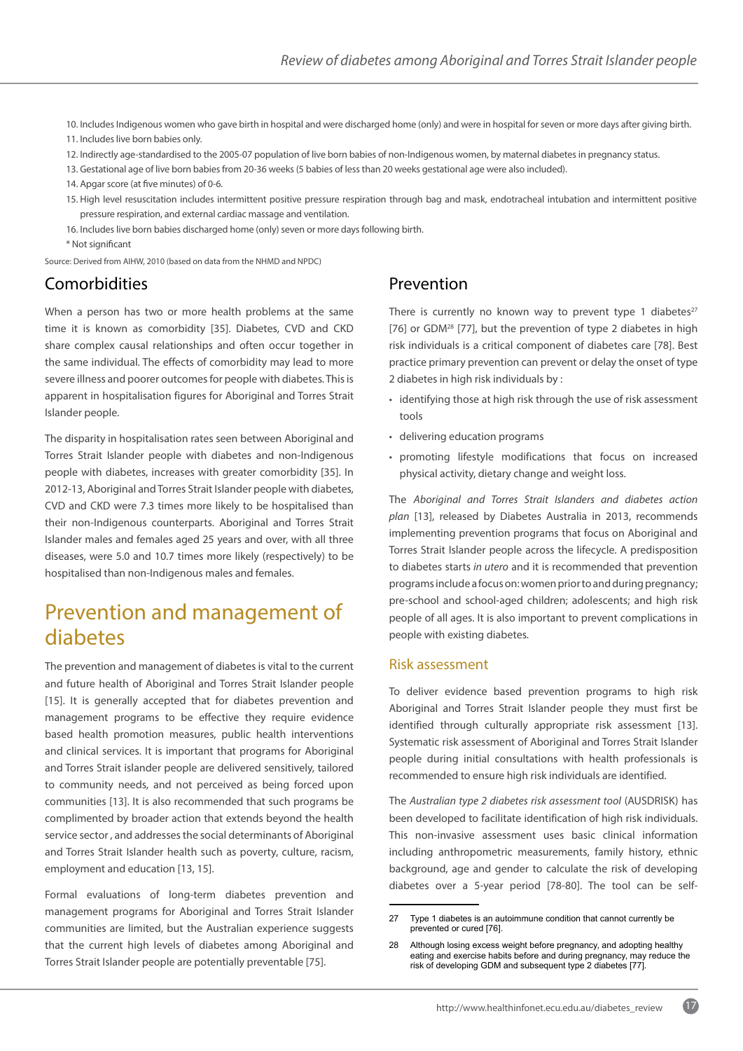10. Includes Indigenous women who gave birth in hospital and were discharged home (only) and were in hospital for seven or more days after giving birth.
11. Includes live born babies only.
12. Indirectly age-standardised to the 2005-07 population of live born babies of non-Indigenous women, by maternal diabetes in pregnancy status.
13. Gestational age of live born babies from 20-36 weeks (5 babies of less than 20 weeks gestational age were also included).
14. Apgar score (at five minutes) of 0-6.
15. High level resuscitation includes intermittent positive pressure respiration through bag and mask, endotracheal intubation and intermittent positive pressure respiration, and external cardiac massage and ventilation.
16. Includes live born babies discharged home (only) seven or more days following birth.

\* Not significant

Source: Derived from AIHW, 2010 (based on data from the NHMD and NPDC)

## Comorbidities

When a person has two or more health problems at the same time it is known as comorbidity [35]. Diabetes, CVD and CKD share complex causal relationships and often occur together in the same individual. The effects of comorbidity may lead to more severe illness and poorer outcomes for people with diabetes. This is apparent in hospitalisation figures for Aboriginal and Torres Strait Islander people.

The disparity in hospitalisation rates seen between Aboriginal and Torres Strait Islander people with diabetes and non-Indigenous people with diabetes, increases with greater comorbidity [35]. In 2012-13, Aboriginal and Torres Strait Islander people with diabetes, CVD and CKD were 7.3 times more likely to be hospitalised than their non-Indigenous counterparts. Aboriginal and Torres Strait Islander males and females aged 25 years and over, with all three diseases, were 5.0 and 10.7 times more likely (respectively) to be hospitalised than non-Indigenous males and females.

# Prevention and management of diabetes

The prevention and management of diabetes is vital to the current and future health of Aboriginal and Torres Strait Islander people [15]. It is generally accepted that for diabetes prevention and management programs to be effective they require evidence based health promotion measures, public health interventions and clinical services. It is important that programs for Aboriginal and Torres Strait islander people are delivered sensitively, tailored to community needs, and not perceived as being forced upon communities [13]. It is also recommended that such programs be complimented by broader action that extends beyond the health service sector , and addresses the social determinants of Aboriginal and Torres Strait Islander health such as poverty, culture, racism, employment and education [13, 15].

Formal evaluations of long-term diabetes prevention and management programs for Aboriginal and Torres Strait Islander communities are limited, but the Australian experience suggests that the current high levels of diabetes among Aboriginal and Torres Strait Islander people are potentially preventable [75].

## Prevention

There is currently no known way to prevent type 1 diabetes[27] [76] or GDM[28] [77], but the prevention of type 2 diabetes in high risk individuals is a critical component of diabetes care [78]. Best practice primary prevention can prevent or delay the onset of type 2 diabetes in high risk individuals by :

- identifying those at high risk through the use of risk assessment tools
- delivering education programs
- promoting lifestyle modifications that focus on increased physical activity, dietary change and weight loss.

The *Aboriginal and Torres Strait Islanders and diabetes action plan* [13], released by Diabetes Australia in 2013, recommends implementing prevention programs that focus on Aboriginal and Torres Strait Islander people across the lifecycle. A predisposition to diabetes starts *in utero* and it is recommended that prevention programs include a focus on: women prior to and during pregnancy; pre-school and school-aged children; adolescents; and high risk people of all ages. It is also important to prevent complications in people with existing diabetes.

### Risk assessment

To deliver evidence based prevention programs to high risk Aboriginal and Torres Strait Islander people they must first be identified through culturally appropriate risk assessment [13]. Systematic risk assessment of Aboriginal and Torres Strait Islander people during initial consultations with health professionals is recommended to ensure high risk individuals are identified.

The *Australian type 2 diabetes risk assessment tool* (AUSDRISK) has been developed to facilitate identification of high risk individuals. This non-invasive assessment uses basic clinical information including anthropometric measurements, family history, ethnic background, age and gender to calculate the risk of developing diabetes over a 5-year period [78-80]. The tool can be self-

27 Type 1 diabetes is an autoimmune condition that cannot currently be prevented or cured [76].

28 Although losing excess weight before pregnancy, and adopting healthy eating and exercise habits before and during pregnancy, may reduce the risk of developing GDM and subsequent type 2 diabetes [77].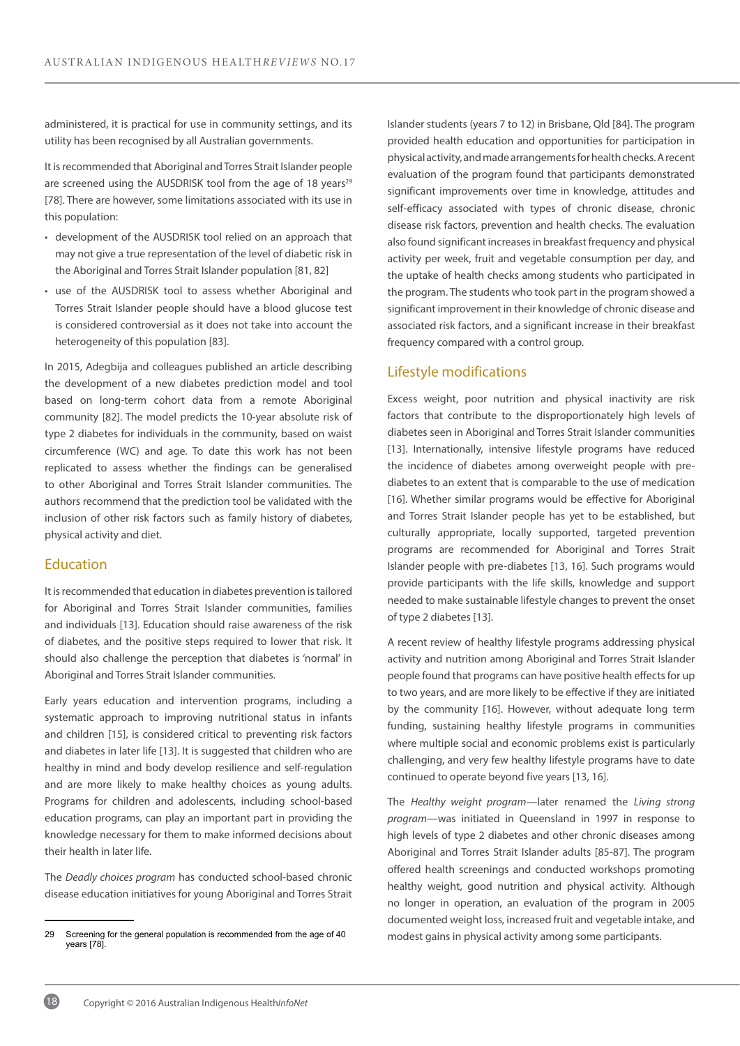administered, it is practical for use in community settings, and its utility has been recognised by all Australian governments.

It is recommended that Aboriginal and Torres Strait Islander people are screened using the AUSDRISK tool from the age of 18 years[29] [78]. There are however, some limitations associated with its use in this population:

- development of the AUSDRISK tool relied on an approach that may not give a true representation of the level of diabetic risk in the Aboriginal and Torres Strait Islander population [81, 82]
- use of the AUSDRISK tool to assess whether Aboriginal and Torres Strait Islander people should have a blood glucose test is considered controversial as it does not take into account the heterogeneity of this population [83].

In 2015, Adegbija and colleagues published an article describing the development of a new diabetes prediction model and tool based on long-term cohort data from a remote Aboriginal community [82]. The model predicts the 10-year absolute risk of type 2 diabetes for individuals in the community, based on waist circumference (WC) and age. To date this work has not been replicated to assess whether the findings can be generalised to other Aboriginal and Torres Strait Islander communities. The authors recommend that the prediction tool be validated with the inclusion of other risk factors such as family history of diabetes, physical activity and diet.

## Education

It is recommended that education in diabetes prevention is tailored for Aboriginal and Torres Strait Islander communities, families and individuals [13]. Education should raise awareness of the risk of diabetes, and the positive steps required to lower that risk. It should also challenge the perception that diabetes is 'normal' in Aboriginal and Torres Strait Islander communities.

Early years education and intervention programs, including a systematic approach to improving nutritional status in infants and children [15], is considered critical to preventing risk factors and diabetes in later life [13]. It is suggested that children who are healthy in mind and body develop resilience and self-regulation and are more likely to make healthy choices as young adults. Programs for children and adolescents, including school-based education programs, can play an important part in providing the knowledge necessary for them to make informed decisions about their health in later life.

The *Deadly choices program* has conducted school-based chronic disease education initiatives for young Aboriginal and Torres Strait Islander students (years 7 to 12) in Brisbane, Qld [84]. The program provided health education and opportunities for participation in physical activity, and made arrangements for health checks. A recent evaluation of the program found that participants demonstrated significant improvements over time in knowledge, attitudes and self-efficacy associated with types of chronic disease, chronic disease risk factors, prevention and health checks. The evaluation also found significant increases in breakfast frequency and physical activity per week, fruit and vegetable consumption per day, and the uptake of health checks among students who participated in the program. The students who took part in the program showed a significant improvement in their knowledge of chronic disease and associated risk factors, and a significant increase in their breakfast frequency compared with a control group.

## Lifestyle modifications

Excess weight, poor nutrition and physical inactivity are risk factors that contribute to the disproportionately high levels of diabetes seen in Aboriginal and Torres Strait Islander communities [13]. Internationally, intensive lifestyle programs have reduced the incidence of diabetes among overweight people with pre-diabetes to an extent that is comparable to the use of medication [16]. Whether similar programs would be effective for Aboriginal and Torres Strait Islander people has yet to be established, but culturally appropriate, locally supported, targeted prevention programs are recommended for Aboriginal and Torres Strait Islander people with pre-diabetes [13, 16]. Such programs would provide participants with the life skills, knowledge and support needed to make sustainable lifestyle changes to prevent the onset of type 2 diabetes [13].

A recent review of healthy lifestyle programs addressing physical activity and nutrition among Aboriginal and Torres Strait Islander people found that programs can have positive health effects for up to two years, and are more likely to be effective if they are initiated by the community [16]. However, without adequate long term funding, sustaining healthy lifestyle programs in communities where multiple social and economic problems exist is particularly challenging, and very few healthy lifestyle programs have to date continued to operate beyond five years [13, 16].

The *Healthy weight program*—later renamed the *Living strong program*—was initiated in Queensland in 1997 in response to high levels of type 2 diabetes and other chronic diseases among Aboriginal and Torres Strait Islander adults [85-87]. The program offered health screenings and conducted workshops promoting healthy weight, good nutrition and physical activity. Although no longer in operation, an evaluation of the program in 2005 documented weight loss, increased fruit and vegetable intake, and modest gains in physical activity among some participants.

---

29 Screening for the general population is recommended from the age of 40 years [78].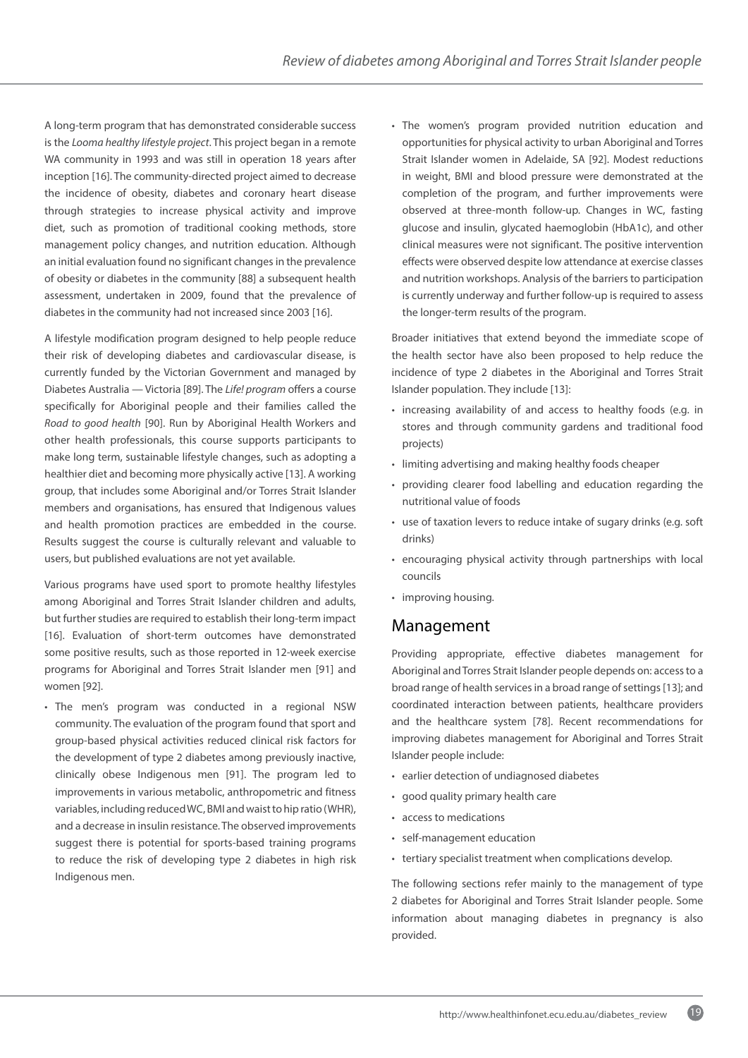A long-term program that has demonstrated considerable success is the *Looma healthy lifestyle project*. This project began in a remote WA community in 1993 and was still in operation 18 years after inception [16]. The community-directed project aimed to decrease the incidence of obesity, diabetes and coronary heart disease through strategies to increase physical activity and improve diet, such as promotion of traditional cooking methods, store management policy changes, and nutrition education. Although an initial evaluation found no significant changes in the prevalence of obesity or diabetes in the community [88] a subsequent health assessment, undertaken in 2009, found that the prevalence of diabetes in the community had not increased since 2003 [16].

A lifestyle modification program designed to help people reduce their risk of developing diabetes and cardiovascular disease, is currently funded by the Victorian Government and managed by Diabetes Australia — Victoria [89]. The *Life! program* offers a course specifically for Aboriginal people and their families called the *Road to good health* [90]. Run by Aboriginal Health Workers and other health professionals, this course supports participants to make long term, sustainable lifestyle changes, such as adopting a healthier diet and becoming more physically active [13]. A working group, that includes some Aboriginal and/or Torres Strait Islander members and organisations, has ensured that Indigenous values and health promotion practices are embedded in the course. Results suggest the course is culturally relevant and valuable to users, but published evaluations are not yet available.

Various programs have used sport to promote healthy lifestyles among Aboriginal and Torres Strait Islander children and adults, but further studies are required to establish their long-term impact [16]. Evaluation of short-term outcomes have demonstrated some positive results, such as those reported in 12-week exercise programs for Aboriginal and Torres Strait Islander men [91] and women [92].

- The men's program was conducted in a regional NSW community. The evaluation of the program found that sport and group-based physical activities reduced clinical risk factors for the development of type 2 diabetes among previously inactive, clinically obese Indigenous men [91]. The program led to improvements in various metabolic, anthropometric and fitness variables, including reduced WC, BMI and waist to hip ratio (WHR), and a decrease in insulin resistance. The observed improvements suggest there is potential for sports-based training programs to reduce the risk of developing type 2 diabetes in high risk Indigenous men.
- The women's program provided nutrition education and opportunities for physical activity to urban Aboriginal and Torres Strait Islander women in Adelaide, SA [92]. Modest reductions in weight, BMI and blood pressure were demonstrated at the completion of the program, and further improvements were observed at three-month follow-up. Changes in WC, fasting glucose and insulin, glycated haemoglobin (HbA1c), and other clinical measures were not significant. The positive intervention effects were observed despite low attendance at exercise classes and nutrition workshops. Analysis of the barriers to participation is currently underway and further follow-up is required to assess the longer-term results of the program.

Broader initiatives that extend beyond the immediate scope of the health sector have also been proposed to help reduce the incidence of type 2 diabetes in the Aboriginal and Torres Strait Islander population. They include [13]:

- increasing availability of and access to healthy foods (e.g. in stores and through community gardens and traditional food projects)
- limiting advertising and making healthy foods cheaper
- providing clearer food labelling and education regarding the nutritional value of foods
- use of taxation levers to reduce intake of sugary drinks (e.g. soft drinks)
- encouraging physical activity through partnerships with local councils
- improving housing.

## Management

Providing appropriate, effective diabetes management for Aboriginal and Torres Strait Islander people depends on: access to a broad range of health services in a broad range of settings [13]; and coordinated interaction between patients, healthcare providers and the healthcare system [78]. Recent recommendations for improving diabetes management for Aboriginal and Torres Strait Islander people include:

- earlier detection of undiagnosed diabetes
- good quality primary health care
- access to medications
- self-management education
- tertiary specialist treatment when complications develop.

The following sections refer mainly to the management of type 2 diabetes for Aboriginal and Torres Strait Islander people. Some information about managing diabetes in pregnancy is also provided.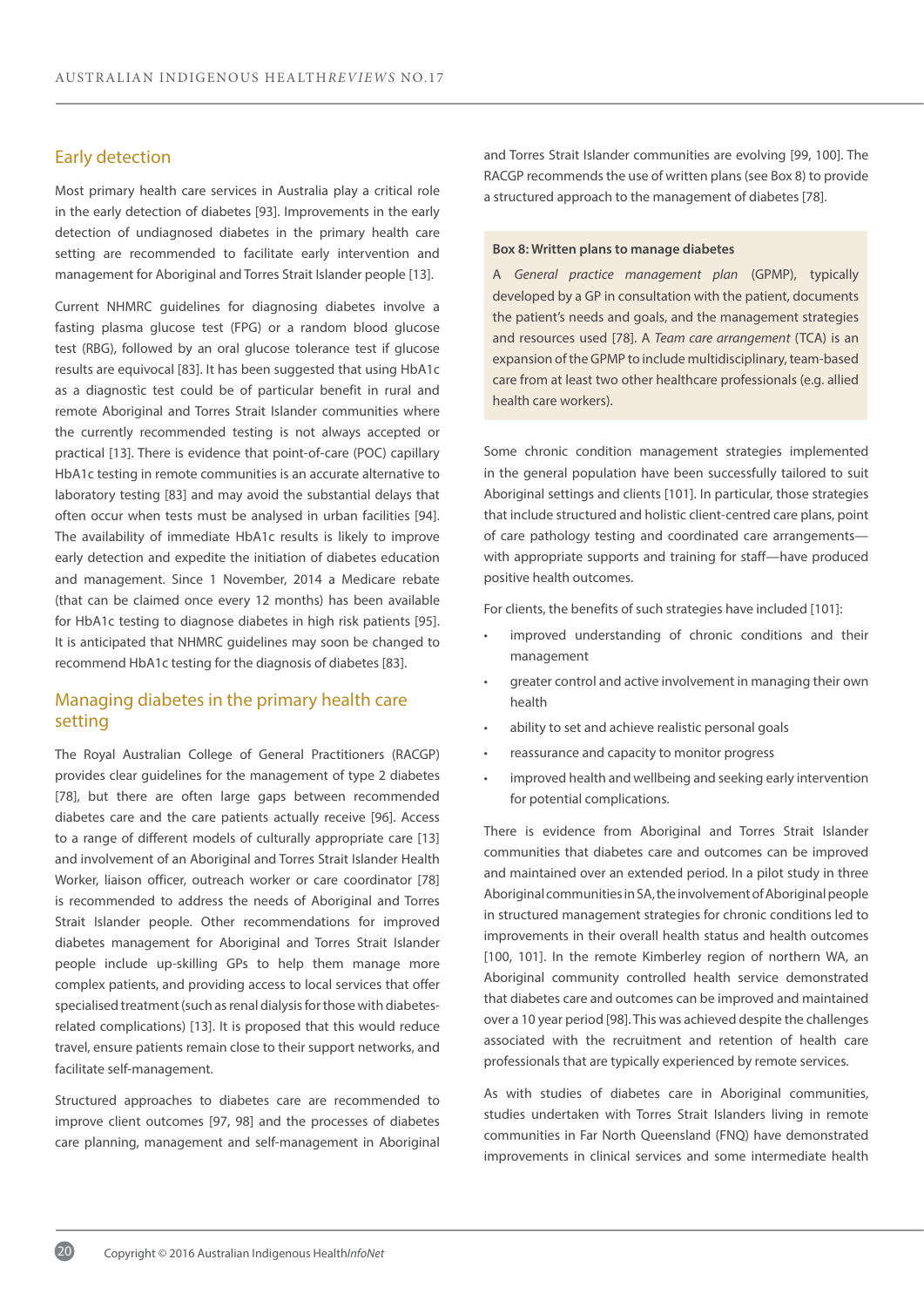## Early detection

Most primary health care services in Australia play a critical role in the early detection of diabetes [93]. Improvements in the early detection of undiagnosed diabetes in the primary health care setting are recommended to facilitate early intervention and management for Aboriginal and Torres Strait Islander people [13].

Current NHMRC guidelines for diagnosing diabetes involve a fasting plasma glucose test (FPG) or a random blood glucose test (RBG), followed by an oral glucose tolerance test if glucose results are equivocal [83]. It has been suggested that using HbA1c as a diagnostic test could be of particular benefit in rural and remote Aboriginal and Torres Strait Islander communities where the currently recommended testing is not always accepted or practical [13]. There is evidence that point-of-care (POC) capillary HbA1c testing in remote communities is an accurate alternative to laboratory testing [83] and may avoid the substantial delays that often occur when tests must be analysed in urban facilities [94]. The availability of immediate HbA1c results is likely to improve early detection and expedite the initiation of diabetes education and management. Since 1 November, 2014 a Medicare rebate (that can be claimed once every 12 months) has been available for HbA1c testing to diagnose diabetes in high risk patients [95]. It is anticipated that NHMRC guidelines may soon be changed to recommend HbA1c testing for the diagnosis of diabetes [83].

## Managing diabetes in the primary health care setting

The Royal Australian College of General Practitioners (RACGP) provides clear guidelines for the management of type 2 diabetes [78], but there are often large gaps between recommended diabetes care and the care patients actually receive [96]. Access to a range of different models of culturally appropriate care [13] and involvement of an Aboriginal and Torres Strait Islander Health Worker, liaison officer, outreach worker or care coordinator [78] is recommended to address the needs of Aboriginal and Torres Strait Islander people. Other recommendations for improved diabetes management for Aboriginal and Torres Strait Islander people include up-skilling GPs to help them manage more complex patients, and providing access to local services that offer specialised treatment (such as renal dialysis for those with diabetes-related complications) [13]. It is proposed that this would reduce travel, ensure patients remain close to their support networks, and facilitate self-management.

Structured approaches to diabetes care are recommended to improve client outcomes [97, 98] and the processes of diabetes care planning, management and self-management in Aboriginal and Torres Strait Islander communities are evolving [99, 100]. The RACGP recommends the use of written plans (see Box 8) to provide a structured approach to the management of diabetes [78].

**Box 8: Written plans to manage diabetes**

A *General practice management plan* (GPMP), typically developed by a GP in consultation with the patient, documents the patient's needs and goals, and the management strategies and resources used [78]. A *Team care arrangement* (TCA) is an expansion of the GPMP to include multidisciplinary, team-based care from at least two other healthcare professionals (e.g. allied health care workers).

Some chronic condition management strategies implemented in the general population have been successfully tailored to suit Aboriginal settings and clients [101]. In particular, those strategies that include structured and holistic client-centred care plans, point of care pathology testing and coordinated care arrangements—with appropriate supports and training for staff—have produced positive health outcomes.

For clients, the benefits of such strategies have included [101]:

- improved understanding of chronic conditions and their management
- greater control and active involvement in managing their own health
- ability to set and achieve realistic personal goals
- reassurance and capacity to monitor progress
- improved health and wellbeing and seeking early intervention for potential complications.

There is evidence from Aboriginal and Torres Strait Islander communities that diabetes care and outcomes can be improved and maintained over an extended period. In a pilot study in three Aboriginal communities in SA, the involvement of Aboriginal people in structured management strategies for chronic conditions led to improvements in their overall health status and health outcomes [100, 101]. In the remote Kimberley region of northern WA, an Aboriginal community controlled health service demonstrated that diabetes care and outcomes can be improved and maintained over a 10 year period [98]. This was achieved despite the challenges associated with the recruitment and retention of health care professionals that are typically experienced by remote services.

As with studies of diabetes care in Aboriginal communities, studies undertaken with Torres Strait Islanders living in remote communities in Far North Queensland (FNQ) have demonstrated improvements in clinical services and some intermediate health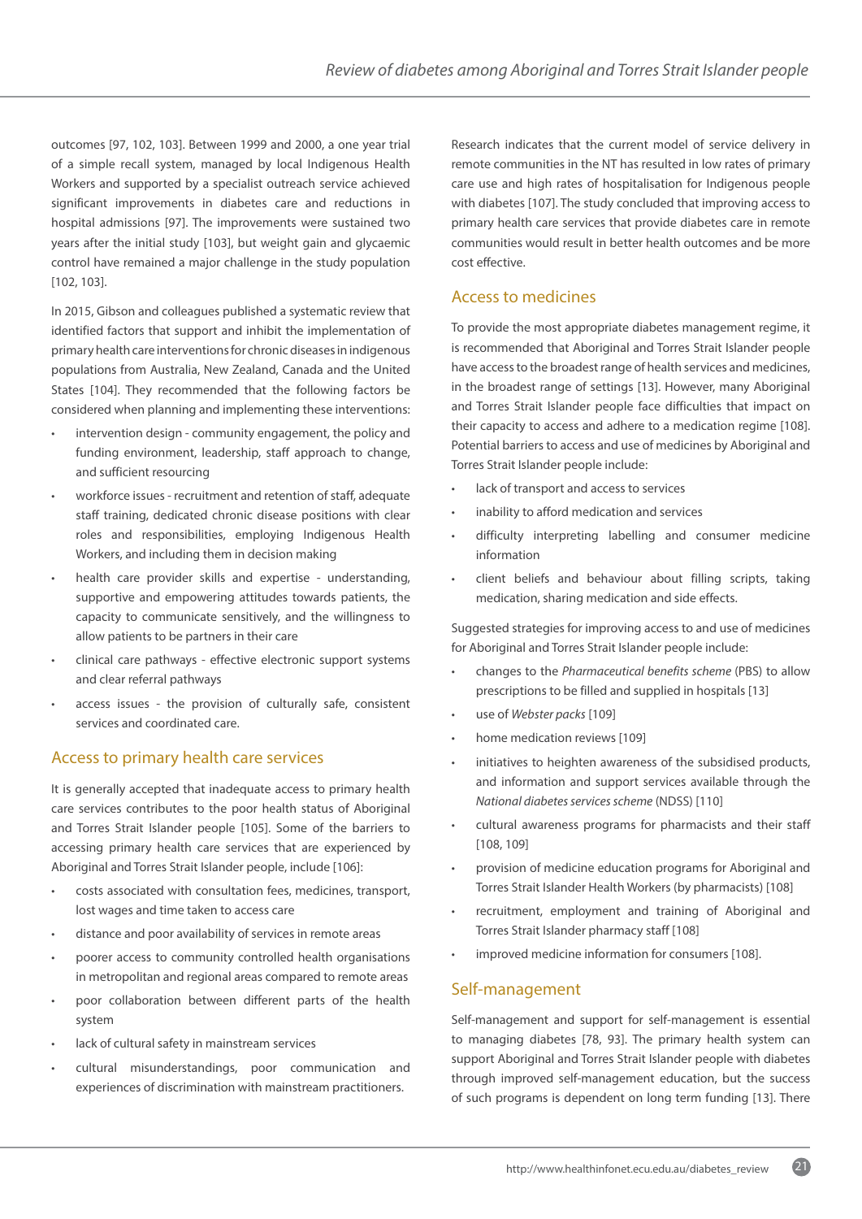outcomes [97, 102, 103]. Between 1999 and 2000, a one year trial of a simple recall system, managed by local Indigenous Health Workers and supported by a specialist outreach service achieved significant improvements in diabetes care and reductions in hospital admissions [97]. The improvements were sustained two years after the initial study [103], but weight gain and glycaemic control have remained a major challenge in the study population [102, 103].

In 2015, Gibson and colleagues published a systematic review that identified factors that support and inhibit the implementation of primary health care interventions for chronic diseases in indigenous populations from Australia, New Zealand, Canada and the United States [104]. They recommended that the following factors be considered when planning and implementing these interventions:

- intervention design - community engagement, the policy and funding environment, leadership, staff approach to change, and sufficient resourcing
- workforce issues - recruitment and retention of staff, adequate staff training, dedicated chronic disease positions with clear roles and responsibilities, employing Indigenous Health Workers, and including them in decision making
- health care provider skills and expertise - understanding, supportive and empowering attitudes towards patients, the capacity to communicate sensitively, and the willingness to allow patients to be partners in their care
- clinical care pathways - effective electronic support systems and clear referral pathways
- access issues - the provision of culturally safe, consistent services and coordinated care.

## Access to primary health care services

It is generally accepted that inadequate access to primary health care services contributes to the poor health status of Aboriginal and Torres Strait Islander people [105]. Some of the barriers to accessing primary health care services that are experienced by Aboriginal and Torres Strait Islander people, include [106]:

- costs associated with consultation fees, medicines, transport, lost wages and time taken to access care
- distance and poor availability of services in remote areas
- poorer access to community controlled health organisations in metropolitan and regional areas compared to remote areas
- poor collaboration between different parts of the health system
- lack of cultural safety in mainstream services
- cultural misunderstandings, poor communication and experiences of discrimination with mainstream practitioners.

Research indicates that the current model of service delivery in remote communities in the NT has resulted in low rates of primary care use and high rates of hospitalisation for Indigenous people with diabetes [107]. The study concluded that improving access to primary health care services that provide diabetes care in remote communities would result in better health outcomes and be more cost effective.

## Access to medicines

To provide the most appropriate diabetes management regime, it is recommended that Aboriginal and Torres Strait Islander people have access to the broadest range of health services and medicines, in the broadest range of settings [13]. However, many Aboriginal and Torres Strait Islander people face difficulties that impact on their capacity to access and adhere to a medication regime [108]. Potential barriers to access and use of medicines by Aboriginal and Torres Strait Islander people include:

- lack of transport and access to services
- inability to afford medication and services
- difficulty interpreting labelling and consumer medicine information
- client beliefs and behaviour about filling scripts, taking medication, sharing medication and side effects.

Suggested strategies for improving access to and use of medicines for Aboriginal and Torres Strait Islander people include:

- changes to the *Pharmaceutical benefits scheme* (PBS) to allow prescriptions to be filled and supplied in hospitals [13]
- use of *Webster packs* [109]
- home medication reviews [109]
- initiatives to heighten awareness of the subsidised products, and information and support services available through the *National diabetes services scheme* (NDSS) [110]
- cultural awareness programs for pharmacists and their staff [108, 109]
- provision of medicine education programs for Aboriginal and Torres Strait Islander Health Workers (by pharmacists) [108]
- recruitment, employment and training of Aboriginal and Torres Strait Islander pharmacy staff [108]
- improved medicine information for consumers [108].

## Self-management

Self-management and support for self-management is essential to managing diabetes [78, 93]. The primary health system can support Aboriginal and Torres Strait Islander people with diabetes through improved self-management education, but the success of such programs is dependent on long term funding [13]. There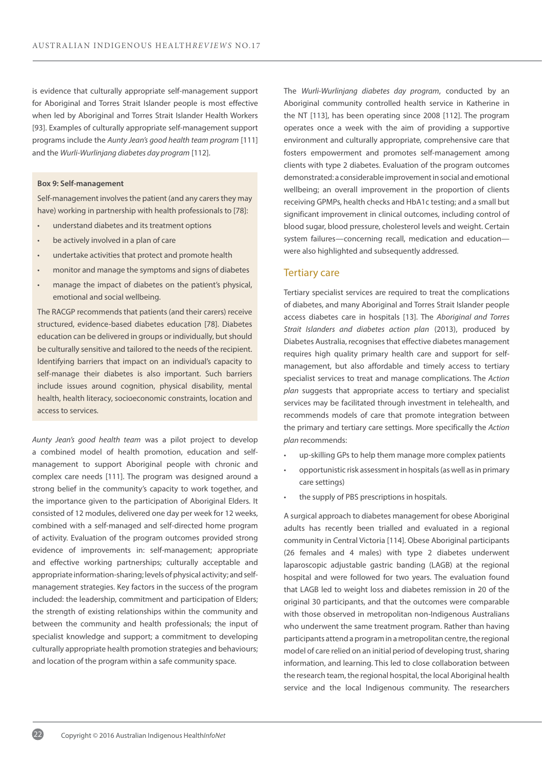is evidence that culturally appropriate self-management support for Aboriginal and Torres Strait Islander people is most effective when led by Aboriginal and Torres Strait Islander Health Workers [93]. Examples of culturally appropriate self-management support programs include the *Aunty Jean's good health team program* [111] and the *Wurli-Wurlinjang diabetes day program* [112].

**Box 9: Self-management**

Self-management involves the patient (and any carers they may have) working in partnership with health professionals to [78]:

- understand diabetes and its treatment options
- be actively involved in a plan of care
- undertake activities that protect and promote health
- monitor and manage the symptoms and signs of diabetes
- manage the impact of diabetes on the patient's physical, emotional and social wellbeing.

The RACGP recommends that patients (and their carers) receive structured, evidence-based diabetes education [78]. Diabetes education can be delivered in groups or individually, but should be culturally sensitive and tailored to the needs of the recipient. Identifying barriers that impact on an individual's capacity to self-manage their diabetes is also important. Such barriers include issues around cognition, physical disability, mental health, health literacy, socioeconomic constraints, location and access to services.

*Aunty Jean's good health team* was a pilot project to develop a combined model of health promotion, education and self-management to support Aboriginal people with chronic and complex care needs [111]. The program was designed around a strong belief in the community's capacity to work together, and the importance given to the participation of Aboriginal Elders. It consisted of 12 modules, delivered one day per week for 12 weeks, combined with a self-managed and self-directed home program of activity. Evaluation of the program outcomes provided strong evidence of improvements in: self-management; appropriate and effective working partnerships; culturally acceptable and appropriate information-sharing; levels of physical activity; and self-management strategies. Key factors in the success of the program included: the leadership, commitment and participation of Elders; the strength of existing relationships within the community and between the community and health professionals; the input of specialist knowledge and support; a commitment to developing culturally appropriate health promotion strategies and behaviours; and location of the program within a safe community space.

The *Wurli-Wurlinjang diabetes day program*, conducted by an Aboriginal community controlled health service in Katherine in the NT [113], has been operating since 2008 [112]. The program operates once a week with the aim of providing a supportive environment and culturally appropriate, comprehensive care that fosters empowerment and promotes self-management among clients with type 2 diabetes. Evaluation of the program outcomes demonstrated: a considerable improvement in social and emotional wellbeing; an overall improvement in the proportion of clients receiving GPMPs, health checks and HbA1c testing; and a small but significant improvement in clinical outcomes, including control of blood sugar, blood pressure, cholesterol levels and weight. Certain system failures—concerning recall, medication and education—were also highlighted and subsequently addressed.

## Tertiary care

Tertiary specialist services are required to treat the complications of diabetes, and many Aboriginal and Torres Strait Islander people access diabetes care in hospitals [13]. The *Aboriginal and Torres Strait Islanders and diabetes action plan* (2013), produced by Diabetes Australia, recognises that effective diabetes management requires high quality primary health care and support for self-management, but also affordable and timely access to tertiary specialist services to treat and manage complications. The *Action plan* suggests that appropriate access to tertiary and specialist services may be facilitated through investment in telehealth, and recommends models of care that promote integration between the primary and tertiary care settings. More specifically the *Action plan* recommends:

- up-skilling GPs to help them manage more complex patients
- opportunistic risk assessment in hospitals (as well as in primary care settings)
- the supply of PBS prescriptions in hospitals.

A surgical approach to diabetes management for obese Aboriginal adults has recently been trialled and evaluated in a regional community in Central Victoria [114]. Obese Aboriginal participants (26 females and 4 males) with type 2 diabetes underwent laparoscopic adjustable gastric banding (LAGB) at the regional hospital and were followed for two years. The evaluation found that LAGB led to weight loss and diabetes remission in 20 of the original 30 participants, and that the outcomes were comparable with those observed in metropolitan non-Indigenous Australians who underwent the same treatment program. Rather than having participants attend a program in a metropolitan centre, the regional model of care relied on an initial period of developing trust, sharing information, and learning. This led to close collaboration between the research team, the regional hospital, the local Aboriginal health service and the local Indigenous community. The researchers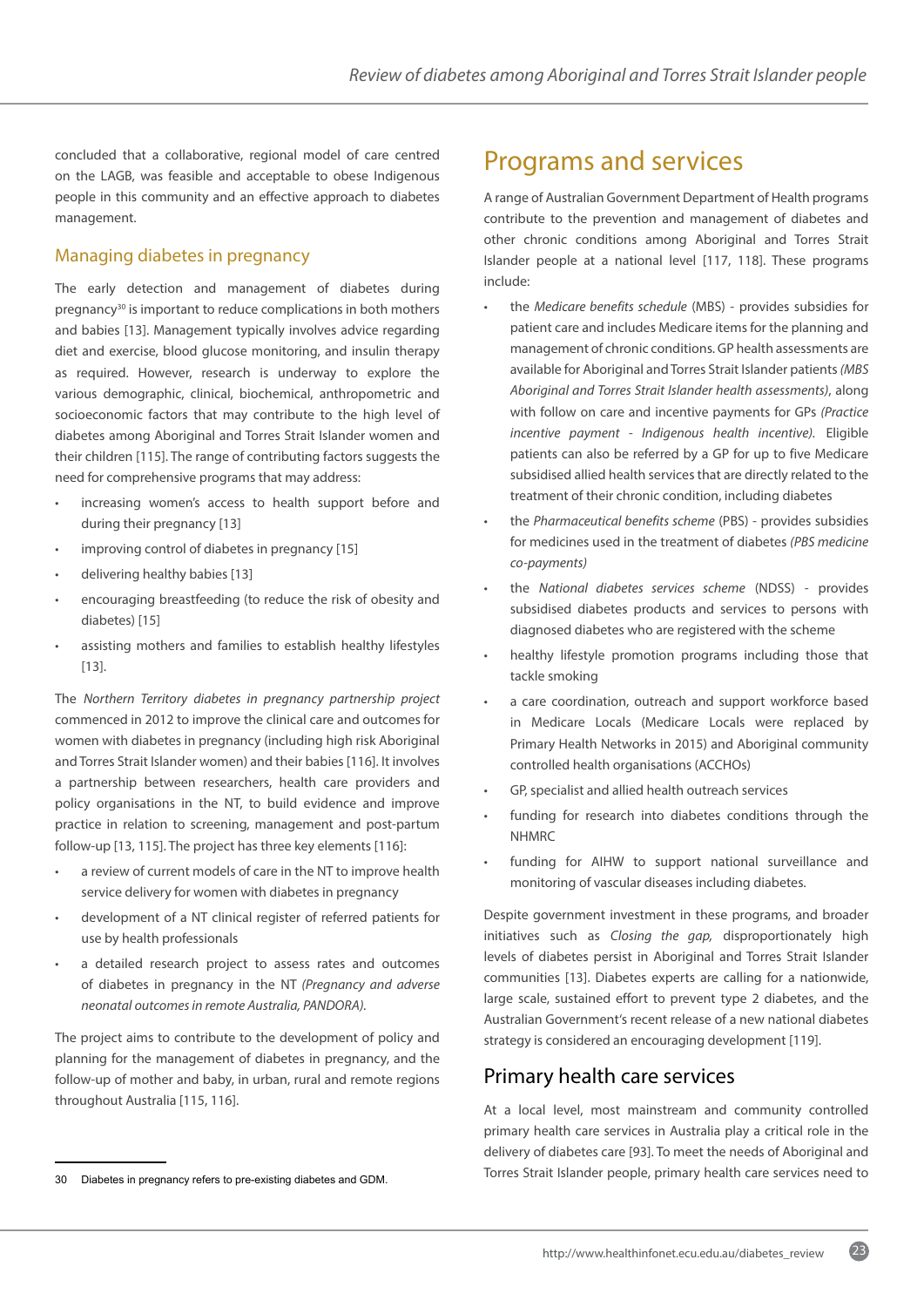concluded that a collaborative, regional model of care centred on the LAGB, was feasible and acceptable to obese Indigenous people in this community and an effective approach to diabetes management.

### Managing diabetes in pregnancy

The early detection and management of diabetes during pregnancy[30] is important to reduce complications in both mothers and babies [13]. Management typically involves advice regarding diet and exercise, blood glucose monitoring, and insulin therapy as required. However, research is underway to explore the various demographic, clinical, biochemical, anthropometric and socioeconomic factors that may contribute to the high level of diabetes among Aboriginal and Torres Strait Islander women and their children [115]. The range of contributing factors suggests the need for comprehensive programs that may address:

- increasing women's access to health support before and during their pregnancy [13]
- improving control of diabetes in pregnancy [15]
- delivering healthy babies [13]
- encouraging breastfeeding (to reduce the risk of obesity and diabetes) [15]
- assisting mothers and families to establish healthy lifestyles [13].

The *Northern Territory diabetes in pregnancy partnership project* commenced in 2012 to improve the clinical care and outcomes for women with diabetes in pregnancy (including high risk Aboriginal and Torres Strait Islander women) and their babies [116]. It involves a partnership between researchers, health care providers and policy organisations in the NT, to build evidence and improve practice in relation to screening, management and post-partum follow-up [13, 115]. The project has three key elements [116]:

- a review of current models of care in the NT to improve health service delivery for women with diabetes in pregnancy
- development of a NT clinical register of referred patients for use by health professionals
- a detailed research project to assess rates and outcomes of diabetes in pregnancy in the NT *(Pregnancy and adverse neonatal outcomes in remote Australia, PANDORA).*

The project aims to contribute to the development of policy and planning for the management of diabetes in pregnancy, and the follow-up of mother and baby, in urban, rural and remote regions throughout Australia [115, 116].

30 Diabetes in pregnancy refers to pre-existing diabetes and GDM.

## Programs and services

A range of Australian Government Department of Health programs contribute to the prevention and management of diabetes and other chronic conditions among Aboriginal and Torres Strait Islander people at a national level [117, 118]. These programs include:

- the *Medicare benefits schedule* (MBS) - provides subsidies for patient care and includes Medicare items for the planning and management of chronic conditions. GP health assessments are available for Aboriginal and Torres Strait Islander patients *(MBS Aboriginal and Torres Strait Islander health assessments)*, along with follow on care and incentive payments for GPs *(Practice incentive payment - Indigenous health incentive).* Eligible patients can also be referred by a GP for up to five Medicare subsidised allied health services that are directly related to the treatment of their chronic condition, including diabetes
- the *Pharmaceutical benefits scheme* (PBS) - provides subsidies for medicines used in the treatment of diabetes *(PBS medicine co-payments)*
- the *National diabetes services scheme* (NDSS) - provides subsidised diabetes products and services to persons with diagnosed diabetes who are registered with the scheme
- healthy lifestyle promotion programs including those that tackle smoking
- a care coordination, outreach and support workforce based in Medicare Locals (Medicare Locals were replaced by Primary Health Networks in 2015) and Aboriginal community controlled health organisations (ACCHOs)
- GP, specialist and allied health outreach services
- funding for research into diabetes conditions through the NHMRC
- funding for AIHW to support national surveillance and monitoring of vascular diseases including diabetes.

Despite government investment in these programs, and broader initiatives such as *Closing the gap,* disproportionately high levels of diabetes persist in Aboriginal and Torres Strait Islander communities [13]. Diabetes experts are calling for a nationwide, large scale, sustained effort to prevent type 2 diabetes, and the Australian Government's recent release of a new national diabetes strategy is considered an encouraging development [119].

### Primary health care services

At a local level, most mainstream and community controlled primary health care services in Australia play a critical role in the delivery of diabetes care [93]. To meet the needs of Aboriginal and Torres Strait Islander people, primary health care services need to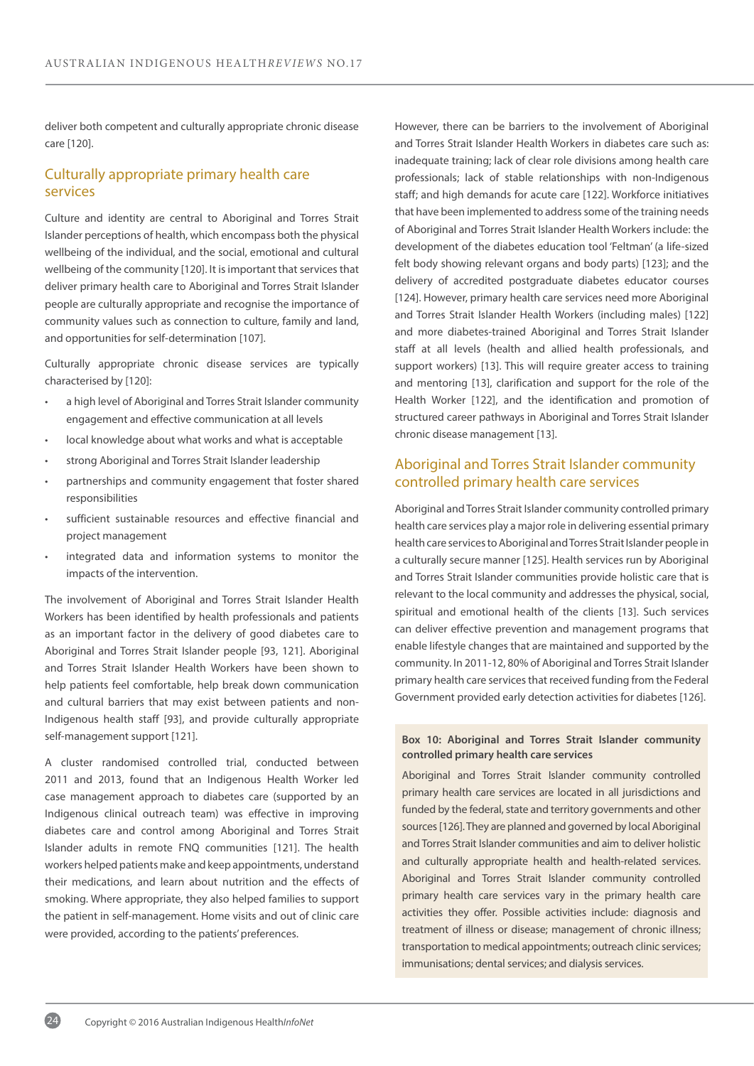deliver both competent and culturally appropriate chronic disease care [120].

## Culturally appropriate primary health care services

Culture and identity are central to Aboriginal and Torres Strait Islander perceptions of health, which encompass both the physical wellbeing of the individual, and the social, emotional and cultural wellbeing of the community [120]. It is important that services that deliver primary health care to Aboriginal and Torres Strait Islander people are culturally appropriate and recognise the importance of community values such as connection to culture, family and land, and opportunities for self-determination [107].

Culturally appropriate chronic disease services are typically characterised by [120]:

- a high level of Aboriginal and Torres Strait Islander community engagement and effective communication at all levels
- local knowledge about what works and what is acceptable
- strong Aboriginal and Torres Strait Islander leadership
- partnerships and community engagement that foster shared responsibilities
- sufficient sustainable resources and effective financial and project management
- integrated data and information systems to monitor the impacts of the intervention.

The involvement of Aboriginal and Torres Strait Islander Health Workers has been identified by health professionals and patients as an important factor in the delivery of good diabetes care to Aboriginal and Torres Strait Islander people [93, 121]. Aboriginal and Torres Strait Islander Health Workers have been shown to help patients feel comfortable, help break down communication and cultural barriers that may exist between patients and non-Indigenous health staff [93], and provide culturally appropriate self-management support [121].

A cluster randomised controlled trial, conducted between 2011 and 2013, found that an Indigenous Health Worker led case management approach to diabetes care (supported by an Indigenous clinical outreach team) was effective in improving diabetes care and control among Aboriginal and Torres Strait Islander adults in remote FNQ communities [121]. The health workers helped patients make and keep appointments, understand their medications, and learn about nutrition and the effects of smoking. Where appropriate, they also helped families to support the patient in self-management. Home visits and out of clinic care were provided, according to the patients' preferences.

However, there can be barriers to the involvement of Aboriginal and Torres Strait Islander Health Workers in diabetes care such as: inadequate training; lack of clear role divisions among health care professionals; lack of stable relationships with non-Indigenous staff; and high demands for acute care [122]. Workforce initiatives that have been implemented to address some of the training needs of Aboriginal and Torres Strait Islander Health Workers include: the development of the diabetes education tool 'Feltman' (a life-sized felt body showing relevant organs and body parts) [123]; and the delivery of accredited postgraduate diabetes educator courses [124]. However, primary health care services need more Aboriginal and Torres Strait Islander Health Workers (including males) [122] and more diabetes-trained Aboriginal and Torres Strait Islander staff at all levels (health and allied health professionals, and support workers) [13]. This will require greater access to training and mentoring [13], clarification and support for the role of the Health Worker [122], and the identification and promotion of structured career pathways in Aboriginal and Torres Strait Islander chronic disease management [13].

## Aboriginal and Torres Strait Islander community controlled primary health care services

Aboriginal and Torres Strait Islander community controlled primary health care services play a major role in delivering essential primary health care services to Aboriginal and Torres Strait Islander people in a culturally secure manner [125]. Health services run by Aboriginal and Torres Strait Islander communities provide holistic care that is relevant to the local community and addresses the physical, social, spiritual and emotional health of the clients [13]. Such services can deliver effective prevention and management programs that enable lifestyle changes that are maintained and supported by the community. In 2011-12, 80% of Aboriginal and Torres Strait Islander primary health care services that received funding from the Federal Government provided early detection activities for diabetes [126].

**Box 10: Aboriginal and Torres Strait Islander community controlled primary health care services**

Aboriginal and Torres Strait Islander community controlled primary health care services are located in all jurisdictions and funded by the federal, state and territory governments and other sources [126]. They are planned and governed by local Aboriginal and Torres Strait Islander communities and aim to deliver holistic and culturally appropriate health and health-related services. Aboriginal and Torres Strait Islander community controlled primary health care services vary in the primary health care activities they offer. Possible activities include: diagnosis and treatment of illness or disease; management of chronic illness; transportation to medical appointments; outreach clinic services; immunisations; dental services; and dialysis services.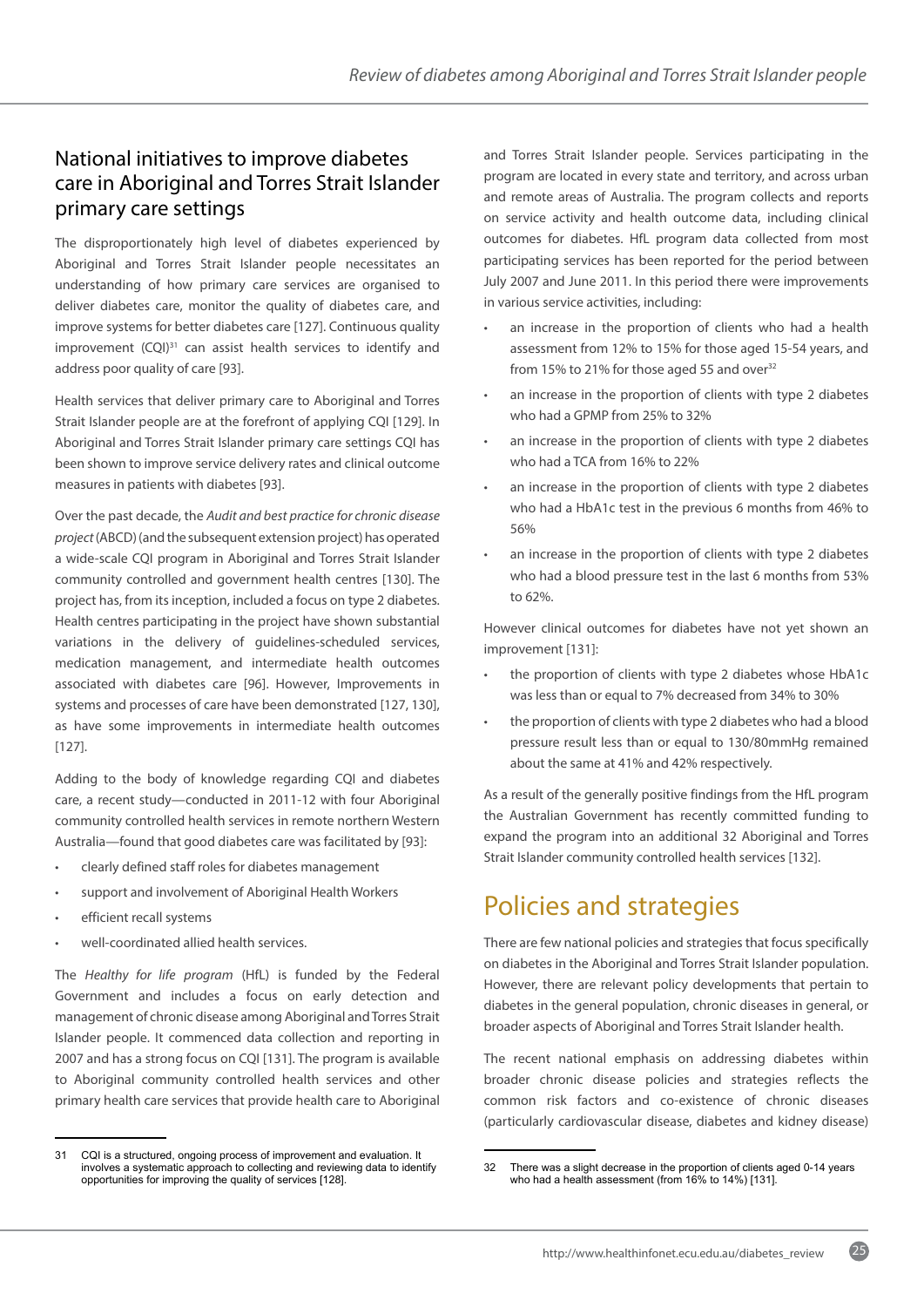## National initiatives to improve diabetes care in Aboriginal and Torres Strait Islander primary care settings

The disproportionately high level of diabetes experienced by Aboriginal and Torres Strait Islander people necessitates an understanding of how primary care services are organised to deliver diabetes care, monitor the quality of diabetes care, and improve systems for better diabetes care [127]. Continuous quality improvement (CQI)[31] can assist health services to identify and address poor quality of care [93].

Health services that deliver primary care to Aboriginal and Torres Strait Islander people are at the forefront of applying CQI [129]. In Aboriginal and Torres Strait Islander primary care settings CQI has been shown to improve service delivery rates and clinical outcome measures in patients with diabetes [93].

Over the past decade, the *Audit and best practice for chronic disease project* (ABCD) (and the subsequent extension project) has operated a wide-scale CQI program in Aboriginal and Torres Strait Islander community controlled and government health centres [130]. The project has, from its inception, included a focus on type 2 diabetes. Health centres participating in the project have shown substantial variations in the delivery of guidelines-scheduled services, medication management, and intermediate health outcomes associated with diabetes care [96]. However, Improvements in systems and processes of care have been demonstrated [127, 130], as have some improvements in intermediate health outcomes [127].

Adding to the body of knowledge regarding CQI and diabetes care, a recent study—conducted in 2011-12 with four Aboriginal community controlled health services in remote northern Western Australia—found that good diabetes care was facilitated by [93]:

- clearly defined staff roles for diabetes management
- support and involvement of Aboriginal Health Workers
- efficient recall systems
- well-coordinated allied health services.

The *Healthy for life program* (HfL) is funded by the Federal Government and includes a focus on early detection and management of chronic disease among Aboriginal and Torres Strait Islander people. It commenced data collection and reporting in 2007 and has a strong focus on CQI [131]. The program is available to Aboriginal community controlled health services and other primary health care services that provide health care to Aboriginal and Torres Strait Islander people. Services participating in the program are located in every state and territory, and across urban and remote areas of Australia. The program collects and reports on service activity and health outcome data, including clinical outcomes for diabetes. HfL program data collected from most participating services has been reported for the period between July 2007 and June 2011. In this period there were improvements in various service activities, including:

- an increase in the proportion of clients who had a health assessment from 12% to 15% for those aged 15-54 years, and from 15% to 21% for those aged 55 and over[32]
- an increase in the proportion of clients with type 2 diabetes who had a GPMP from 25% to 32%
- an increase in the proportion of clients with type 2 diabetes who had a TCA from 16% to 22%
- an increase in the proportion of clients with type 2 diabetes who had a HbA1c test in the previous 6 months from 46% to 56%
- an increase in the proportion of clients with type 2 diabetes who had a blood pressure test in the last 6 months from 53% to 62%.

However clinical outcomes for diabetes have not yet shown an improvement [131]:

- the proportion of clients with type 2 diabetes whose HbA1c was less than or equal to 7% decreased from 34% to 30%
- the proportion of clients with type 2 diabetes who had a blood pressure result less than or equal to 130/80mmHg remained about the same at 41% and 42% respectively.

As a result of the generally positive findings from the HfL program the Australian Government has recently committed funding to expand the program into an additional 32 Aboriginal and Torres Strait Islander community controlled health services [132].

# Policies and strategies

There are few national policies and strategies that focus specifically on diabetes in the Aboriginal and Torres Strait Islander population. However, there are relevant policy developments that pertain to diabetes in the general population, chronic diseases in general, or broader aspects of Aboriginal and Torres Strait Islander health.

The recent national emphasis on addressing diabetes within broader chronic disease policies and strategies reflects the common risk factors and co-existence of chronic diseases (particularly cardiovascular disease, diabetes and kidney disease)

---

31 CQI is a structured, ongoing process of improvement and evaluation. It involves a systematic approach to collecting and reviewing data to identify opportunities for improving the quality of services [128].

32 There was a slight decrease in the proportion of clients aged 0-14 years who had a health assessment (from 16% to 14%) [131].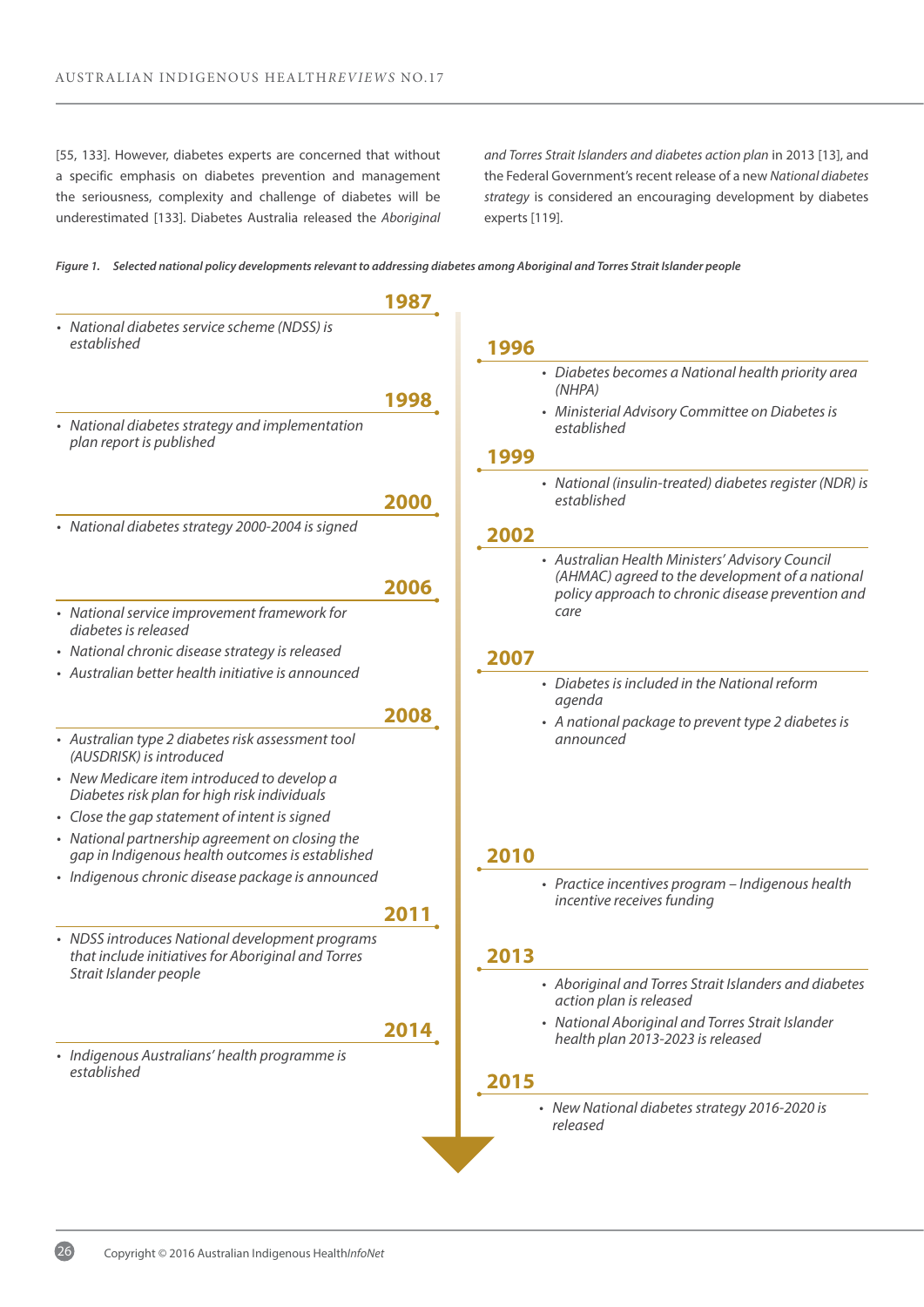[55, 133]. However, diabetes experts are concerned that without a specific emphasis on diabetes prevention and management the seriousness, complexity and challenge of diabetes will be underestimated [133]. Diabetes Australia released the *Aboriginal and Torres Strait Islanders and diabetes action plan* in 2013 [13], and the Federal Government's recent release of a new *National diabetes strategy* is considered an encouraging development by diabetes experts [119].

***Figure 1. Selected national policy developments relevant to addressing diabetes among Aboriginal and Torres Strait Islander people***

**1987**
- *National diabetes service scheme (NDSS) is established*

**1996**
- *Diabetes becomes a National health priority area (NHPA)*
- *Ministerial Advisory Committee on Diabetes is established*

**1998**
- *National diabetes strategy and implementation plan report is published*

**1999**
- *National (insulin-treated) diabetes register (NDR) is established*

**2000**
- *National diabetes strategy 2000-2004 is signed*

**2002**
- *Australian Health Ministers' Advisory Council (AHMAC) agreed to the development of a national policy approach to chronic disease prevention and care*

**2006**
- *National service improvement framework for diabetes is released*
- *National chronic disease strategy is released*
- *Australian better health initiative is announced*

**2007**
- *Diabetes is included in the National reform agenda*
- *A national package to prevent type 2 diabetes is announced*

**2008**
- *Australian type 2 diabetes risk assessment tool (AUSDRISK) is introduced*
- *New Medicare item introduced to develop a Diabetes risk plan for high risk individuals*
- *Close the gap statement of intent is signed*
- *National partnership agreement on closing the gap in Indigenous health outcomes is established*
- *Indigenous chronic disease package is announced*

**2010**
- *Practice incentives program – Indigenous health incentive receives funding*

**2011**
- *NDSS introduces National development programs that include initiatives for Aboriginal and Torres Strait Islander people*

**2013**
- *Aboriginal and Torres Strait Islanders and diabetes action plan is released*
- *National Aboriginal and Torres Strait Islander health plan 2013-2023 is released*

**2014**
- *Indigenous Australians' health programme is established*

**2015**
- *New National diabetes strategy 2016-2020 is released*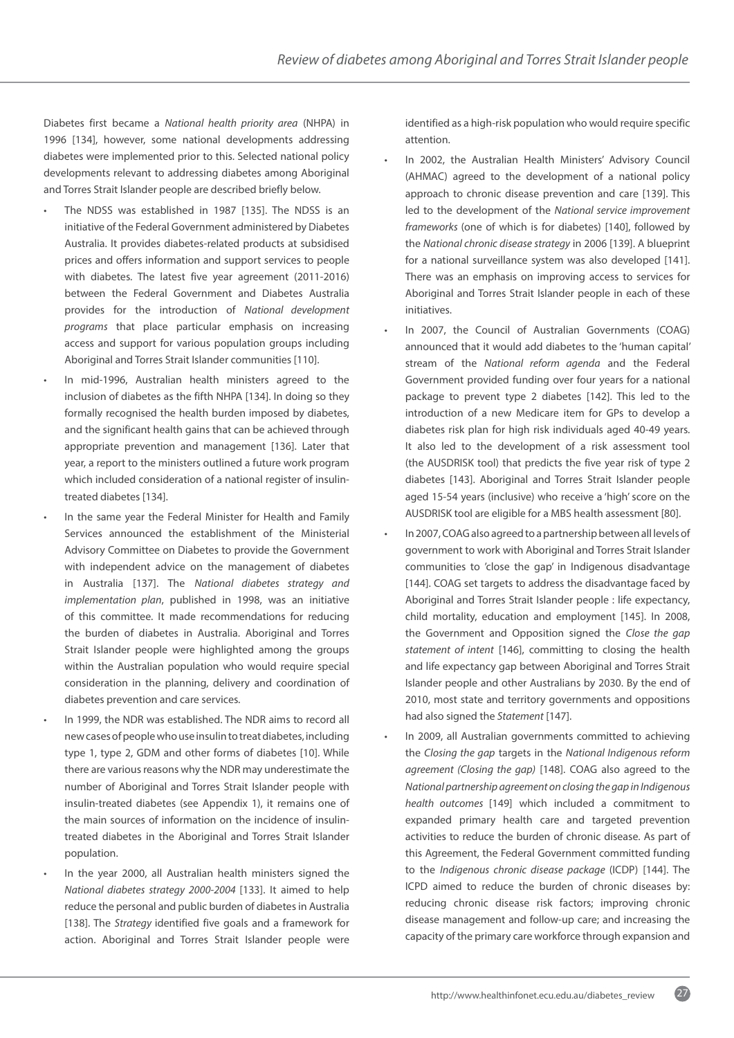Diabetes first became a *National health priority area* (NHPA) in 1996 [134], however, some national developments addressing diabetes were implemented prior to this. Selected national policy developments relevant to addressing diabetes among Aboriginal and Torres Strait Islander people are described briefly below.

- The NDSS was established in 1987 [135]. The NDSS is an initiative of the Federal Government administered by Diabetes Australia. It provides diabetes-related products at subsidised prices and offers information and support services to people with diabetes. The latest five year agreement (2011-2016) between the Federal Government and Diabetes Australia provides for the introduction of *National development programs* that place particular emphasis on increasing access and support for various population groups including Aboriginal and Torres Strait Islander communities [110].
- In mid-1996, Australian health ministers agreed to the inclusion of diabetes as the fifth NHPA [134]. In doing so they formally recognised the health burden imposed by diabetes, and the significant health gains that can be achieved through appropriate prevention and management [136]. Later that year, a report to the ministers outlined a future work program which included consideration of a national register of insulin-treated diabetes [134].
- In the same year the Federal Minister for Health and Family Services announced the establishment of the Ministerial Advisory Committee on Diabetes to provide the Government with independent advice on the management of diabetes in Australia [137]. The *National diabetes strategy and implementation plan*, published in 1998, was an initiative of this committee. It made recommendations for reducing the burden of diabetes in Australia. Aboriginal and Torres Strait Islander people were highlighted among the groups within the Australian population who would require special consideration in the planning, delivery and coordination of diabetes prevention and care services.
- In 1999, the NDR was established. The NDR aims to record all new cases of people who use insulin to treat diabetes, including type 1, type 2, GDM and other forms of diabetes [10]. While there are various reasons why the NDR may underestimate the number of Aboriginal and Torres Strait Islander people with insulin-treated diabetes (see Appendix 1), it remains one of the main sources of information on the incidence of insulin-treated diabetes in the Aboriginal and Torres Strait Islander population.
- In the year 2000, all Australian health ministers signed the *National diabetes strategy 2000-2004* [133]. It aimed to help reduce the personal and public burden of diabetes in Australia [138]. The *Strategy* identified five goals and a framework for action. Aboriginal and Torres Strait Islander people were identified as a high-risk population who would require specific attention.
- In 2002, the Australian Health Ministers' Advisory Council (AHMAC) agreed to the development of a national policy approach to chronic disease prevention and care [139]. This led to the development of the *National service improvement frameworks* (one of which is for diabetes) [140], followed by the *National chronic disease strategy* in 2006 [139]. A blueprint for a national surveillance system was also developed [141]. There was an emphasis on improving access to services for Aboriginal and Torres Strait Islander people in each of these initiatives.
- In 2007, the Council of Australian Governments (COAG) announced that it would add diabetes to the 'human capital' stream of the *National reform agenda* and the Federal Government provided funding over four years for a national package to prevent type 2 diabetes [142]. This led to the introduction of a new Medicare item for GPs to develop a diabetes risk plan for high risk individuals aged 40-49 years. It also led to the development of a risk assessment tool (the AUSDRISK tool) that predicts the five year risk of type 2 diabetes [143]. Aboriginal and Torres Strait Islander people aged 15-54 years (inclusive) who receive a 'high' score on the AUSDRISK tool are eligible for a MBS health assessment [80].
- In 2007, COAG also agreed to a partnership between all levels of government to work with Aboriginal and Torres Strait Islander communities to 'close the gap' in Indigenous disadvantage [144]. COAG set targets to address the disadvantage faced by Aboriginal and Torres Strait Islander people : life expectancy, child mortality, education and employment [145]. In 2008, the Government and Opposition signed the *Close the gap statement of intent* [146], committing to closing the health and life expectancy gap between Aboriginal and Torres Strait Islander people and other Australians by 2030. By the end of 2010, most state and territory governments and oppositions had also signed the *Statement* [147].
- In 2009, all Australian governments committed to achieving the *Closing the gap* targets in the *National Indigenous reform agreement (Closing the gap)* [148]. COAG also agreed to the *National partnership agreement on closing the gap in Indigenous health outcomes* [149] which included a commitment to expanded primary health care and targeted prevention activities to reduce the burden of chronic disease. As part of this Agreement, the Federal Government committed funding to the *Indigenous chronic disease package* (ICDP) [144]. The ICPD aimed to reduce the burden of chronic diseases by: reducing chronic disease risk factors; improving chronic disease management and follow-up care; and increasing the capacity of the primary care workforce through expansion and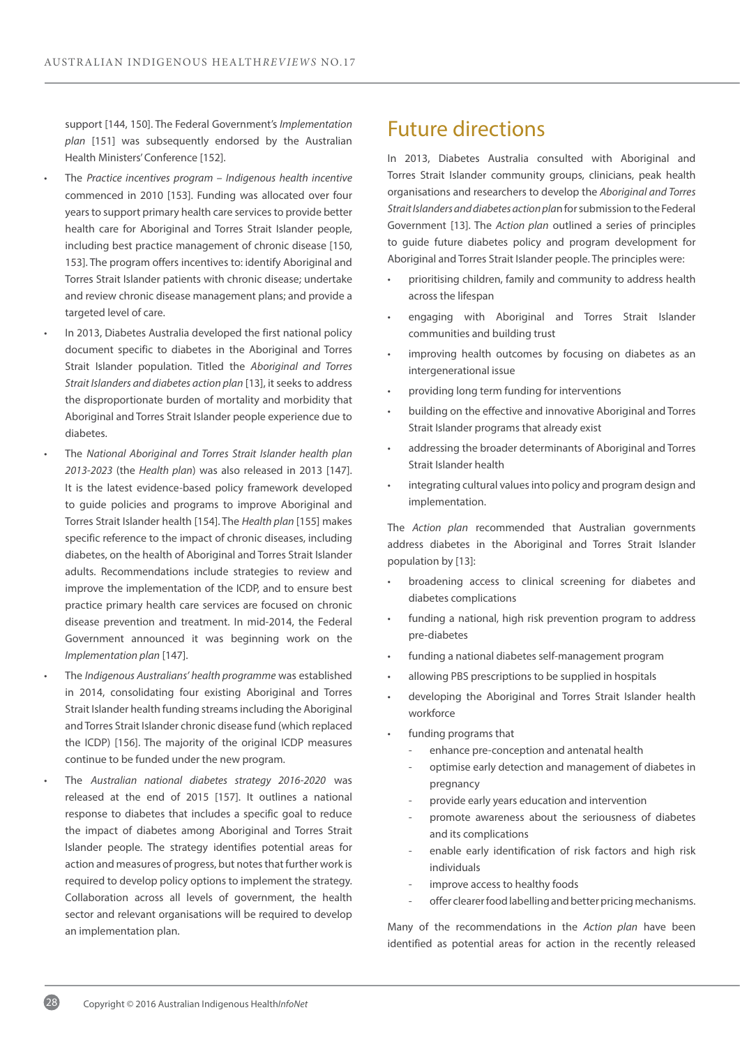support [144, 150]. The Federal Government's *Implementation plan* [151] was subsequently endorsed by the Australian Health Ministers' Conference [152].

- The *Practice incentives program – Indigenous health incentive* commenced in 2010 [153]. Funding was allocated over four years to support primary health care services to provide better health care for Aboriginal and Torres Strait Islander people, including best practice management of chronic disease [150, 153]. The program offers incentives to: identify Aboriginal and Torres Strait Islander patients with chronic disease; undertake and review chronic disease management plans; and provide a targeted level of care.
- In 2013, Diabetes Australia developed the first national policy document specific to diabetes in the Aboriginal and Torres Strait Islander population. Titled the *Aboriginal and Torres Strait Islanders and diabetes action plan* [13], it seeks to address the disproportionate burden of mortality and morbidity that Aboriginal and Torres Strait Islander people experience due to diabetes.
- The *National Aboriginal and Torres Strait Islander health plan 2013-2023* (the *Health plan*) was also released in 2013 [147]. It is the latest evidence-based policy framework developed to guide policies and programs to improve Aboriginal and Torres Strait Islander health [154]. The *Health plan* [155] makes specific reference to the impact of chronic diseases, including diabetes, on the health of Aboriginal and Torres Strait Islander adults. Recommendations include strategies to review and improve the implementation of the ICDP, and to ensure best practice primary health care services are focused on chronic disease prevention and treatment. In mid-2014, the Federal Government announced it was beginning work on the *Implementation plan* [147].
- The *Indigenous Australians' health programme* was established in 2014, consolidating four existing Aboriginal and Torres Strait Islander health funding streams including the Aboriginal and Torres Strait Islander chronic disease fund (which replaced the ICDP) [156]. The majority of the original ICDP measures continue to be funded under the new program.
- The *Australian national diabetes strategy 2016-2020* was released at the end of 2015 [157]. It outlines a national response to diabetes that includes a specific goal to reduce the impact of diabetes among Aboriginal and Torres Strait Islander people. The strategy identifies potential areas for action and measures of progress, but notes that further work is required to develop policy options to implement the strategy. Collaboration across all levels of government, the health sector and relevant organisations will be required to develop an implementation plan.

## Future directions

In 2013, Diabetes Australia consulted with Aboriginal and Torres Strait Islander community groups, clinicians, peak health organisations and researchers to develop the *Aboriginal and Torres Strait Islanders and diabetes action plan* for submission to the Federal Government [13]. The *Action plan* outlined a series of principles to guide future diabetes policy and program development for Aboriginal and Torres Strait Islander people. The principles were:

- prioritising children, family and community to address health across the lifespan
- engaging with Aboriginal and Torres Strait Islander communities and building trust
- improving health outcomes by focusing on diabetes as an intergenerational issue
- providing long term funding for interventions
- building on the effective and innovative Aboriginal and Torres Strait Islander programs that already exist
- addressing the broader determinants of Aboriginal and Torres Strait Islander health
- integrating cultural values into policy and program design and implementation.

The *Action plan* recommended that Australian governments address diabetes in the Aboriginal and Torres Strait Islander population by [13]:

- broadening access to clinical screening for diabetes and diabetes complications
- funding a national, high risk prevention program to address pre-diabetes
- funding a national diabetes self-management program
- allowing PBS prescriptions to be supplied in hospitals
- developing the Aboriginal and Torres Strait Islander health workforce
- funding programs that
  - enhance pre-conception and antenatal health
  - optimise early detection and management of diabetes in pregnancy
  - provide early years education and intervention
  - promote awareness about the seriousness of diabetes and its complications
  - enable early identification of risk factors and high risk individuals
  - improve access to healthy foods
  - offer clearer food labelling and better pricing mechanisms.

Many of the recommendations in the *Action plan* have been identified as potential areas for action in the recently released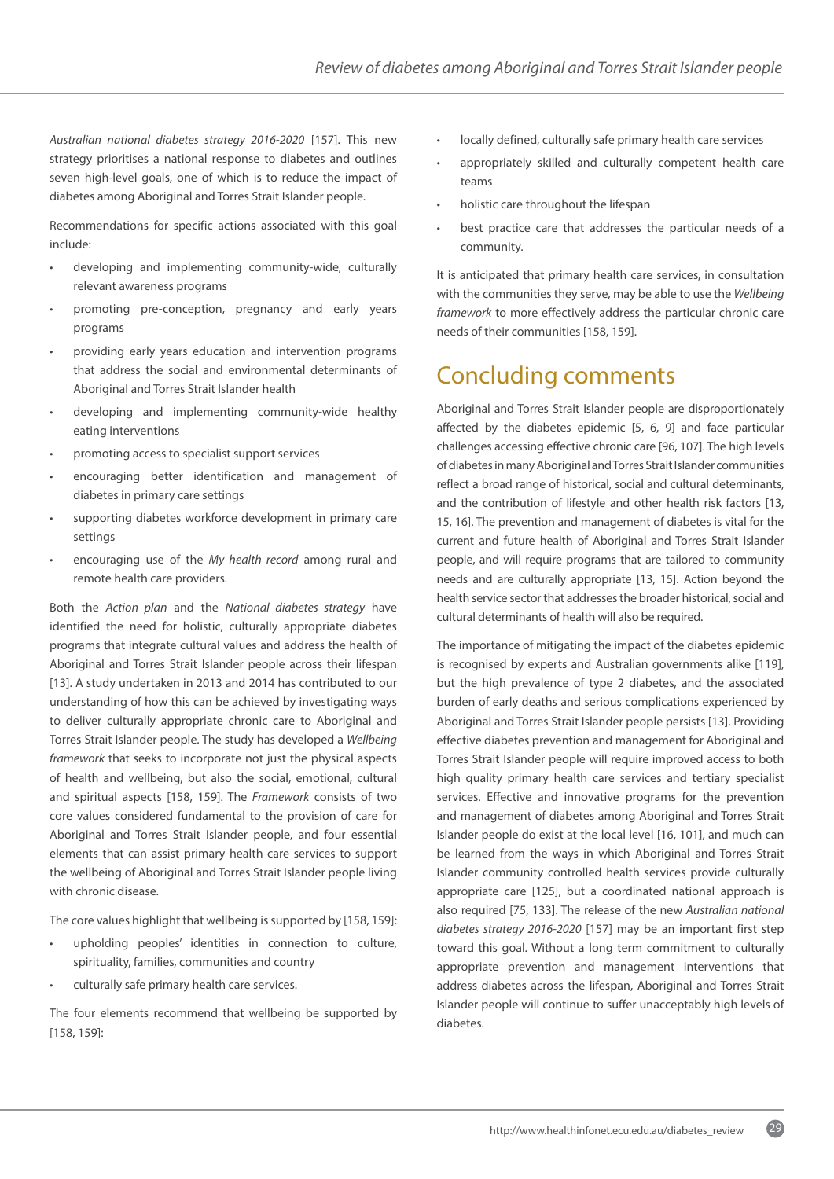*Australian national diabetes strategy 2016-2020* [157]. This new strategy prioritises a national response to diabetes and outlines seven high-level goals, one of which is to reduce the impact of diabetes among Aboriginal and Torres Strait Islander people.

Recommendations for specific actions associated with this goal include:

- developing and implementing community-wide, culturally relevant awareness programs
- promoting pre-conception, pregnancy and early years programs
- providing early years education and intervention programs that address the social and environmental determinants of Aboriginal and Torres Strait Islander health
- developing and implementing community-wide healthy eating interventions
- promoting access to specialist support services
- encouraging better identification and management of diabetes in primary care settings
- supporting diabetes workforce development in primary care settings
- encouraging use of the *My health record* among rural and remote health care providers.

Both the *Action plan* and the *National diabetes strategy* have identified the need for holistic, culturally appropriate diabetes programs that integrate cultural values and address the health of Aboriginal and Torres Strait Islander people across their lifespan [13]. A study undertaken in 2013 and 2014 has contributed to our understanding of how this can be achieved by investigating ways to deliver culturally appropriate chronic care to Aboriginal and Torres Strait Islander people. The study has developed a *Wellbeing framework* that seeks to incorporate not just the physical aspects of health and wellbeing, but also the social, emotional, cultural and spiritual aspects [158, 159]. The *Framework* consists of two core values considered fundamental to the provision of care for Aboriginal and Torres Strait Islander people, and four essential elements that can assist primary health care services to support the wellbeing of Aboriginal and Torres Strait Islander people living with chronic disease.

The core values highlight that wellbeing is supported by [158, 159]:

- upholding peoples' identities in connection to culture, spirituality, families, communities and country
- culturally safe primary health care services.

The four elements recommend that wellbeing be supported by [158, 159]:

- locally defined, culturally safe primary health care services
- appropriately skilled and culturally competent health care teams
- holistic care throughout the lifespan
- best practice care that addresses the particular needs of a community.

It is anticipated that primary health care services, in consultation with the communities they serve, may be able to use the *Wellbeing framework* to more effectively address the particular chronic care needs of their communities [158, 159].

# Concluding comments

Aboriginal and Torres Strait Islander people are disproportionately affected by the diabetes epidemic [5, 6, 9] and face particular challenges accessing effective chronic care [96, 107]. The high levels of diabetes in many Aboriginal and Torres Strait Islander communities reflect a broad range of historical, social and cultural determinants, and the contribution of lifestyle and other health risk factors [13, 15, 16]. The prevention and management of diabetes is vital for the current and future health of Aboriginal and Torres Strait Islander people, and will require programs that are tailored to community needs and are culturally appropriate [13, 15]. Action beyond the health service sector that addresses the broader historical, social and cultural determinants of health will also be required.

The importance of mitigating the impact of the diabetes epidemic is recognised by experts and Australian governments alike [119], but the high prevalence of type 2 diabetes, and the associated burden of early deaths and serious complications experienced by Aboriginal and Torres Strait Islander people persists [13]. Providing effective diabetes prevention and management for Aboriginal and Torres Strait Islander people will require improved access to both high quality primary health care services and tertiary specialist services. Effective and innovative programs for the prevention and management of diabetes among Aboriginal and Torres Strait Islander people do exist at the local level [16, 101], and much can be learned from the ways in which Aboriginal and Torres Strait Islander community controlled health services provide culturally appropriate care [125], but a coordinated national approach is also required [75, 133]. The release of the new *Australian national diabetes strategy 2016-2020* [157] may be an important first step toward this goal. Without a long term commitment to culturally appropriate prevention and management interventions that address diabetes across the lifespan, Aboriginal and Torres Strait Islander people will continue to suffer unacceptably high levels of diabetes.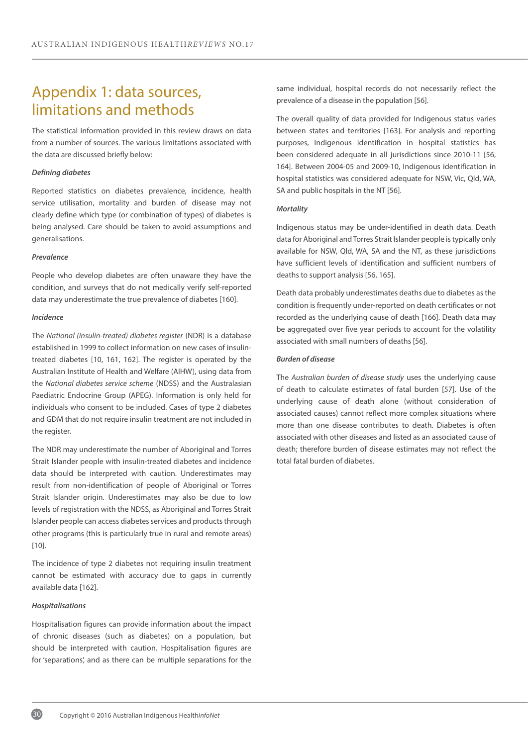# Appendix 1: data sources, limitations and methods

The statistical information provided in this review draws on data from a number of sources. The various limitations associated with the data are discussed briefly below:

***Defining diabetes***

Reported statistics on diabetes prevalence, incidence, health service utilisation, mortality and burden of disease may not clearly define which type (or combination of types) of diabetes is being analysed. Care should be taken to avoid assumptions and generalisations.

***Prevalence***

People who develop diabetes are often unaware they have the condition, and surveys that do not medically verify self-reported data may underestimate the true prevalence of diabetes [160].

***Incidence***

The *National (insulin-treated) diabetes register* (NDR) is a database established in 1999 to collect information on new cases of insulin-treated diabetes [10, 161, 162]. The register is operated by the Australian Institute of Health and Welfare (AIHW), using data from the *National diabetes service scheme* (NDSS) and the Australasian Paediatric Endocrine Group (APEG). Information is only held for individuals who consent to be included. Cases of type 2 diabetes and GDM that do not require insulin treatment are not included in the register.

The NDR may underestimate the number of Aboriginal and Torres Strait Islander people with insulin-treated diabetes and incidence data should be interpreted with caution. Underestimates may result from non-identification of people of Aboriginal or Torres Strait Islander origin. Underestimates may also be due to low levels of registration with the NDSS, as Aboriginal and Torres Strait Islander people can access diabetes services and products through other programs (this is particularly true in rural and remote areas) [10].

The incidence of type 2 diabetes not requiring insulin treatment cannot be estimated with accuracy due to gaps in currently available data [162].

***Hospitalisations***

Hospitalisation figures can provide information about the impact of chronic diseases (such as diabetes) on a population, but should be interpreted with caution. Hospitalisation figures are for 'separations', and as there can be multiple separations for the same individual, hospital records do not necessarily reflect the prevalence of a disease in the population [56].

The overall quality of data provided for Indigenous status varies between states and territories [163]. For analysis and reporting purposes, Indigenous identification in hospital statistics has been considered adequate in all jurisdictions since 2010-11 [56, 164]. Between 2004-05 and 2009-10, Indigenous identification in hospital statistics was considered adequate for NSW, Vic, Qld, WA, SA and public hospitals in the NT [56].

***Mortality***

Indigenous status may be under-identified in death data. Death data for Aboriginal and Torres Strait Islander people is typically only available for NSW, Qld, WA, SA and the NT, as these jurisdictions have sufficient levels of identification and sufficient numbers of deaths to support analysis [56, 165].

Death data probably underestimates deaths due to diabetes as the condition is frequently under-reported on death certificates or not recorded as the underlying cause of death [166]. Death data may be aggregated over five year periods to account for the volatility associated with small numbers of deaths [56].

***Burden of disease***

The *Australian burden of disease study* uses the underlying cause of death to calculate estimates of fatal burden [57]. Use of the underlying cause of death alone (without consideration of associated causes) cannot reflect more complex situations where more than one disease contributes to death. Diabetes is often associated with other diseases and listed as an associated cause of death; therefore burden of disease estimates may not reflect the total fatal burden of diabetes.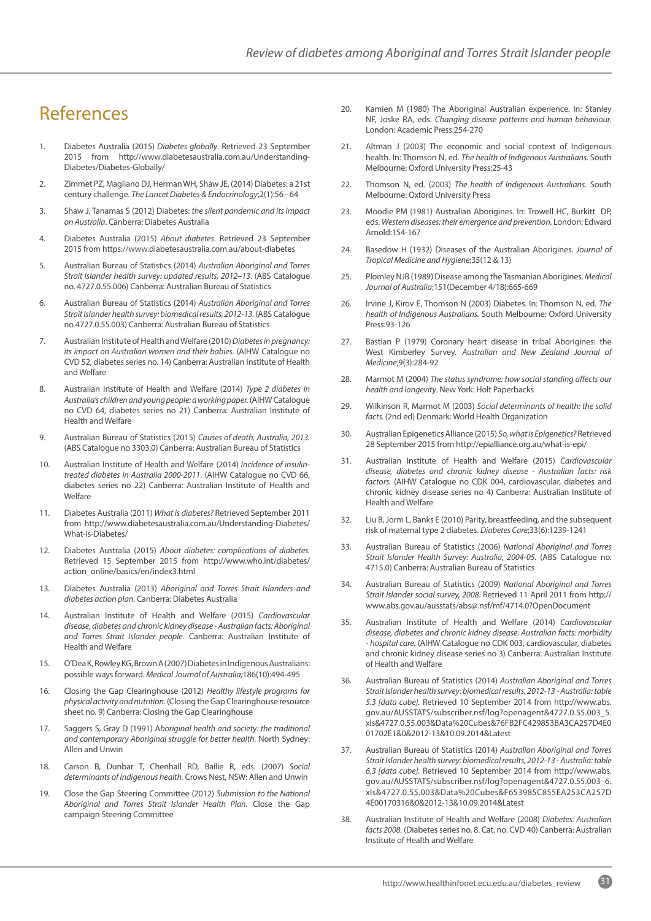# References

1. Diabetes Australia (2015) *Diabetes globally*. Retrieved 23 September 2015 from http://www.diabetesaustralia.com.au/Understanding-Diabetes/Diabetes-Globally/

2. Zimmet PZ, Magliano DJ, Herman WH, Shaw JE, (2014) Diabetes: a 21st century challenge. *The Lancet Diabetes & Endocrinology*;2(1):56 - 64

3. Shaw J, Tanamas S (2012) Diabetes: *the silent pandemic and its impact on Australia*. Canberra: Diabetes Australia

4. Diabetes Australia (2015) *About diabetes*. Retrieved 23 September 2015 from https://www.diabetesaustralia.com.au/about-diabetes

5. Australian Bureau of Statistics (2014) *Australian Aboriginal and Torres Strait Islander health survey: updated results, 2012–13*. (ABS Catalogue no. 4727.0.55.006) Canberra: Australian Bureau of Statistics

6. Australian Bureau of Statistics (2014) *Australian Aboriginal and Torres Strait Islander health survey: biomedical results, 2012-13*. (ABS Catalogue no 4727.0.55.003) Canberra: Australian Bureau of Statistics

7. Australian Institute of Health and Welfare (2010) *Diabetes in pregnancy: its impact on Australian women and their babies*. (AIHW Catalogue no CVD 52, diabetes series no. 14) Canberra: Australian Institute of Health and Welfare

8. Australian Institute of Health and Welfare (2014) *Type 2 diabetes in Australia's children and young people: a working paper*. (AIHW Catalogue no CVD 64, diabetes series no 21) Canberra: Australian Institute of Health and Welfare

9. Australian Bureau of Statistics (2015) *Causes of death, Australia, 2013*. (ABS Catalogue no 3303.0) Canberra: Australian Bureau of Statistics

10. Australian Institute of Health and Welfare (2014) *Incidence of insulin-treated diabetes in Australia 2000-2011*. (AIHW Catalogue no CVD 66, diabetes series no 22) Canberra: Australian Institute of Health and Welfare

11. Diabetes Australia (2011) *What is diabetes?* Retrieved September 2011 from http://www.diabetesaustralia.com.au/Understanding-Diabetes/What-is-Diabetes/

12. Diabetes Australia (2015) *About diabetes: complications of diabetes*. Retrieved 15 September 2015 from http://www.who.int/diabetes/action_online/basics/en/index3.html

13. Diabetes Australia (2013) *Aboriginal and Torres Strait Islanders and diabetes action plan*. Canberra: Diabetes Australia

14. Australian Institute of Health and Welfare (2015) *Cardiovascular disease, diabetes and chronic kidney disease - Australian facts: Aboriginal and Torres Strait Islander people*. Canberra: Australian Institute of Health and Welfare

15. O'Dea K, Rowley KG, Brown A (2007) Diabetes in Indigenous Australians: possible ways forward. *Medical Journal of Australia*;186(10):494-495

16. Closing the Gap Clearinghouse (2012) *Healthy lifestyle programs for physical activity and nutrition*. (Closing the Gap Clearinghouse resource sheet no. 9) Canberra: Closing the Gap Clearinghouse

17. Saggers S, Gray D (1991) A*boriginal health and society: the traditional and contemporary Aboriginal struggle for better health*. North Sydney: Allen and Unwin

18. Carson B, Dunbar T, Chenhall RD, Bailie R, eds. (2007) *Social determinants of Indigenous health*. Crows Nest, NSW: Allen and Unwin

19. Close the Gap Steering Committee (2012) *Submission to the National Aboriginal and Torres Strait Islander Health Plan*. Close the Gap campaign Steering Committee

20. Kamien M (1980) The Aboriginal Australian experience. In: Stanley NF, Joske RA, eds. *Changing disease patterns and human behaviour*. London: Academic Press:254-270

21. Altman J (2003) The economic and social context of Indigenous health. In: Thomson N, ed. *The health of Indigenous Australians*. South Melbourne: Oxford University Press:25-43

22. Thomson N, ed. (2003) *The health of Indigenous Australians*. South Melbourne: Oxford University Press

23. Moodie PM (1981) Australian Aborigines. In: Trowell HC, Burkitt DP, eds. *Western diseases: their emergence and prevention*. London: Edward Arnold:154-167

24. Basedow H (1932) Diseases of the Australian Aborigines. *Journal of Tropical Medicine and Hygiene*;35(12 & 13)

25. Plomley NJB (1989) Disease among the Tasmanian Aborigines. *Medical Journal of Australia*;151(December 4/18):665-669

26. Irvine J, Kirov E, Thomson N (2003) Diabetes. In: Thomson N, ed. *The health of Indigenous Australians*. South Melbourne: Oxford University Press:93-126

27. Bastian P (1979) Coronary heart disease in tribal Aborigines: the West Kimberley Survey. *Australian and New Zealand Journal of Medicine*;9(3):284-92

28. Marmot M (2004) *The status syndrome: how social standing affects our health and longevity*. New York: Holt Paperbacks

29. Wilkinson R, Marmot M (2003) *Social determinants of health: the solid facts*. (2nd ed) Denmark: World Health Organization

30. Australian Epigenetics Alliance (2015) *So, what is Epigenetics?* Retrieved 28 September 2015 from http://epialliance.org.au/what-is-epi/

31. Australian Institute of Health and Welfare (2015) *Cardiovascular disease, diabetes and chronic kidney disease - Australian facts: risk factors*. (AIHW Catalogue no CDK 004, cardiovascular, diabetes and chronic kidney disease series no 4) Canberra: Australian Institute of Health and Welfare

32. Liu B, Jorm L, Banks E (2010) Parity, breastfeeding, and the subsequent risk of maternal type 2 diabetes. *Diabetes Care*;33(6):1239-1241

33. Australian Bureau of Statistics (2006) *National Aboriginal and Torres Strait Islander Health Survey: Australia, 2004-05*. (ABS Catalogue no. 4715.0) Canberra: Australian Bureau of Statistics

34. Australian Bureau of Statistics (2009) *National Aboriginal and Torres Strait Islander social survey, 2008*. Retrieved 11 April 2011 from http://www.abs.gov.au/ausstats/abs@.nsf/mf/4714.0?OpenDocument

35. Australian Institute of Health and Welfare (2014) *Cardiovascular disease, diabetes and chronic kidney disease: Australian facts: morbidity - hospital care*. (AIHW Catalogue no CDK 003, cardiovascular, diabetes and chronic kidney disease series no 3) Canberra: Australian Institute of Health and Welfare

36. Australian Bureau of Statistics (2014) *Australian Aboriginal and Torres Strait Islander health survey: biomedical results, 2012-13 - Australia: table 5.3 [data cube]*. Retrieved 10 September 2014 from http://www.abs.gov.au/AUSSTATS/subscriber.nsf/log?openagent&4727.0.55.003_5.xls&4727.0.55.003&Data%20Cubes&76FB2FC429853BA3CA257D4E001702E1&0&2012-13&10.09.2014&Latest

37. Australian Bureau of Statistics (2014) *Australian Aboriginal and Torres Strait Islander health survey: biomedical results, 2012-13 - Australia: table 6.3 [data cube]*. Retrieved 10 September 2014 from http://www.abs.gov.au/AUSSTATS/subscriber.nsf/log?openagent&4727.0.55.003_6.xls&4727.0.55.003&Data%20Cubes&F653985C855EA253CA257D4E00170316&0&2012-13&10.09.2014&Latest

38. Australian Institute of Health and Welfare (2008) *Diabetes: Australian facts 2008*. (Diabetes series no. 8. Cat. no. CVD 40) Canberra: Australian Institute of Health and Welfare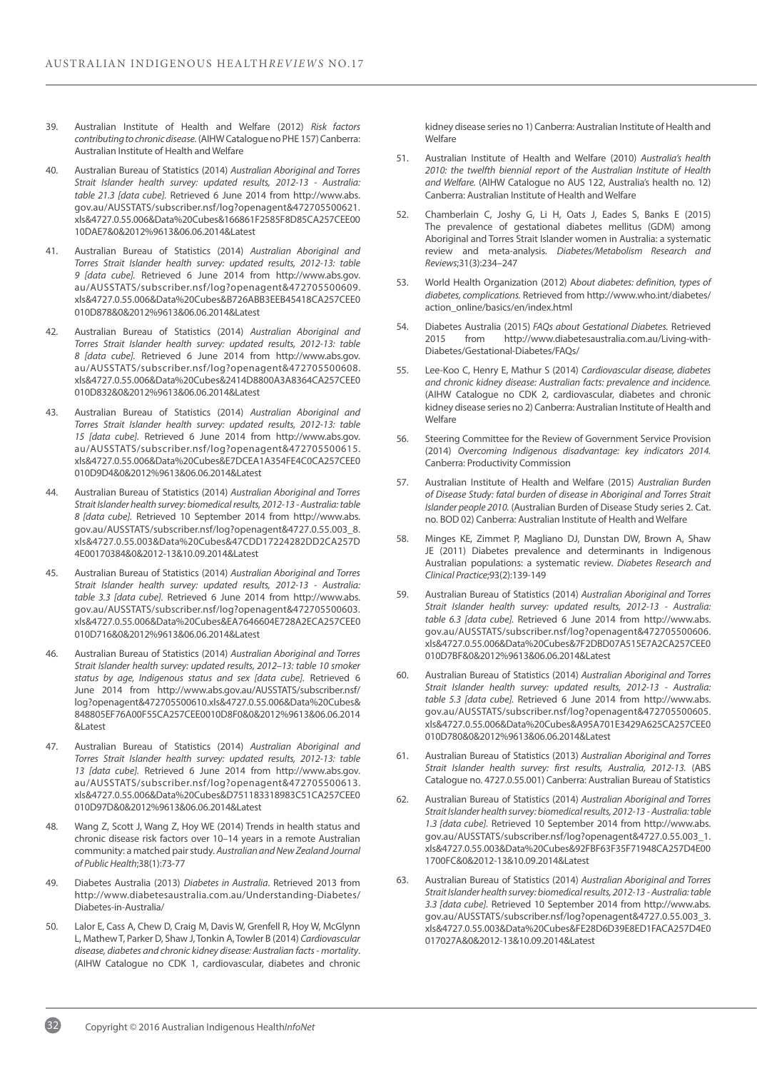39. Australian Institute of Health and Welfare (2012) *Risk factors contributing to chronic disease.* (AIHW Catalogue no PHE 157) Canberra: Australian Institute of Health and Welfare

40. Australian Bureau of Statistics (2014) *Australian Aboriginal and Torres Strait Islander health survey: updated results, 2012-13 - Australia: table 21.3 [data cube].* Retrieved 6 June 2014 from http://www.abs.gov.au/AUSSTATS/subscriber.nsf/log?openagent&472705500621.xls&4727.0.55.006&Data%20Cubes&166861F2585F8D85CA257CEE0010DAE7&0&2012%9613&06.06.2014&Latest

41. Australian Bureau of Statistics (2014) *Australian Aboriginal and Torres Strait Islander health survey: updated results, 2012-13: table 9 [data cube].* Retrieved 6 June 2014 from http://www.abs.gov.au/AUSSTATS/subscriber.nsf/log?openagent&472705500609.xls&4727.0.55.006&Data%20Cubes&B726ABB3EEB45418CA257CEE0010D878&0&2012%9613&06.06.2014&Latest

42. Australian Bureau of Statistics (2014) *Australian Aboriginal and Torres Strait Islander health survey: updated results, 2012-13: table 8 [data cube].* Retrieved 6 June 2014 from http://www.abs.gov.au/AUSSTATS/subscriber.nsf/log?openagent&472705500608.xls&4727.0.55.006&Data%20Cubes&2414D8800A3A8364CA257CEE0010D832&0&2012%9613&06.06.2014&Latest

43. Australian Bureau of Statistics (2014) *Australian Aboriginal and Torres Strait Islander health survey: updated results, 2012-13: table 15 [data cube].* Retrieved 6 June 2014 from http://www.abs.gov.au/AUSSTATS/subscriber.nsf/log?openagent&472705500615.xls&4727.0.55.006&Data%20Cubes&E7DCEA1A354FE4C0CA257CEE0010D9D4&0&2012%9613&06.06.2014&Latest

44. Australian Bureau of Statistics (2014) *Australian Aboriginal and Torres Strait Islander health survey: biomedical results, 2012-13 - Australia: table 8 [data cube].* Retrieved 10 September 2014 from http://www.abs.gov.au/AUSSTATS/subscriber.nsf/log?openagent&4727.0.55.003_8.xls&4727.0.55.003&Data%20Cubes&47CDD17224282DD2CA257D4E00170384&0&2012-13&10.09.2014&Latest

45. Australian Bureau of Statistics (2014) *Australian Aboriginal and Torres Strait Islander health survey: updated results, 2012-13 - Australia: table 3.3 [data cube].* Retrieved 6 June 2014 from http://www.abs.gov.au/AUSSTATS/subscriber.nsf/log?openagent&472705500603.xls&4727.0.55.006&Data%20Cubes&EA7646604E728A2ECA257CEE0010D716&0&2012%9613&06.06.2014&Latest

46. Australian Bureau of Statistics (2014) *Australian Aboriginal and Torres Strait Islander health survey: updated results, 2012–13: table 10 smoker status by age, Indigenous status and sex [data cube].* Retrieved 6 June 2014 from http://www.abs.gov.au/AUSSTATS/subscriber.nsf/log?openagent&472705500610.xls&4727.0.55.006&Data%20Cubes&848805EF76A00F55CA257CEE0010D8F0&0&2012%9613&06.06.2014&Latest

47. Australian Bureau of Statistics (2014) *Australian Aboriginal and Torres Strait Islander health survey: updated results, 2012-13: table 13 [data cube].* Retrieved 6 June 2014 from http://www.abs.gov.au/AUSSTATS/subscriber.nsf/log?openagent&472705500613.xls&4727.0.55.006&Data%20Cubes&D751183318983C51CA257CEE0010D97D&0&2012%9613&06.06.2014&Latest

48. Wang Z, Scott J, Wang Z, Hoy WE (2014) Trends in health status and chronic disease risk factors over 10–14 years in a remote Australian community: a matched pair study. *Australian and New Zealand Journal of Public Health*;38(1):73-77

49. Diabetes Australia (2013) *Diabetes in Australia.* Retrieved 2013 from http://www.diabetesaustralia.com.au/Understanding-Diabetes/Diabetes-in-Australia/

50. Lalor E, Cass A, Chew D, Craig M, Davis W, Grenfell R, Hoy W, McGlynn L, Mathew T, Parker D, Shaw J, Tonkin A, Towler B (2014) *Cardiovascular disease, diabetes and chronic kidney disease: Australian facts - mortality.* (AIHW Catalogue no CDK 1, cardiovascular, diabetes and chronic kidney disease series no 1) Canberra: Australian Institute of Health and Welfare

51. Australian Institute of Health and Welfare (2010) *Australia's health 2010: the twelfth biennial report of the Australian Institute of Health and Welfare.* (AIHW Catalogue no AUS 122, Australia's health no. 12) Canberra: Australian Institute of Health and Welfare

52. Chamberlain C, Joshy G, Li H, Oats J, Eades S, Banks E (2015) The prevalence of gestational diabetes mellitus (GDM) among Aboriginal and Torres Strait Islander women in Australia: a systematic review and meta-analysis. *Diabetes/Metabolism Research and Reviews*;31(3):234–247

53. World Health Organization (2012) *About diabetes: definition, types of diabetes, complications.* Retrieved from http://www.who.int/diabetes/action_online/basics/en/index.html

54. Diabetes Australia (2015) *FAQs about Gestational Diabetes.* Retrieved 2015 from http://www.diabetesaustralia.com.au/Living-with-Diabetes/Gestational-Diabetes/FAQs/

55. Lee-Koo C, Henry E, Mathur S (2014) *Cardiovascular disease, diabetes and chronic kidney disease: Australian facts: prevalence and incidence.* (AIHW Catalogue no CDK 2, cardiovascular, diabetes and chronic kidney disease series no 2) Canberra: Australian Institute of Health and Welfare

56. Steering Committee for the Review of Government Service Provision (2014) *Overcoming Indigenous disadvantage: key indicators 2014.* Canberra: Productivity Commission

57. Australian Institute of Health and Welfare (2015) *Australian Burden of Disease Study: fatal burden of disease in Aboriginal and Torres Strait Islander people 2010.* (Australian Burden of Disease Study series 2. Cat. no. BOD 02) Canberra: Australian Institute of Health and Welfare

58. Minges KE, Zimmet P, Magliano DJ, Dunstan DW, Brown A, Shaw JE (2011) Diabetes prevalence and determinants in Indigenous Australian populations: a systematic review. *Diabetes Research and Clinical Practice*;93(2):139-149

59. Australian Bureau of Statistics (2014) *Australian Aboriginal and Torres Strait Islander health survey: updated results, 2012-13 - Australia: table 6.3 [data cube].* Retrieved 6 June 2014 from http://www.abs.gov.au/AUSSTATS/subscriber.nsf/log?openagent&472705500606.xls&4727.0.55.006&Data%20Cubes&7F2DBD07A515E7A2CA257CEE0010D7BF&0&2012%9613&06.06.2014&Latest

60. Australian Bureau of Statistics (2014) *Australian Aboriginal and Torres Strait Islander health survey: updated results, 2012-13 - Australia: table 5.3 [data cube].* Retrieved 6 June 2014 from http://www.abs.gov.au/AUSSTATS/subscriber.nsf/log?openagent&472705500605.xls&4727.0.55.006&Data%20Cubes&A95A701E3429A625CA257CEE0010D780&0&2012%9613&06.06.2014&Latest

61. Australian Bureau of Statistics (2013) *Australian Aboriginal and Torres Strait Islander health survey: first results, Australia, 2012-13.* (ABS Catalogue no. 4727.0.55.001) Canberra: Australian Bureau of Statistics

62. Australian Bureau of Statistics (2014) *Australian Aboriginal and Torres Strait Islander health survey: biomedical results, 2012-13 - Australia: table 1.3 [data cube].* Retrieved 10 September 2014 from http://www.abs.gov.au/AUSSTATS/subscriber.nsf/log?openagent&4727.0.55.003_1.xls&4727.0.55.003&Data%20Cubes&92FBF63F35F71948CA257D4E001700FC&0&2012-13&10.09.2014&Latest

63. Australian Bureau of Statistics (2014) *Australian Aboriginal and Torres Strait Islander health survey: biomedical results, 2012-13 - Australia: table 3.3 [data cube].* Retrieved 10 September 2014 from http://www.abs.gov.au/AUSSTATS/subscriber.nsf/log?openagent&4727.0.55.003_3.xls&4727.0.55.003&Data%20Cubes&FE28D6D39E8ED1FACA257D4E0017027A&0&2012-13&10.09.2014&Latest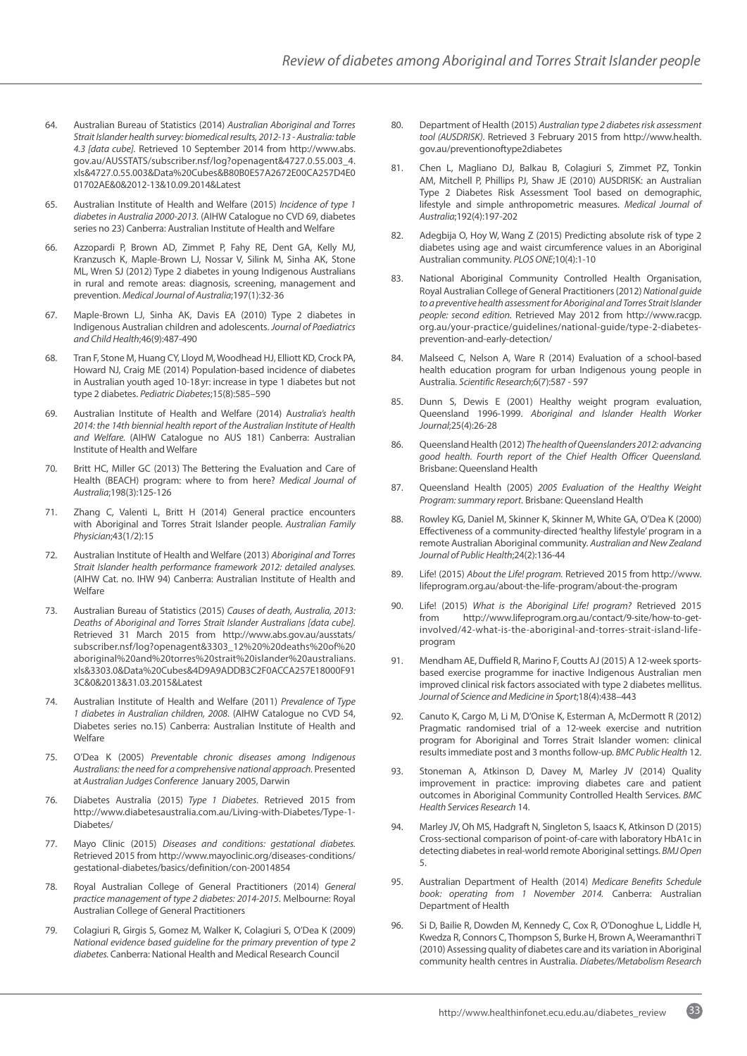64. Australian Bureau of Statistics (2014) *Australian Aboriginal and Torres Strait Islander health survey: biomedical results, 2012-13 - Australia: table 4.3 [data cube].* Retrieved 10 September 2014 from http://www.abs.gov.au/AUSSTATS/subscriber.nsf/log?openagent&4727.0.55.003_4.xls&4727.0.55.003&Data%20Cubes&B80B0E57A2672E00CA257D4E001702AE&0&2012-13&10.09.2014&Latest

65. Australian Institute of Health and Welfare (2015) *Incidence of type 1 diabetes in Australia 2000-2013.* (AIHW Catalogue no CVD 69, diabetes series no 23) Canberra: Australian Institute of Health and Welfare

66. Azzopardi P, Brown AD, Zimmet P, Fahy RE, Dent GA, Kelly MJ, Kranzusch K, Maple-Brown LJ, Nossar V, Silink M, Sinha AK, Stone ML, Wren SJ (2012) Type 2 diabetes in young Indigenous Australians in rural and remote areas: diagnosis, screening, management and prevention. *Medical Journal of Australia*;197(1):32-36

67. Maple-Brown LJ, Sinha AK, Davis EA (2010) Type 2 diabetes in Indigenous Australian children and adolescents. *Journal of Paediatrics and Child Health*;46(9):487-490

68. Tran F, Stone M, Huang CY, Lloyd M, Woodhead HJ, Elliott KD, Crock PA, Howard NJ, Craig ME (2014) Population-based incidence of diabetes in Australian youth aged 10-18 yr: increase in type 1 diabetes but not type 2 diabetes. *Pediatric Diabetes*;15(8):585–590

69. Australian Institute of Health and Welfare (2014) *Australia's health 2014: the 14th biennial health report of the Australian Institute of Health and Welfare.* (AIHW Catalogue no AUS 181) Canberra: Australian Institute of Health and Welfare

70. Britt HC, Miller GC (2013) The Bettering the Evaluation and Care of Health (BEACH) program: where to from here? *Medical Journal of Australia*;198(3):125-126

71. Zhang C, Valenti L, Britt H (2014) General practice encounters with Aboriginal and Torres Strait Islander people. *Australian Family Physician*;43(1/2):15

72. Australian Institute of Health and Welfare (2013) *Aboriginal and Torres Strait Islander health performance framework 2012: detailed analyses.* (AIHW Cat. no. IHW 94) Canberra: Australian Institute of Health and Welfare

73. Australian Bureau of Statistics (2015) *Causes of death, Australia, 2013: Deaths of Aboriginal and Torres Strait Islander Australians [data cube].* Retrieved 31 March 2015 from http://www.abs.gov.au/ausstats/subscriber.nsf/log?openagent&3303_12%20%20deaths%20of%20aboriginal%20and%20torres%20strait%20islander%20australians.xls&3303.0&Data%20Cubes&4D9A9ADDB3C2F0ACCA257E18000F913C&0&2013&31.03.2015&Latest

74. Australian Institute of Health and Welfare (2011) *Prevalence of Type 1 diabetes in Australian children, 2008*. (AIHW Catalogue no CVD 54, Diabetes series no.15) Canberra: Australian Institute of Health and Welfare

75. O'Dea K (2005) *Preventable chronic diseases among Indigenous Australians: the need for a comprehensive national approach.* Presented at *Australian Judges Conference* January 2005, Darwin

76. Diabetes Australia (2015) *Type 1 Diabetes*. Retrieved 2015 from http://www.diabetesaustralia.com.au/Living-with-Diabetes/Type-1-Diabetes/

77. Mayo Clinic (2015) *Diseases and conditions: gestational diabetes.* Retrieved 2015 from http://www.mayoclinic.org/diseases-conditions/gestational-diabetes/basics/definition/con-20014854

78. Royal Australian College of General Practitioners (2014) *General practice management of type 2 diabetes: 2014-2015*. Melbourne: Royal Australian College of General Practitioners

79. Colagiuri R, Girgis S, Gomez M, Walker K, Colagiuri S, O'Dea K (2009) *National evidence based guideline for the primary prevention of type 2 diabetes.* Canberra: National Health and Medical Research Council

80. Department of Health (2015) *Australian type 2 diabetes risk assessment tool (AUSDRISK)*. Retrieved 3 February 2015 from http://www.health.gov.au/preventionoftype2diabetes

81. Chen L, Magliano DJ, Balkau B, Colagiuri S, Zimmet PZ, Tonkin AM, Mitchell P, Phillips PJ, Shaw JE (2010) AUSDRISK: an Australian Type 2 Diabetes Risk Assessment Tool based on demographic, lifestyle and simple anthropometric measures. *Medical Journal of Australia*;192(4):197-202

82. Adegbija O, Hoy W, Wang Z (2015) Predicting absolute risk of type 2 diabetes using age and waist circumference values in an Aboriginal Australian community. *PLOS ONE*;10(4):1-10

83. National Aboriginal Community Controlled Health Organisation, Royal Australian College of General Practitioners (2012) *National guide to a preventive health assessment for Aboriginal and Torres Strait Islander people: second edition.* Retrieved May 2012 from http://www.racgp.org.au/your-practice/guidelines/national-guide/type-2-diabetes-prevention-and-early-detection/

84. Malseed C, Nelson A, Ware R (2014) Evaluation of a school-based health education program for urban Indigenous young people in Australia. *Scientific Research*;6(7):587 - 597

85. Dunn S, Dewis E (2001) Healthy weight program evaluation, Queensland 1996-1999. *Aboriginal and Islander Health Worker Journal*;25(4):26-28

86. Queensland Health (2012) *The health of Queenslanders 2012: advancing good health. Fourth report of the Chief Health Officer Queensland.* Brisbane: Queensland Health

87. Queensland Health (2005) *2005 Evaluation of the Healthy Weight Program: summary report*. Brisbane: Queensland Health

88. Rowley KG, Daniel M, Skinner K, Skinner M, White GA, O'Dea K (2000) Effectiveness of a community-directed 'healthy lifestyle' program in a remote Australian Aboriginal community. *Australian and New Zealand Journal of Public Health*;24(2):136-44

89. Life! (2015) *About the Life! program.* Retrieved 2015 from http://www.lifeprogram.org.au/about-the-life-program/about-the-program

90. Life! (2015) *What is the Aboriginal Life! program?* Retrieved 2015 from http://www.lifeprogram.org.au/contact/9-site/how-to-get-involved/42-what-is-the-aboriginal-and-torres-strait-island-life-program

91. Mendham AE, Duffield R, Marino F, Coutts AJ (2015) A 12-week sports-based exercise programme for inactive Indigenous Australian men improved clinical risk factors associated with type 2 diabetes mellitus. *Journal of Science and Medicine in Sport*;18(4):438–443

92. Canuto K, Cargo M, Li M, D'Onise K, Esterman A, McDermott R (2012) Pragmatic randomised trial of a 12-week exercise and nutrition program for Aboriginal and Torres Strait Islander women: clinical results immediate post and 3 months follow-up. *BMC Public Health* 12.

93. Stoneman A, Atkinson D, Davey M, Marley JV (2014) Quality improvement in practice: improving diabetes care and patient outcomes in Aboriginal Community Controlled Health Services. *BMC Health Services Research* 14.

94. Marley JV, Oh MS, Hadgraft N, Singleton S, Isaacs K, Atkinson D (2015) Cross-sectional comparison of point-of-care with laboratory HbA1c in detecting diabetes in real-world remote Aboriginal settings. *BMJ Open* 5.

95. Australian Department of Health (2014) *Medicare Benefits Schedule book: operating from 1 November 2014.* Canberra: Australian Department of Health

96. Si D, Bailie R, Dowden M, Kennedy C, Cox R, O'Donoghue L, Liddle H, Kwedza R, Connors C, Thompson S, Burke H, Brown A, Weeramanthri T (2010) Assessing quality of diabetes care and its variation in Aboriginal community health centres in Australia. *Diabetes/Metabolism Research*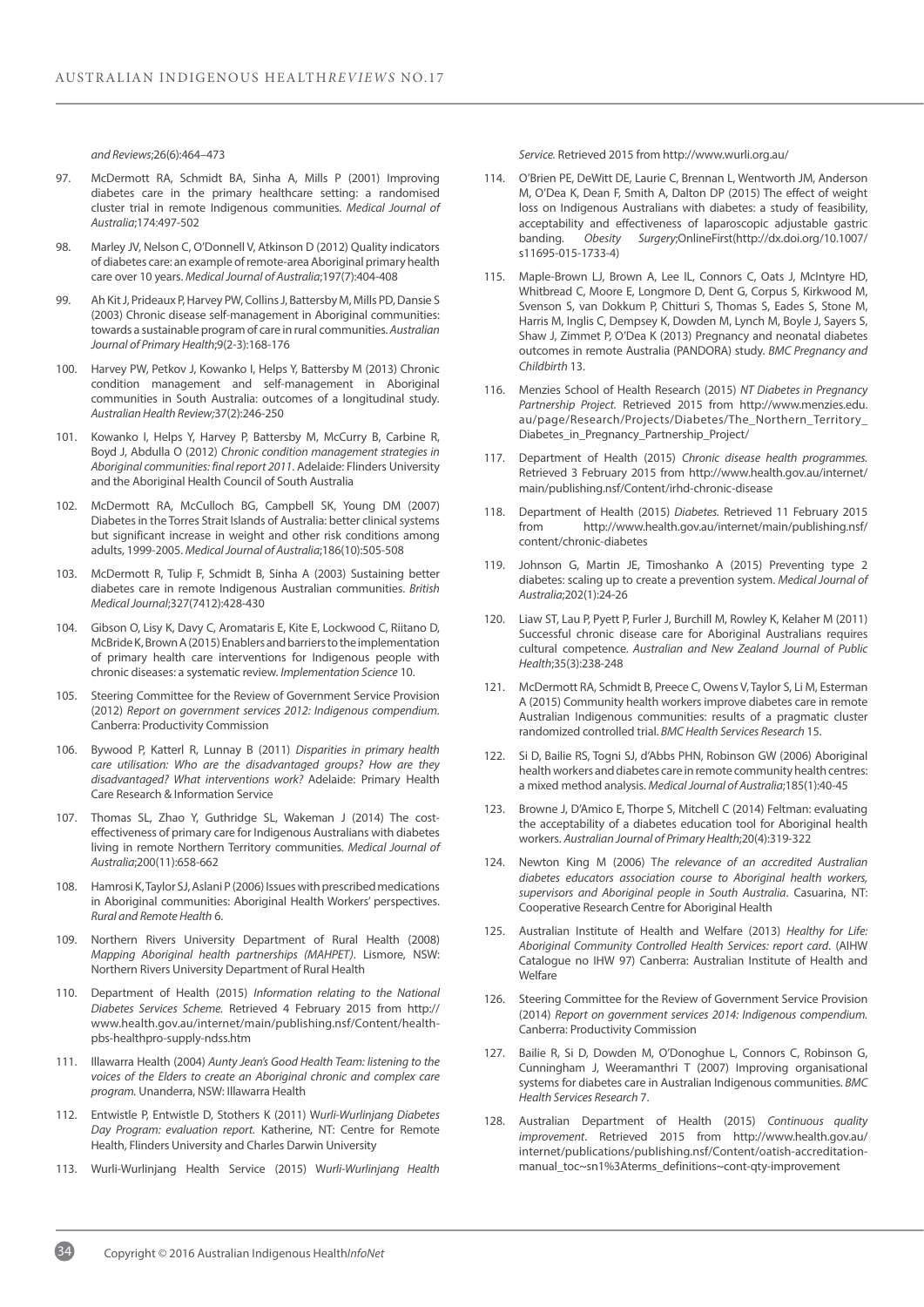*and Reviews*;26(6):464–473

97. McDermott RA, Schmidt BA, Sinha A, Mills P (2001) Improving diabetes care in the primary healthcare setting: a randomised cluster trial in remote Indigenous communities. *Medical Journal of Australia*;174:497-502

98. Marley JV, Nelson C, O'Donnell V, Atkinson D (2012) Quality indicators of diabetes care: an example of remote-area Aboriginal primary health care over 10 years. *Medical Journal of Australia*;197(7):404-408

99. Ah Kit J, Prideaux P, Harvey PW, Collins J, Battersby M, Mills PD, Dansie S (2003) Chronic disease self-management in Aboriginal communities: towards a sustainable program of care in rural communities. *Australian Journal of Primary Health*;9(2-3):168-176

100. Harvey PW, Petkov J, Kowanko I, Helps Y, Battersby M (2013) Chronic condition management and self-management in Aboriginal communities in South Australia: outcomes of a longitudinal study. *Australian Health Review*;37(2):246-250

101. Kowanko I, Helps Y, Harvey P, Battersby M, McCurry B, Carbine R, Boyd J, Abdulla O (2012) *Chronic condition management strategies in Aboriginal communities: final report 2011*. Adelaide: Flinders University and the Aboriginal Health Council of South Australia

102. McDermott RA, McCulloch BG, Campbell SK, Young DM (2007) Diabetes in the Torres Strait Islands of Australia: better clinical systems but significant increase in weight and other risk conditions among adults, 1999-2005. *Medical Journal of Australia*;186(10):505-508

103. McDermott R, Tulip F, Schmidt B, Sinha A (2003) Sustaining better diabetes care in remote Indigenous Australian communities. *British Medical Journal*;327(7412):428-430

104. Gibson O, Lisy K, Davy C, Aromataris E, Kite E, Lockwood C, Riitano D, McBride K, Brown A (2015) Enablers and barriers to the implementation of primary health care interventions for Indigenous people with chronic diseases: a systematic review. *Implementation Science* 10.

105. Steering Committee for the Review of Government Service Provision (2012) *Report on government services 2012: Indigenous compendium*. Canberra: Productivity Commission

106. Bywood P, Katterl R, Lunnay B (2011) *Disparities in primary health care utilisation: Who are the disadvantaged groups? How are they disadvantaged? What interventions work?* Adelaide: Primary Health Care Research & Information Service

107. Thomas SL, Zhao Y, Guthridge SL, Wakeman J (2014) The cost-effectiveness of primary care for Indigenous Australians with diabetes living in remote Northern Territory communities. *Medical Journal of Australia*;200(11):658-662

108. Hamrosi K, Taylor SJ, Aslani P (2006) Issues with prescribed medications in Aboriginal communities: Aboriginal Health Workers' perspectives. *Rural and Remote Health* 6.

109. Northern Rivers University Department of Rural Health (2008) *Mapping Aboriginal health partnerships (MAHPET)*. Lismore, NSW: Northern Rivers University Department of Rural Health

110. Department of Health (2015) *Information relating to the National Diabetes Services Scheme.* Retrieved 4 February 2015 from http://www.health.gov.au/internet/main/publishing.nsf/Content/health-pbs-healthpro-supply-ndss.htm

111. Illawarra Health (2004) *Aunty Jean's Good Health Team: listening to the voices of the Elders to create an Aboriginal chronic and complex care program.* Unanderra, NSW: Illawarra Health

112. Entwistle P, Entwistle D, Stothers K (2011) *Wurli-Wurlinjang Diabetes Day Program: evaluation report*. Katherine, NT: Centre for Remote Health, Flinders University and Charles Darwin University

113. Wurli-Wurlinjang Health Service (2015) *Wurli-Wurlinjang Health Service.* Retrieved 2015 from http://www.wurli.org.au/

114. O'Brien PE, DeWitt DE, Laurie C, Brennan L, Wentworth JM, Anderson M, O'Dea K, Dean F, Smith A, Dalton DP (2015) The effect of weight loss on Indigenous Australians with diabetes: a study of feasibility, acceptability and effectiveness of laparoscopic adjustable gastric banding. *Obesity Surgery*;OnlineFirst(http://dx.doi.org/10.1007/s11695-015-1733-4)

115. Maple-Brown LJ, Brown A, Lee IL, Connors C, Oats J, McIntyre HD, Whitbread C, Moore E, Longmore D, Dent G, Corpus S, Kirkwood M, Svenson S, van Dokkum P, Chitturi S, Thomas S, Eades S, Stone M, Harris M, Inglis C, Dempsey K, Dowden M, Lynch M, Boyle J, Sayers S, Shaw J, Zimmet P, O'Dea K (2013) Pregnancy and neonatal diabetes outcomes in remote Australia (PANDORA) study. *BMC Pregnancy and Childbirth* 13.

116. Menzies School of Health Research (2015) *NT Diabetes in Pregnancy Partnership Project.* Retrieved 2015 from http://www.menzies.edu.au/page/Research/Projects/Diabetes/The_Northern_Territory_Diabetes_in_Pregnancy_Partnership_Project/

117. Department of Health (2015) *Chronic disease health programmes.* Retrieved 3 February 2015 from http://www.health.gov.au/internet/main/publishing.nsf/Content/irhd-chronic-disease

118. Department of Health (2015) *Diabetes.* Retrieved 11 February 2015 from http://www.health.gov.au/internet/main/publishing.nsf/content/chronic-diabetes

119. Johnson G, Martin JE, Timoshanko A (2015) Preventing type 2 diabetes: scaling up to create a prevention system. *Medical Journal of Australia*;202(1):24-26

120. Liaw ST, Lau P, Pyett P, Furler J, Burchill M, Rowley K, Kelaher M (2011) Successful chronic disease care for Aboriginal Australians requires cultural competence. *Australian and New Zealand Journal of Public Health*;35(3):238-248

121. McDermott RA, Schmidt B, Preece C, Owens V, Taylor S, Li M, Esterman A (2015) Community health workers improve diabetes care in remote Australian Indigenous communities: results of a pragmatic cluster randomized controlled trial. *BMC Health Services Research* 15.

122. Si D, Bailie RS, Togni SJ, d'Abbs PHN, Robinson GW (2006) Aboriginal health workers and diabetes care in remote community health centres: a mixed method analysis. *Medical Journal of Australia*;185(1):40-45

123. Browne J, D'Amico E, Thorpe S, Mitchell C (2014) Feltman: evaluating the acceptability of a diabetes education tool for Aboriginal health workers. *Australian Journal of Primary Health*;20(4):319-322

124. Newton King M (2006) T*he relevance of an accredited Australian diabetes educators association course to Aboriginal health workers, supervisors and Aboriginal people in South Australia*. Casuarina, NT: Cooperative Research Centre for Aboriginal Health

125. Australian Institute of Health and Welfare (2013) *Healthy for Life: Aboriginal Community Controlled Health Services: report card*. (AIHW Catalogue no IHW 97) Canberra: Australian Institute of Health and Welfare

126. Steering Committee for the Review of Government Service Provision (2014) *Report on government services 2014: Indigenous compendium.* Canberra: Productivity Commission

127. Bailie R, Si D, Dowden M, O'Donoghue L, Connors C, Robinson G, Cunningham J, Weeramanthri T (2007) Improving organisational systems for diabetes care in Australian Indigenous communities. *BMC Health Services Research* 7.

128. Australian Department of Health (2015) *Continuous quality improvement*. Retrieved 2015 from http://www.health.gov.au/internet/publications/publishing.nsf/Content/oatish-accreditation-manual_toc~sn1%3Aterms_definitions~cont-qty-improvement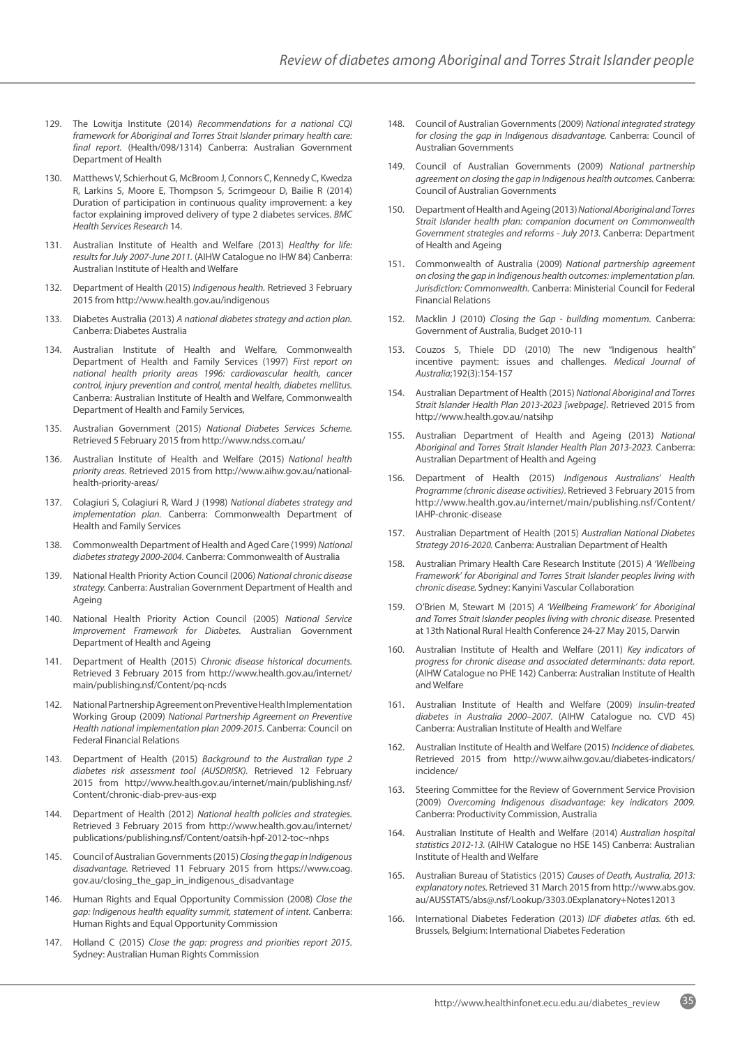129. The Lowitja Institute (2014) *Recommendations for a national CQI framework for Aboriginal and Torres Strait Islander primary health care: final report.* (Health/098/1314) Canberra: Australian Government Department of Health

130. Matthews V, Schierhout G, McBroom J, Connors C, Kennedy C, Kwedza R, Larkins S, Moore E, Thompson S, Scrimgeour D, Bailie R (2014) Duration of participation in continuous quality improvement: a key factor explaining improved delivery of type 2 diabetes services. *BMC Health Services Research* 14.

131. Australian Institute of Health and Welfare (2013) *Healthy for life: results for July 2007-June 2011.* (AIHW Catalogue no IHW 84) Canberra: Australian Institute of Health and Welfare

132. Department of Health (2015) *Indigenous health.* Retrieved 3 February 2015 from http://www.health.gov.au/indigenous

133. Diabetes Australia (2013) *A national diabetes strategy and action plan.* Canberra: Diabetes Australia

134. Australian Institute of Health and Welfare, Commonwealth Department of Health and Family Services (1997) *First report on national health priority areas 1996: cardiovascular health, cancer control, injury prevention and control, mental health, diabetes mellitus.* Canberra: Australian Institute of Health and Welfare, Commonwealth Department of Health and Family Services,

135. Australian Government (2015) *National Diabetes Services Scheme.* Retrieved 5 February 2015 from http://www.ndss.com.au/

136. Australian Institute of Health and Welfare (2015) *National health priority areas.* Retrieved 2015 from http://www.aihw.gov.au/national-health-priority-areas/

137. Colagiuri S, Colagiuri R, Ward J (1998) *National diabetes strategy and implementation plan.* Canberra: Commonwealth Department of Health and Family Services

138. Commonwealth Department of Health and Aged Care (1999) *National diabetes strategy 2000-2004.* Canberra: Commonwealth of Australia

139. National Health Priority Action Council (2006) *National chronic disease strategy.* Canberra: Australian Government Department of Health and Ageing

140. National Health Priority Action Council (2005) *National Service Improvement Framework for Diabetes.* Australian Government Department of Health and Ageing

141. Department of Health (2015) *Chronic disease historical documents.* Retrieved 3 February 2015 from http://www.health.gov.au/internet/main/publishing.nsf/Content/pq-ncds

142. National Partnership Agreement on Preventive Health Implementation Working Group (2009) *National Partnership Agreement on Preventive Health national implementation plan 2009-2015.* Canberra: Council on Federal Financial Relations

143. Department of Health (2015) *Background to the Australian type 2 diabetes risk assessment tool (AUSDRISK).* Retrieved 12 February 2015 from http://www.health.gov.au/internet/main/publishing.nsf/Content/chronic-diab-prev-aus-exp

144. Department of Health (2012) *National health policies and strategies.* Retrieved 3 February 2015 from http://www.health.gov.au/internet/publications/publishing.nsf/Content/oatsih-hpf-2012-toc~nhps

145. Council of Australian Governments (2015) *Closing the gap in Indigenous disadvantage.* Retrieved 11 February 2015 from https://www.coag.gov.au/closing_the_gap_in_indigenous_disadvantage

146. Human Rights and Equal Opportunity Commission (2008) *Close the gap: Indigenous health equality summit, statement of intent.* Canberra: Human Rights and Equal Opportunity Commission

147. Holland C (2015) *Close the gap: progress and priorities report 2015.* Sydney: Australian Human Rights Commission

148. Council of Australian Governments (2009) *National integrated strategy for closing the gap in Indigenous disadvantage.* Canberra: Council of Australian Governments

149. Council of Australian Governments (2009) *National partnership agreement on closing the gap in Indigenous health outcomes.* Canberra: Council of Australian Governments

150. Department of Health and Ageing (2013) *National Aboriginal and Torres Strait Islander health plan: companion document on Commonwealth Government strategies and reforms - July 2013.* Canberra: Department of Health and Ageing

151. Commonwealth of Australia (2009) *National partnership agreement on closing the gap in Indigenous health outcomes: implementation plan. Jurisdiction: Commonwealth.* Canberra: Ministerial Council for Federal Financial Relations

152. Macklin J (2010) *Closing the Gap - building momentum.* Canberra: Government of Australia, Budget 2010-11

153. Couzos S, Thiele DD (2010) The new "Indigenous health" incentive payment: issues and challenges. *Medical Journal of Australia*;192(3):154-157

154. Australian Department of Health (2015) *National Aboriginal and Torres Strait Islander Health Plan 2013-2023 [webpage].* Retrieved 2015 from http://www.health.gov.au/natsihp

155. Australian Department of Health and Ageing (2013) *National Aboriginal and Torres Strait Islander Health Plan 2013-2023.* Canberra: Australian Department of Health and Ageing

156. Department of Health (2015) *Indigenous Australians' Health Programme (chronic disease activities).* Retrieved 3 February 2015 from http://www.health.gov.au/internet/main/publishing.nsf/Content/IAHP-chronic-disease

157. Australian Department of Health (2015) *Australian National Diabetes Strategy 2016-2020.* Canberra: Australian Department of Health

158. Australian Primary Health Care Research Institute (2015) *A 'Wellbeing Framework' for Aboriginal and Torres Strait Islander peoples living with chronic disease.* Sydney: Kanyini Vascular Collaboration

159. O'Brien M, Stewart M (2015) *A 'Wellbeing Framework' for Aboriginal and Torres Strait Islander peoples living with chronic disease.* Presented at 13th National Rural Health Conference 24-27 May 2015, Darwin

160. Australian Institute of Health and Welfare (2011) *Key indicators of progress for chronic disease and associated determinants: data report.* (AIHW Catalogue no PHE 142) Canberra: Australian Institute of Health and Welfare

161. Australian Institute of Health and Welfare (2009) *Insulin-treated diabetes in Australia 2000–2007.* (AIHW Catalogue no. CVD 45) Canberra: Australian Institute of Health and Welfare

162. Australian Institute of Health and Welfare (2015) *Incidence of diabetes.* Retrieved 2015 from http://www.aihw.gov.au/diabetes-indicators/incidence/

163. Steering Committee for the Review of Government Service Provision (2009) *Overcoming Indigenous disadvantage: key indicators 2009.* Canberra: Productivity Commission, Australia

164. Australian Institute of Health and Welfare (2014) *Australian hospital statistics 2012-13.* (AIHW Catalogue no HSE 145) Canberra: Australian Institute of Health and Welfare

165. Australian Bureau of Statistics (2015) *Causes of Death, Australia, 2013: explanatory notes.* Retrieved 31 March 2015 from http://www.abs.gov.au/AUSSTATS/abs@.nsf/Lookup/3303.0Explanatory+Notes12013

166. International Diabetes Federation (2013) *IDF diabetes atlas.* 6th ed. Brussels, Belgium: International Diabetes Federation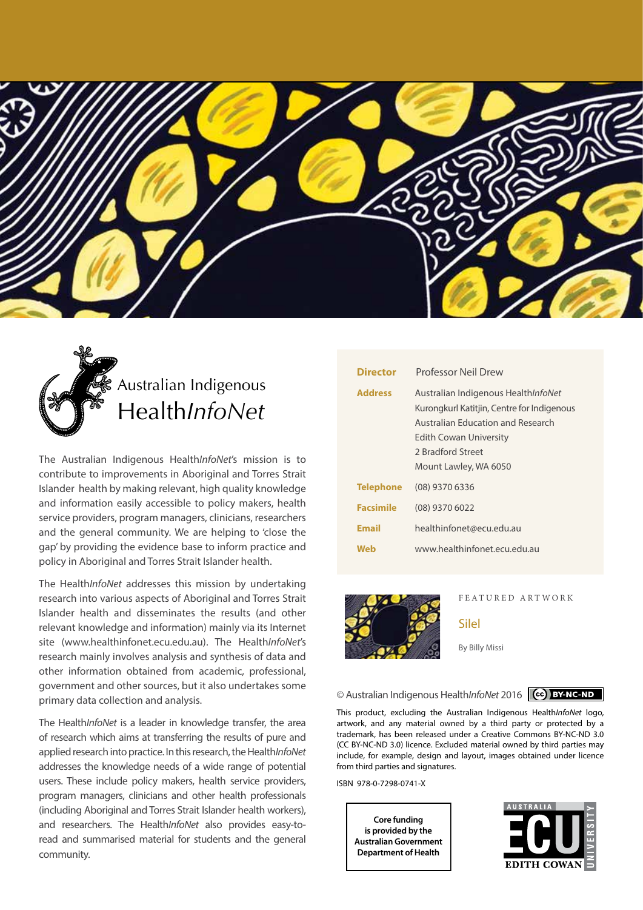# Australian Indigenous Health*InfoNet*

The Australian Indigenous Health*InfoNet*'s mission is to contribute to improvements in Aboriginal and Torres Strait Islander health by making relevant, high quality knowledge and information easily accessible to policy makers, health service providers, program managers, clinicians, researchers and the general community. We are helping to 'close the gap' by providing the evidence base to inform practice and policy in Aboriginal and Torres Strait Islander health.

The Health*InfoNet* addresses this mission by undertaking research into various aspects of Aboriginal and Torres Strait Islander health and disseminates the results (and other relevant knowledge and information) mainly via its Internet site (www.healthinfonet.ecu.edu.au). The Health*InfoNet*'s research mainly involves analysis and synthesis of data and other information obtained from academic, professional, government and other sources, but it also undertakes some primary data collection and analysis.

The Health*InfoNet* is a leader in knowledge transfer, the area of research which aims at transferring the results of pure and applied research into practice. In this research, the Health*InfoNet* addresses the knowledge needs of a wide range of potential users. These include policy makers, health service providers, program managers, clinicians and other health professionals (including Aboriginal and Torres Strait Islander health workers), and researchers. The Health*InfoNet* also provides easy-to-read and summarised material for students and the general community.

| | |
|---|---|
| **Director** | Professor Neil Drew |
| **Address** | Australian Indigenous Health*InfoNet*<br>Kurongkurl Katitjin, Centre for Indigenous Australian Education and Research<br>Edith Cowan University<br>2 Bradford Street<br>Mount Lawley, WA 6050 |
| **Telephone** | (08) 9370 6336 |
| **Facsimile** | (08) 9370 6022 |
| **Email** | healthinfonet@ecu.edu.au |
| **Web** | www.healthinfonet.ecu.edu.au |

FEATURED ARTWORK

Silel

By Billy Missi

© Australian Indigenous Health*InfoNet* 2016 BY-NC-ND

This product, excluding the Australian Indigenous Health*InfoNet* logo, artwork, and any material owned by a third party or protected by a trademark, has been released under a Creative Commons BY-NC-ND 3.0 (CC BY-NC-ND 3.0) licence. Excluded material owned by third parties may include, for example, design and layout, images obtained under licence from third parties and signatures.

ISBN 978-0-7298-0741-X

**Core funding is provided by the Australian Government Department of Health**

AUSTRALIA ECU EDITH COWAN UNIVERSITY